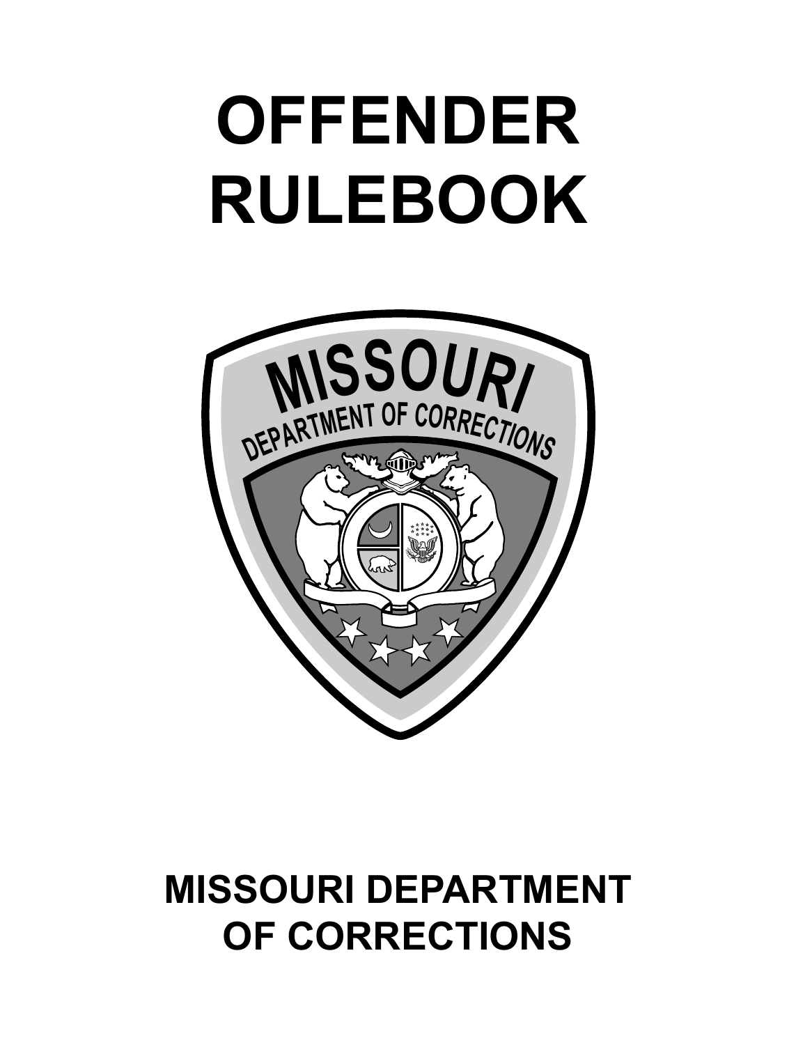# OFFENDER RULEBOOK

MISSOURI DEPARTMENT OF CORRECTIONS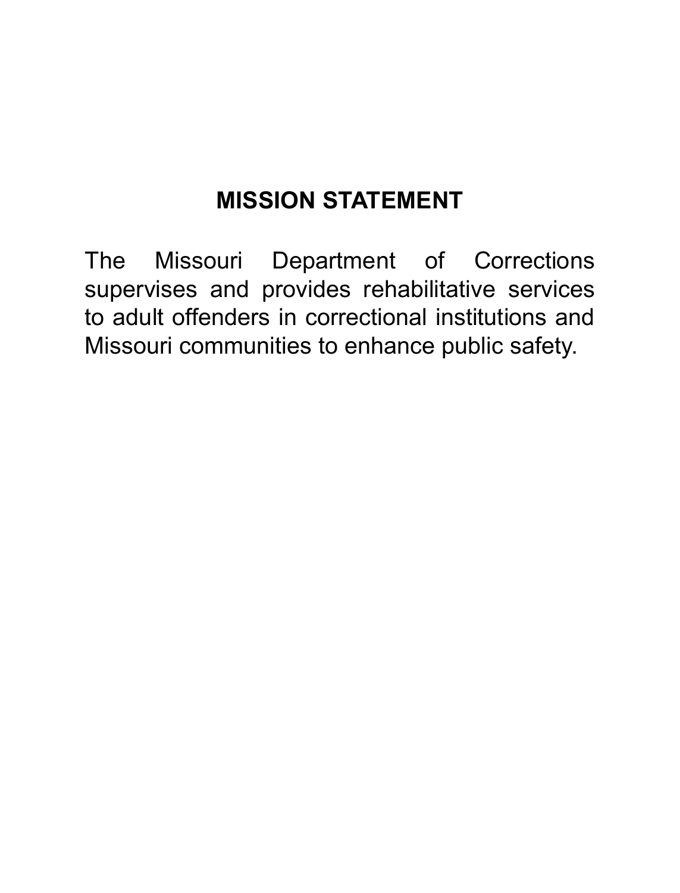## MISSION STATEMENT

The Missouri Department of Corrections supervises and provides rehabilitative services to adult offenders in correctional institutions and Missouri communities to enhance public safety.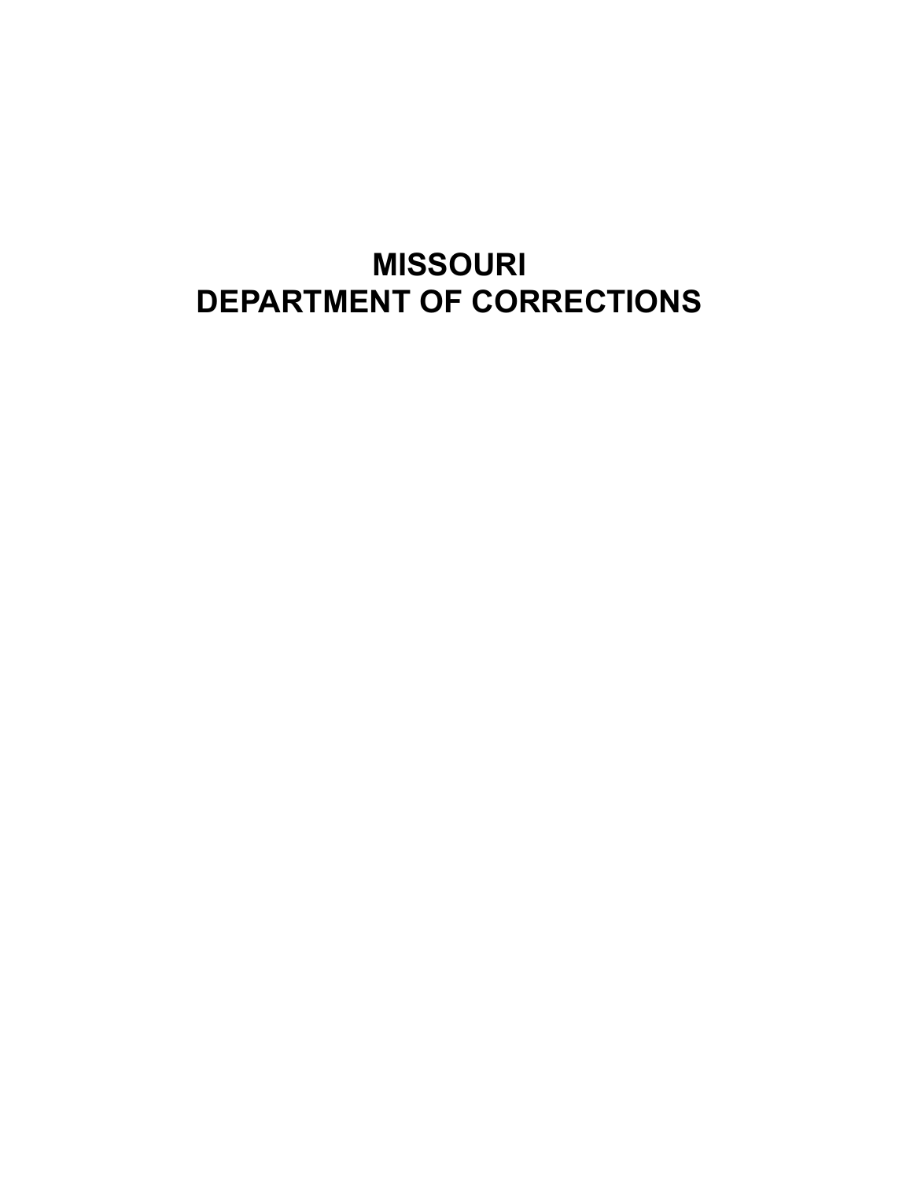# MISSOURI
# DEPARTMENT OF CORRECTIONS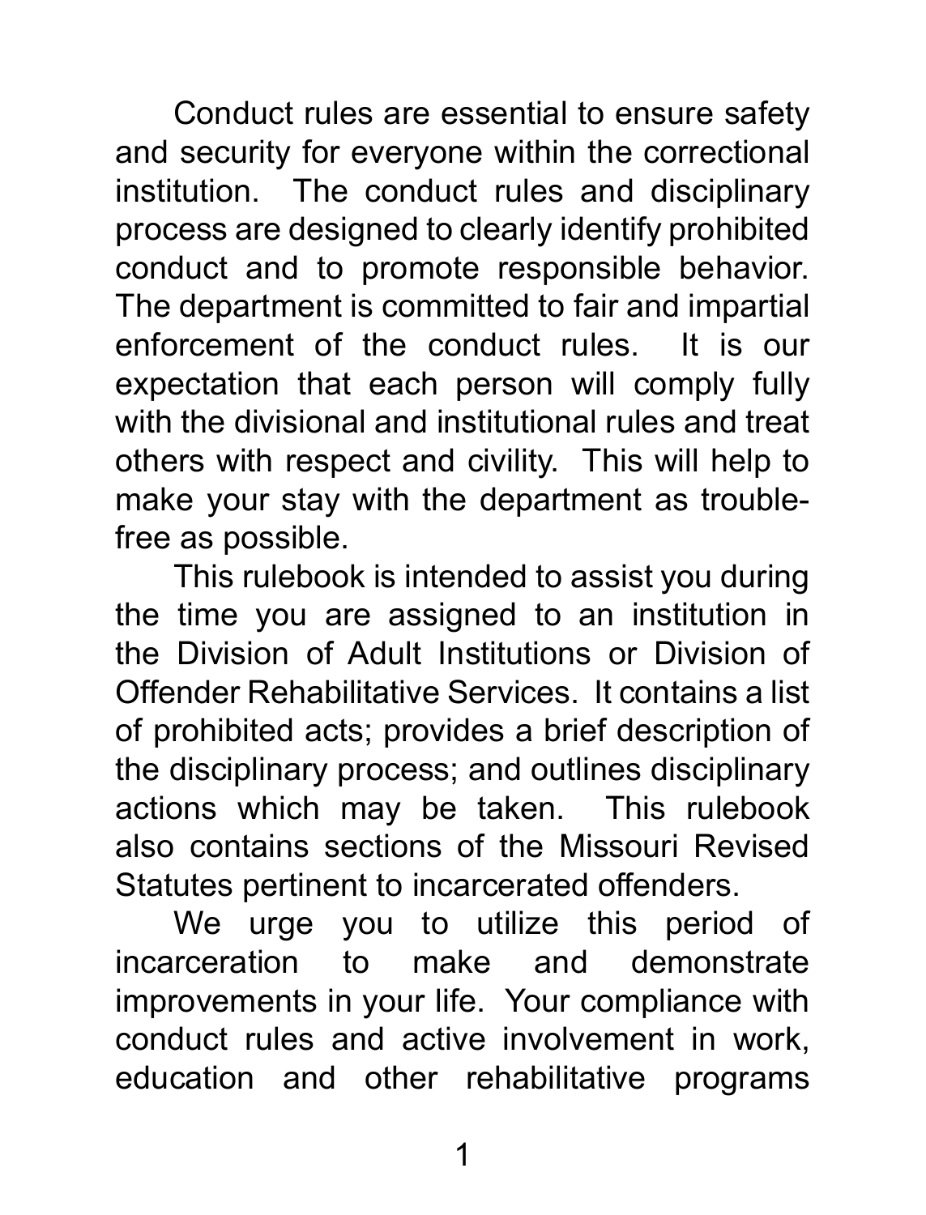Conduct rules are essential to ensure safety and security for everyone within the correctional institution. The conduct rules and disciplinary process are designed to clearly identify prohibited conduct and to promote responsible behavior. The department is committed to fair and impartial enforcement of the conduct rules. It is our expectation that each person will comply fully with the divisional and institutional rules and treat others with respect and civility. This will help to make your stay with the department as trouble-free as possible.

This rulebook is intended to assist you during the time you are assigned to an institution in the Division of Adult Institutions or Division of Offender Rehabilitative Services. It contains a list of prohibited acts; provides a brief description of the disciplinary process; and outlines disciplinary actions which may be taken. This rulebook also contains sections of the Missouri Revised Statutes pertinent to incarcerated offenders.

We urge you to utilize this period of incarceration to make and demonstrate improvements in your life. Your compliance with conduct rules and active involvement in work, education and other rehabilitative programs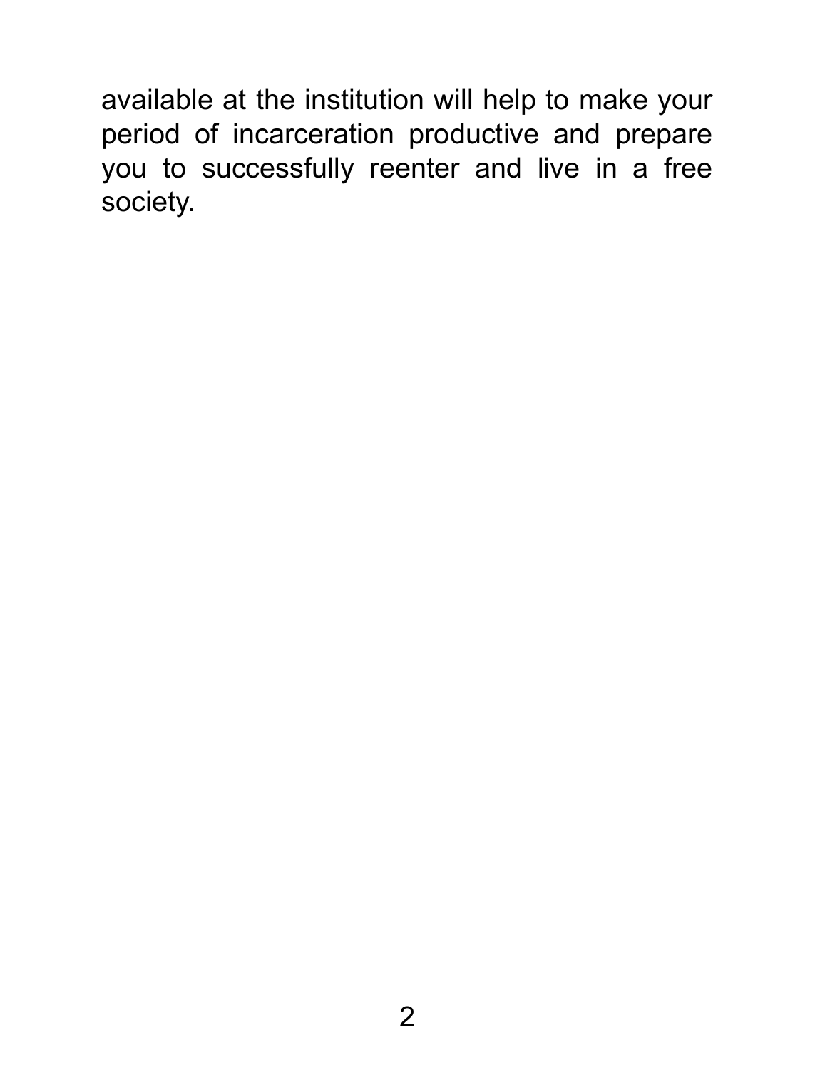available at the institution will help to make your period of incarceration productive and prepare you to successfully reenter and live in a free society.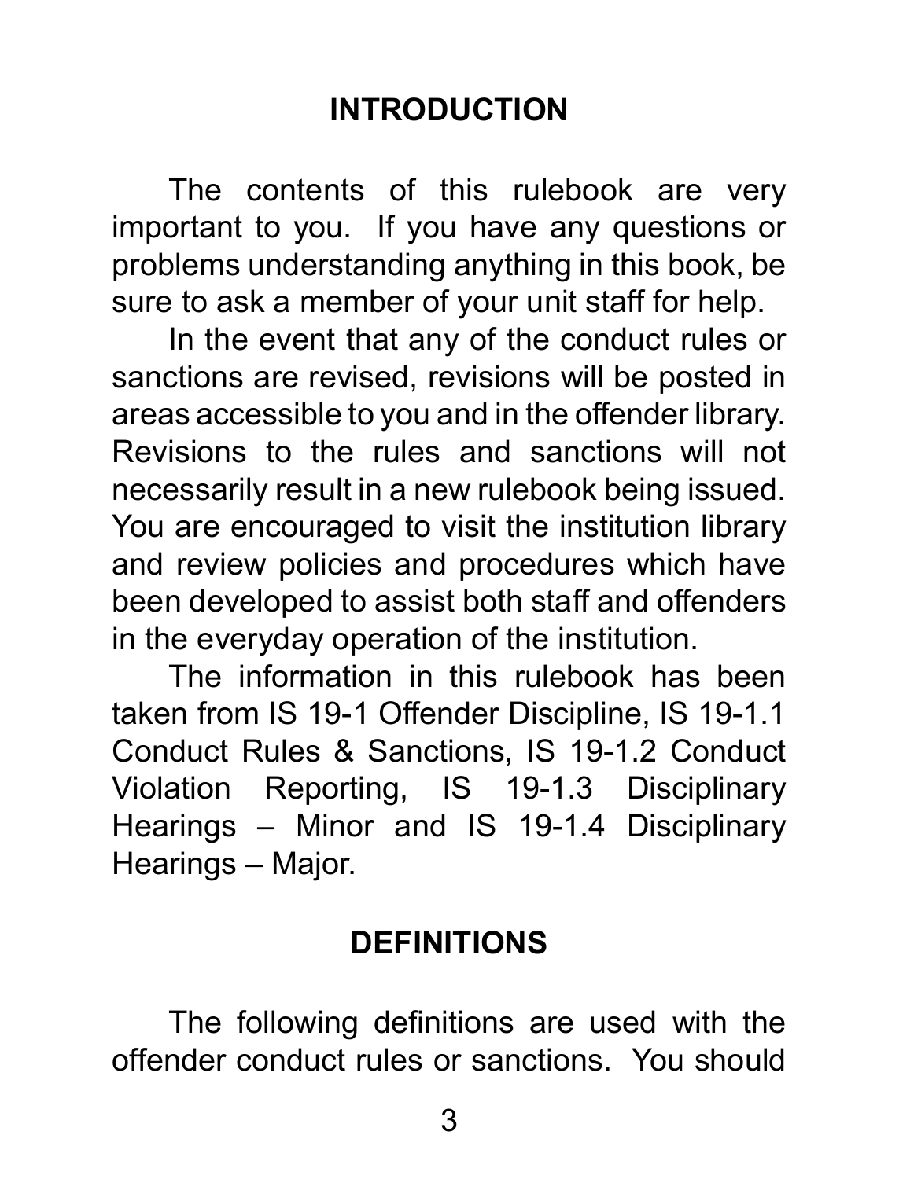## INTRODUCTION

The contents of this rulebook are very important to you. If you have any questions or problems understanding anything in this book, be sure to ask a member of your unit staff for help.

In the event that any of the conduct rules or sanctions are revised, revisions will be posted in areas accessible to you and in the offender library. Revisions to the rules and sanctions will not necessarily result in a new rulebook being issued. You are encouraged to visit the institution library and review policies and procedures which have been developed to assist both staff and offenders in the everyday operation of the institution.

The information in this rulebook has been taken from IS 19-1 Offender Discipline, IS 19-1.1 Conduct Rules & Sanctions, IS 19-1.2 Conduct Violation Reporting, IS 19-1.3 Disciplinary Hearings – Minor and IS 19-1.4 Disciplinary Hearings – Major.

## DEFINITIONS

The following definitions are used with the offender conduct rules or sanctions. You should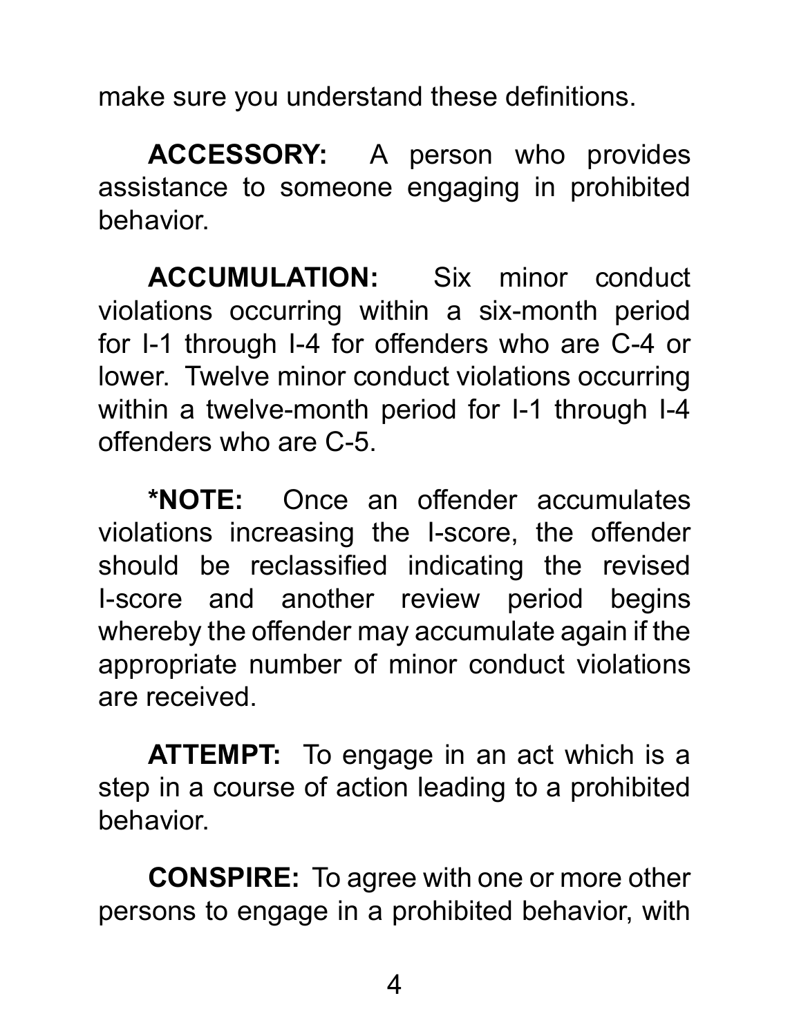make sure you understand these definitions.

**ACCESSORY:** A person who provides assistance to someone engaging in prohibited behavior.

**ACCUMULATION:** Six minor conduct violations occurring within a six-month period for I-1 through I-4 for offenders who are C-4 or lower. Twelve minor conduct violations occurring within a twelve-month period for I-1 through I-4 offenders who are C-5.

***NOTE:** Once an offender accumulates violations increasing the I-score, the offender should be reclassified indicating the revised I-score and another review period begins whereby the offender may accumulate again if the appropriate number of minor conduct violations are received.

**ATTEMPT:** To engage in an act which is a step in a course of action leading to a prohibited behavior.

**CONSPIRE:** To agree with one or more other persons to engage in a prohibited behavior, with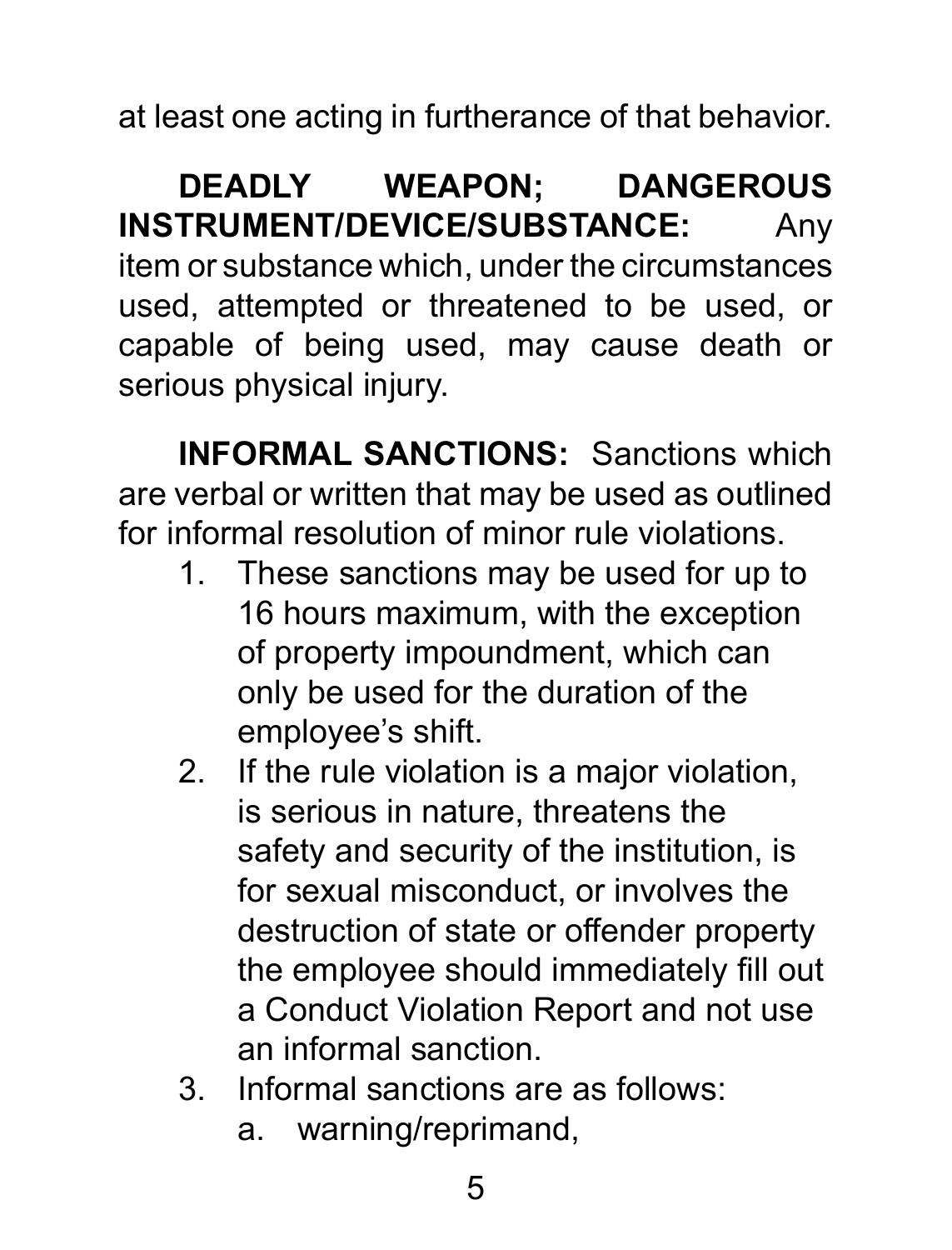at least one acting in furtherance of that behavior.

**DEADLY WEAPON; DANGEROUS INSTRUMENT/DEVICE/SUBSTANCE:** Any item or substance which, under the circumstances used, attempted or threatened to be used, or capable of being used, may cause death or serious physical injury.

**INFORMAL SANCTIONS:** Sanctions which are verbal or written that may be used as outlined for informal resolution of minor rule violations.

1. These sanctions may be used for up to 16 hours maximum, with the exception of property impoundment, which can only be used for the duration of the employee's shift.
2. If the rule violation is a major violation, is serious in nature, threatens the safety and security of the institution, is for sexual misconduct, or involves the destruction of state or offender property the employee should immediately fill out a Conduct Violation Report and not use an informal sanction.
3. Informal sanctions are as follows:
   a. warning/reprimand,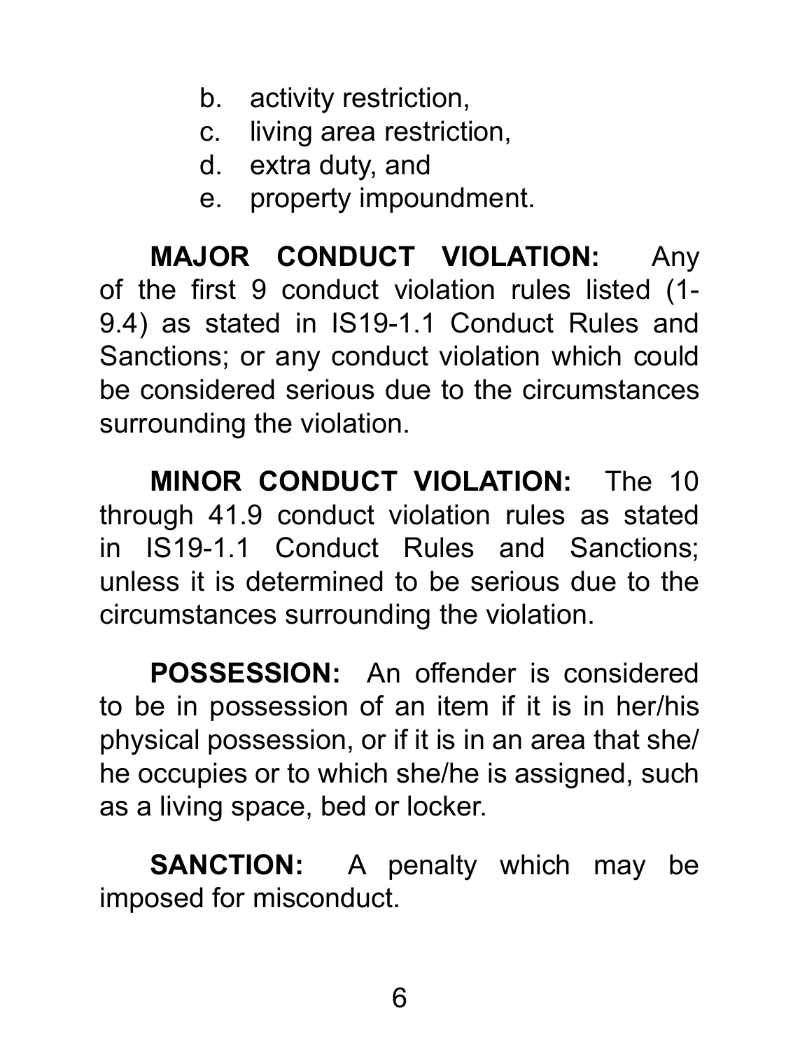b. activity restriction,
c. living area restriction,
d. extra duty, and
e. property impoundment.

**MAJOR CONDUCT VIOLATION:** Any of the first 9 conduct violation rules listed (1-9.4) as stated in IS19-1.1 Conduct Rules and Sanctions; or any conduct violation which could be considered serious due to the circumstances surrounding the violation.

**MINOR CONDUCT VIOLATION:** The 10 through 41.9 conduct violation rules as stated in IS19-1.1 Conduct Rules and Sanctions; unless it is determined to be serious due to the circumstances surrounding the violation.

**POSSESSION:** An offender is considered to be in possession of an item if it is in her/his physical possession, or if it is in an area that she/he occupies or to which she/he is assigned, such as a living space, bed or locker.

**SANCTION:** A penalty which may be imposed for misconduct.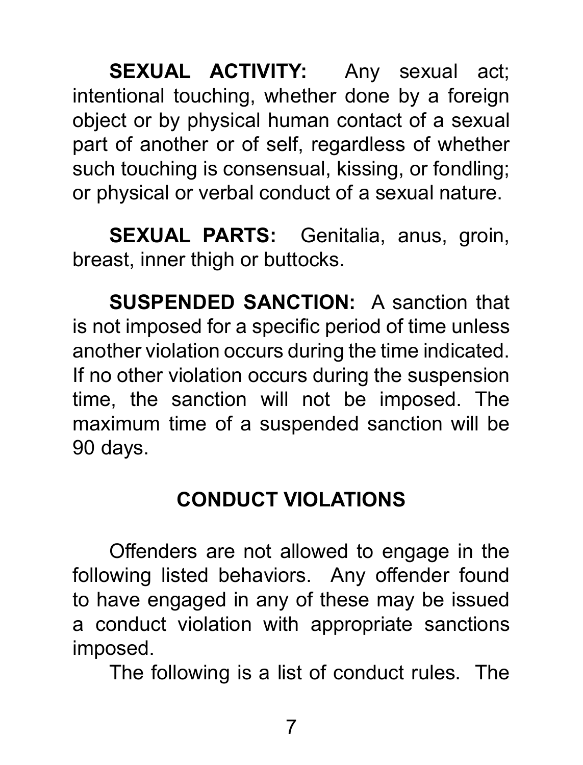**SEXUAL ACTIVITY:** Any sexual act; intentional touching, whether done by a foreign object or by physical human contact of a sexual part of another or of self, regardless of whether such touching is consensual, kissing, or fondling; or physical or verbal conduct of a sexual nature.

**SEXUAL PARTS:** Genitalia, anus, groin, breast, inner thigh or buttocks.

**SUSPENDED SANCTION:** A sanction that is not imposed for a specific period of time unless another violation occurs during the time indicated. If no other violation occurs during the suspension time, the sanction will not be imposed. The maximum time of a suspended sanction will be 90 days.

## CONDUCT VIOLATIONS

Offenders are not allowed to engage in the following listed behaviors. Any offender found to have engaged in any of these may be issued a conduct violation with appropriate sanctions imposed.

The following is a list of conduct rules. The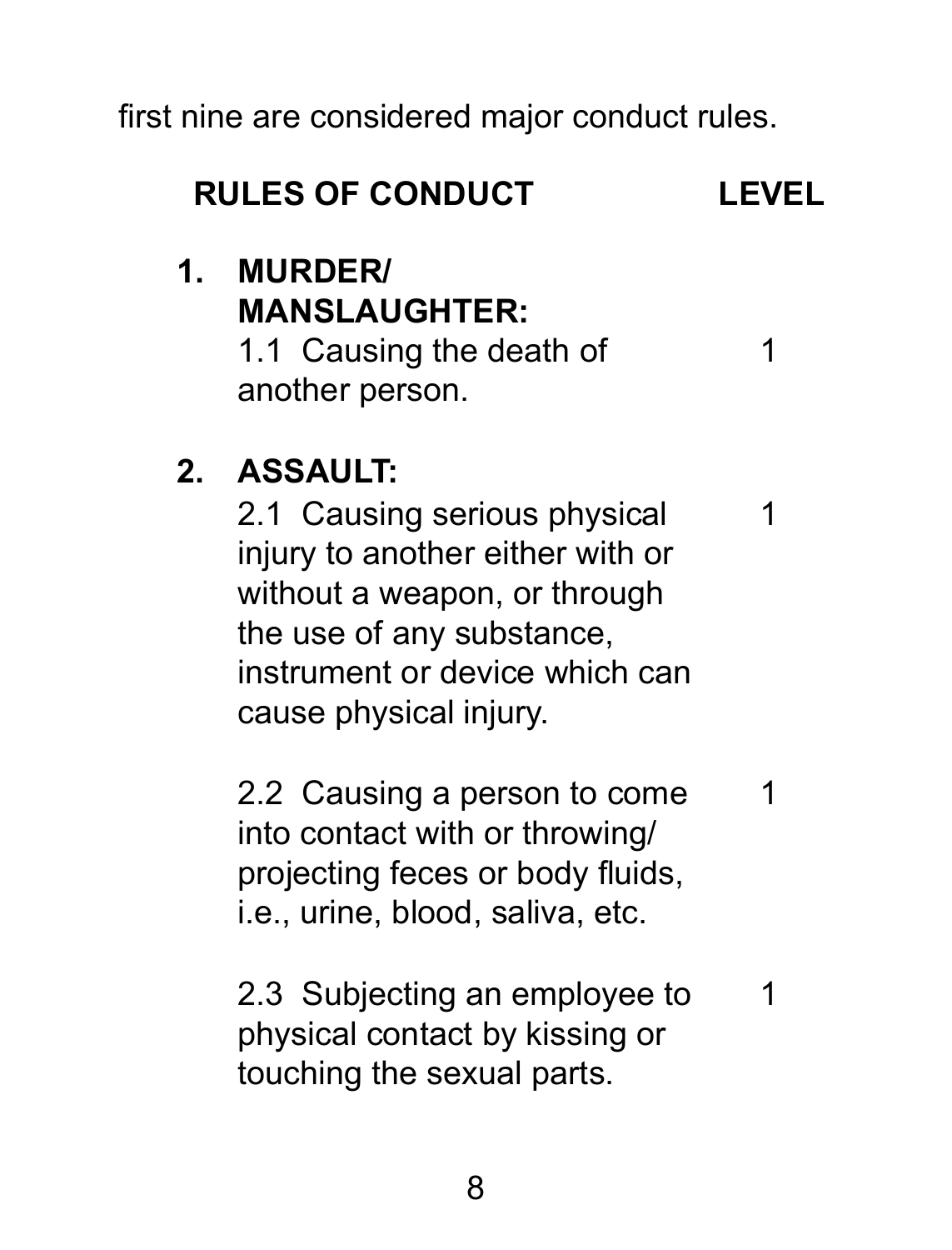first nine are considered major conduct rules.

| RULES OF CONDUCT | LEVEL |
|---|---|
| **1. MURDER/ MANSLAUGHTER:** | |
| 1.1 Causing the death of another person. | 1 |
| **2. ASSAULT:** | |
| 2.1 Causing serious physical injury to another either with or without a weapon, or through the use of any substance, instrument or device which can cause physical injury. | 1 |
| 2.2 Causing a person to come into contact with or throwing/ projecting feces or body fluids, i.e., urine, blood, saliva, etc. | 1 |
| 2.3 Subjecting an employee to physical contact by kissing or touching the sexual parts. | 1 |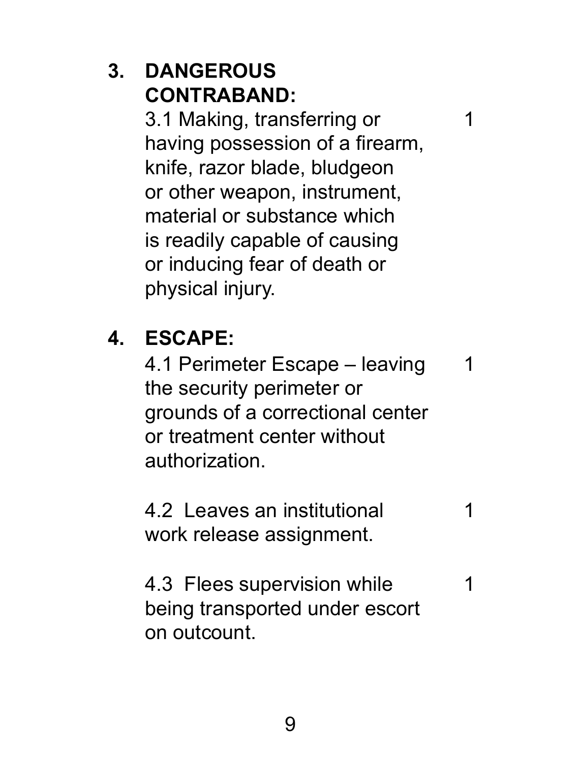## 3. DANGEROUS CONTRABAND:

| | |
|---|---|
| 3.1 Making, transferring or having possession of a firearm, knife, razor blade, bludgeon or other weapon, instrument, material or substance which is readily capable of causing or inducing fear of death or physical injury. | 1 |

## 4. ESCAPE:

| | |
|---|---|
| 4.1 Perimeter Escape – leaving the security perimeter or grounds of a correctional center or treatment center without authorization. | 1 |
| 4.2 Leaves an institutional work release assignment. | 1 |
| 4.3 Flees supervision while being transported under escort on outcount. | 1 |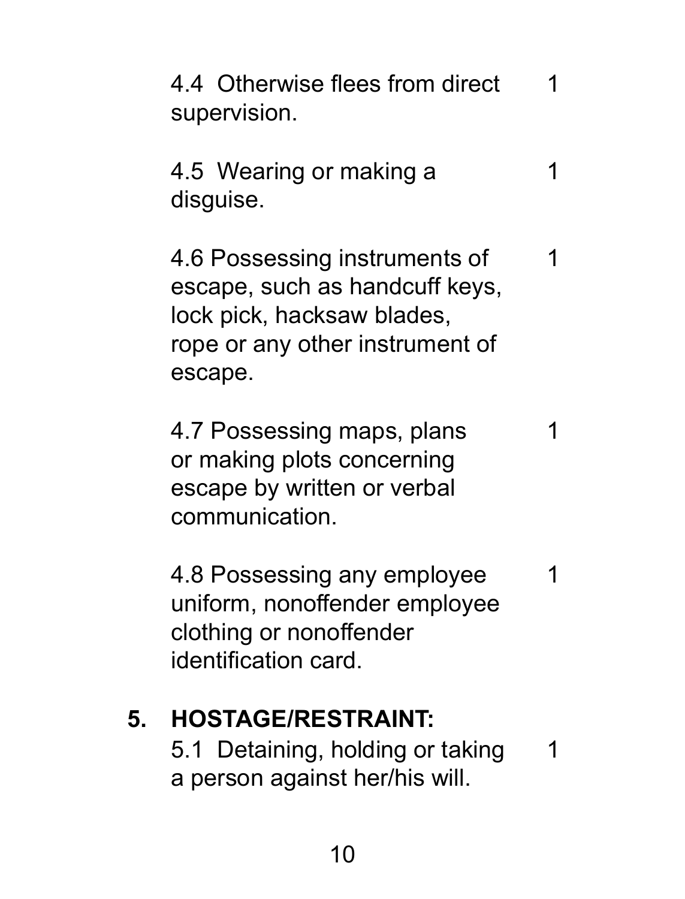| | |
|---|---|
| 4.4 Otherwise flees from direct supervision. | 1 |
| 4.5 Wearing or making a disguise. | 1 |
| 4.6 Possessing instruments of escape, such as handcuff keys, lock pick, hacksaw blades, rope or any other instrument of escape. | 1 |
| 4.7 Possessing maps, plans or making plots concerning escape by written or verbal communication. | 1 |
| 4.8 Possessing any employee uniform, nonoffender employee clothing or nonoffender identification card. | 1 |

**5. HOSTAGE/RESTRAINT:**

| | |
|---|---|
| 5.1 Detaining, holding or taking a person against her/his will. | 1 |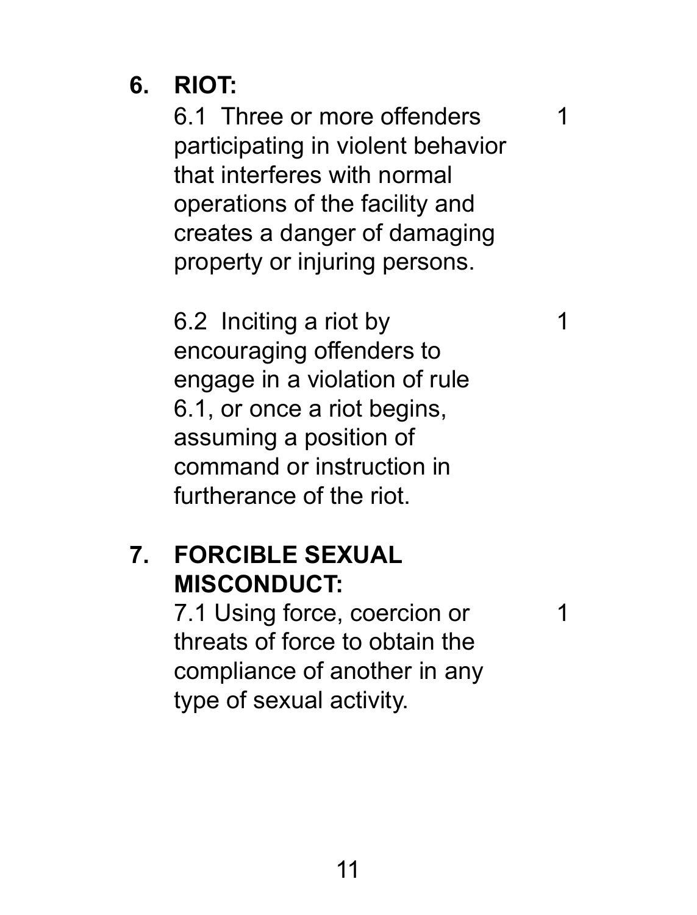**6. RIOT:**

| | |
|---|---|
| 6.1 Three or more offenders participating in violent behavior that interferes with normal operations of the facility and creates a danger of damaging property or injuring persons. | 1 |
| 6.2 Inciting a riot by encouraging offenders to engage in a violation of rule 6.1, or once a riot begins, assuming a position of command or instruction in furtherance of the riot. | 1 |

**7. FORCIBLE SEXUAL MISCONDUCT:**

| | |
|---|---|
| 7.1 Using force, coercion or threats of force to obtain the compliance of another in any type of sexual activity. | 1 |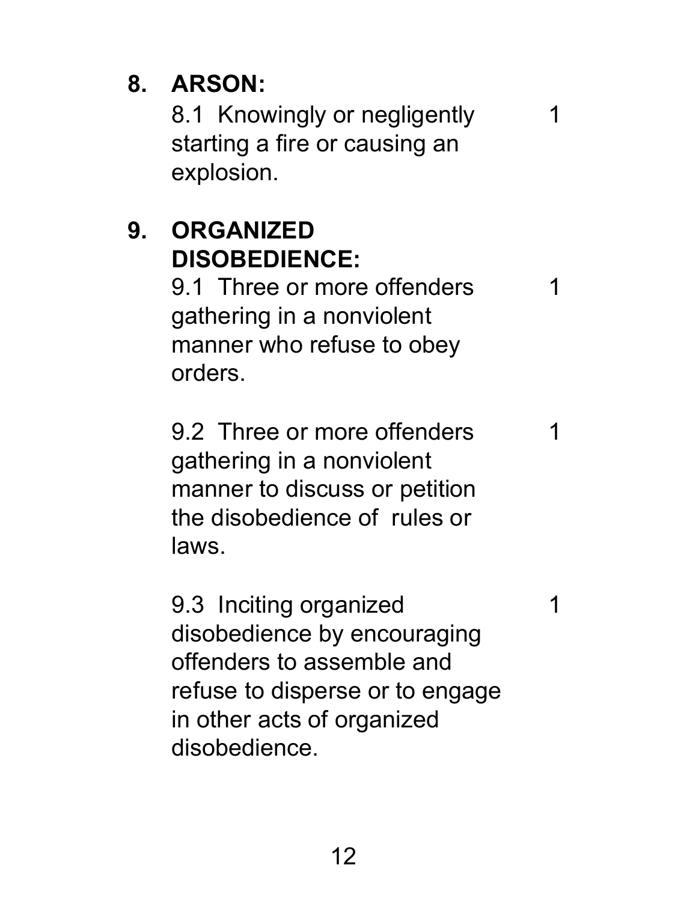**8. ARSON:**

8.1 Knowingly or negligently starting a fire or causing an explosion. 1

**9. ORGANIZED DISOBEDIENCE:**

9.1 Three or more offenders gathering in a nonviolent manner who refuse to obey orders. 1

9.2 Three or more offenders gathering in a nonviolent manner to discuss or petition the disobedience of rules or laws. 1

9.3 Inciting organized disobedience by encouraging offenders to assemble and refuse to disperse or to engage in other acts of organized disobedience. 1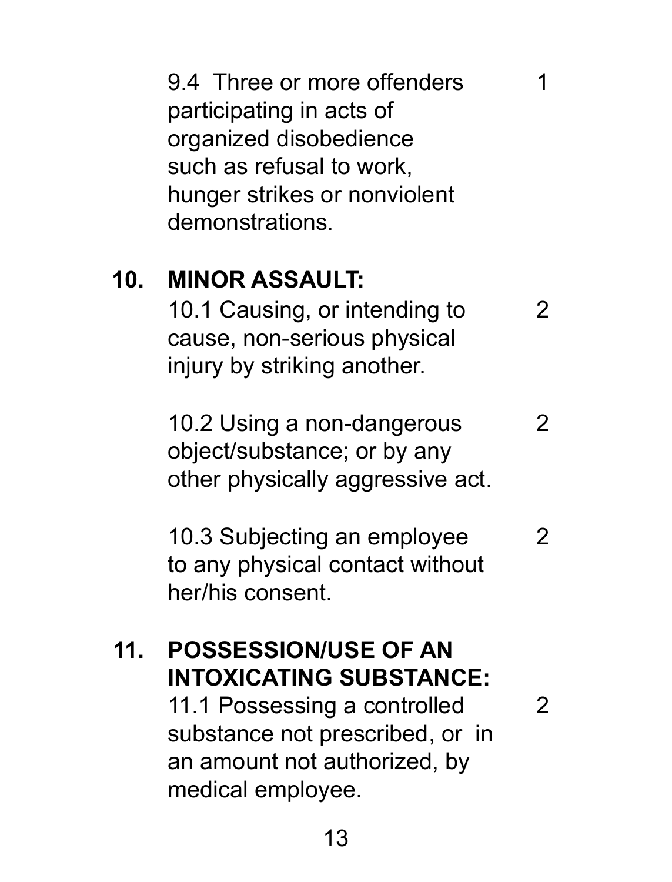9.4 Three or more offenders participating in acts of organized disobedience such as refusal to work, hunger strikes or nonviolent demonstrations. 1

**10. MINOR ASSAULT:**

10.1 Causing, or intending to cause, non-serious physical injury by striking another. 2

10.2 Using a non-dangerous object/substance; or by any other physically aggressive act. 2

10.3 Subjecting an employee to any physical contact without her/his consent. 2

**11. POSSESSION/USE OF AN INTOXICATING SUBSTANCE:**

11.1 Possessing a controlled substance not prescribed, or in an amount not authorized, by medical employee. 2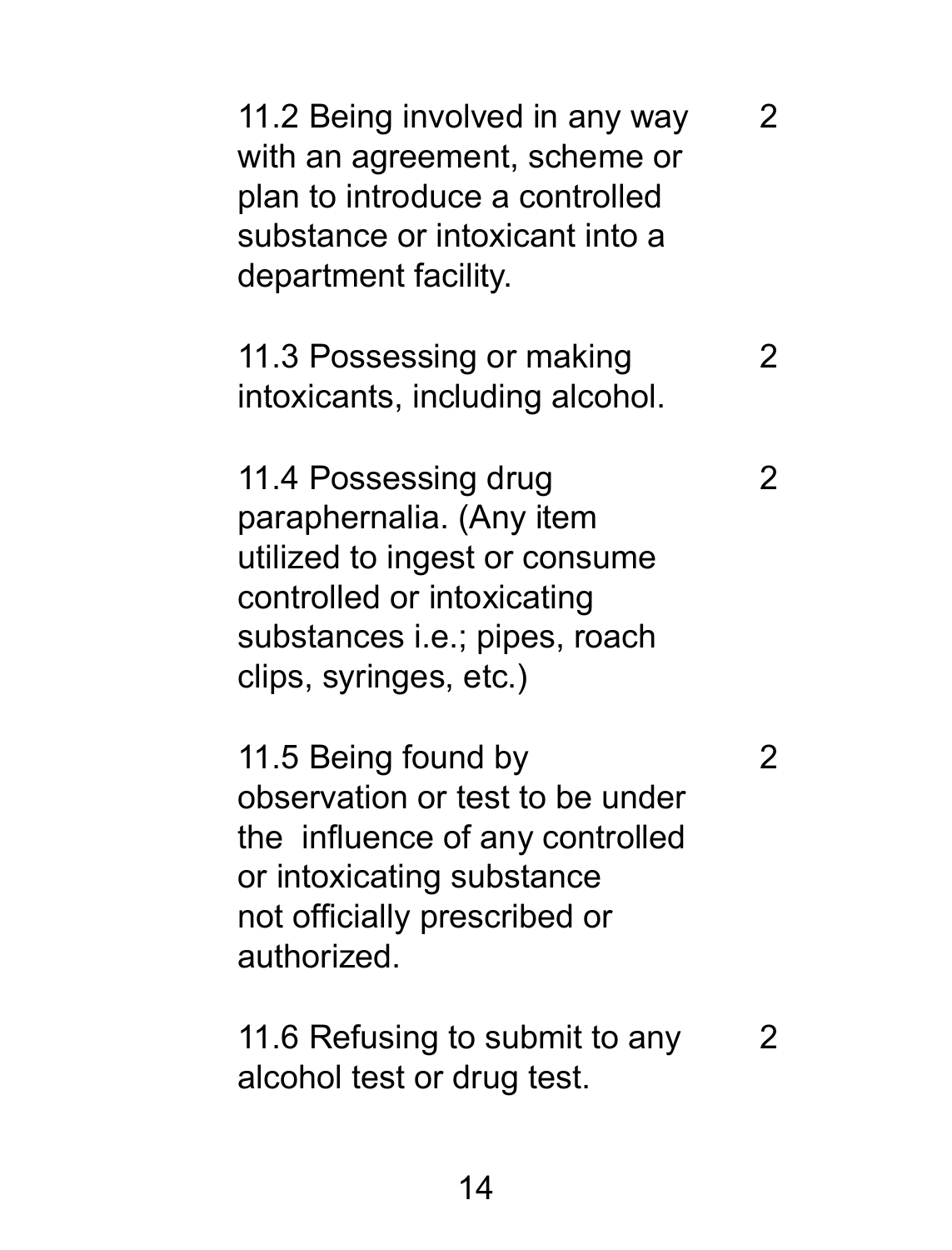| | |
|---|---|
| 11.2 Being involved in any way with an agreement, scheme or plan to introduce a controlled substance or intoxicant into a department facility. | 2 |
| 11.3 Possessing or making intoxicants, including alcohol. | 2 |
| 11.4 Possessing drug paraphernalia. (Any item utilized to ingest or consume controlled or intoxicating substances i.e.; pipes, roach clips, syringes, etc.) | 2 |
| 11.5 Being found by observation or test to be under the influence of any controlled or intoxicating substance not officially prescribed or authorized. | 2 |
| 11.6 Refusing to submit to any alcohol test or drug test. | 2 |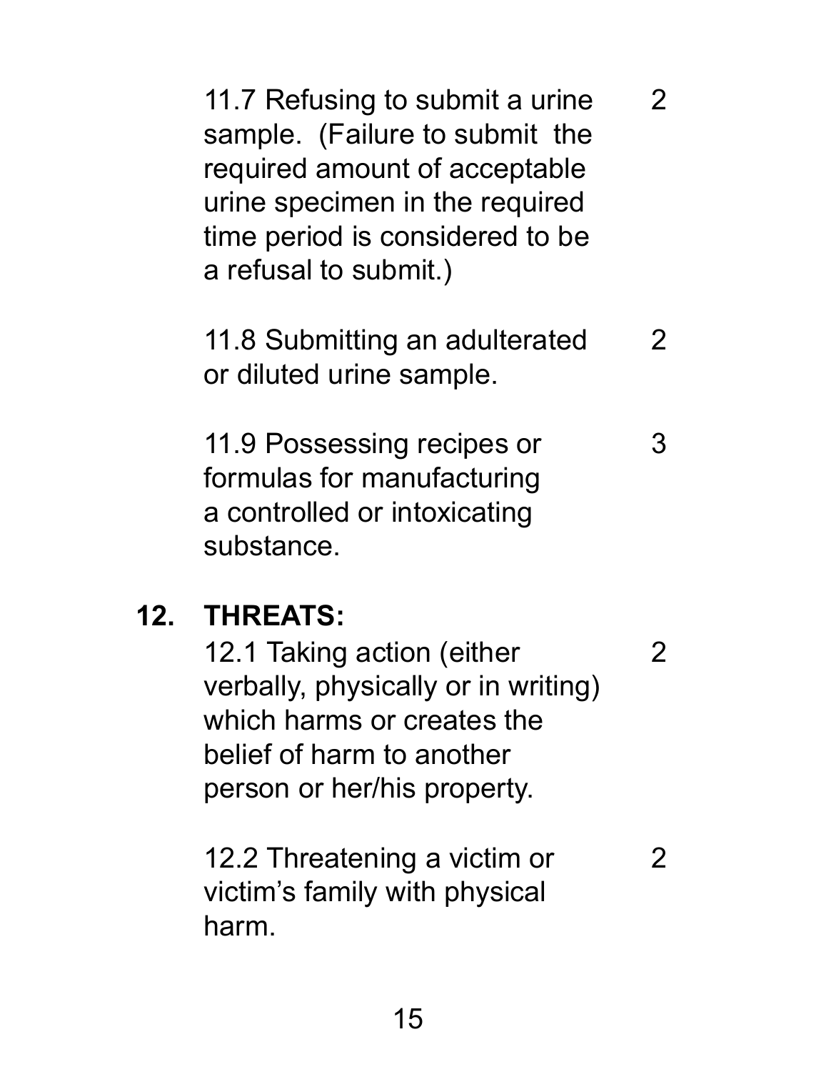| | | |
|---|---|---|
| | 11.7 Refusing to submit a urine sample. (Failure to submit the required amount of acceptable urine specimen in the required time period is considered to be a refusal to submit.) | 2 |
| | 11.8 Submitting an adulterated or diluted urine sample. | 2 |
| | 11.9 Possessing recipes or formulas for manufacturing a controlled or intoxicating substance. | 3 |
| **12.** | **THREATS:** | |
| | 12.1 Taking action (either verbally, physically or in writing) which harms or creates the belief of harm to another person or her/his property. | 2 |
| | 12.2 Threatening a victim or victim's family with physical harm. | 2 |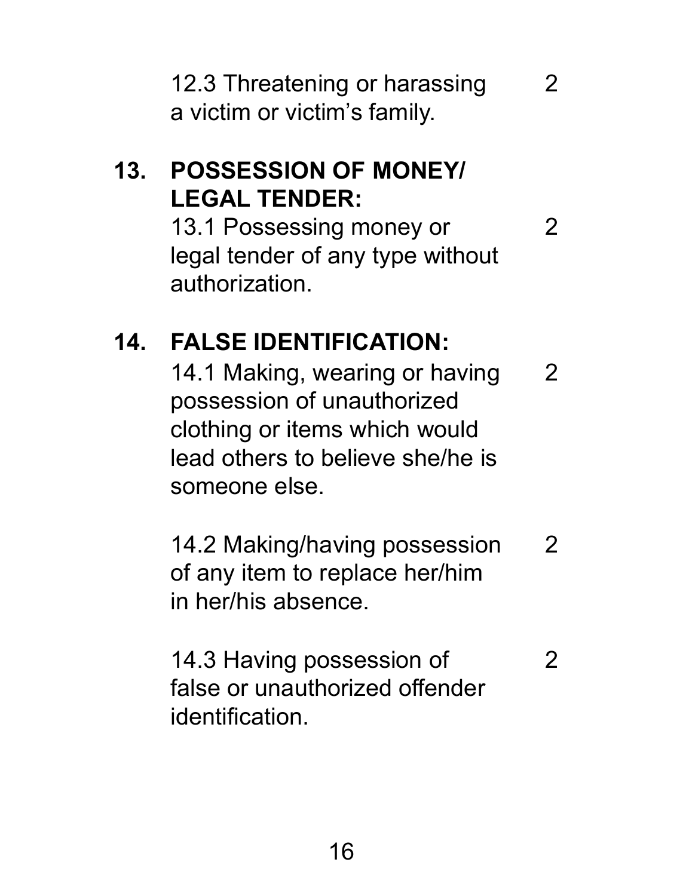12.3 Threatening or harassing a victim or victim's family. 2

**13. POSSESSION OF MONEY/ LEGAL TENDER:**

13.1 Possessing money or legal tender of any type without authorization. 2

**14. FALSE IDENTIFICATION:**

14.1 Making, wearing or having possession of unauthorized clothing or items which would lead others to believe she/he is someone else. 2

14.2 Making/having possession of any item to replace her/him in her/his absence. 2

14.3 Having possession of false or unauthorized offender identification. 2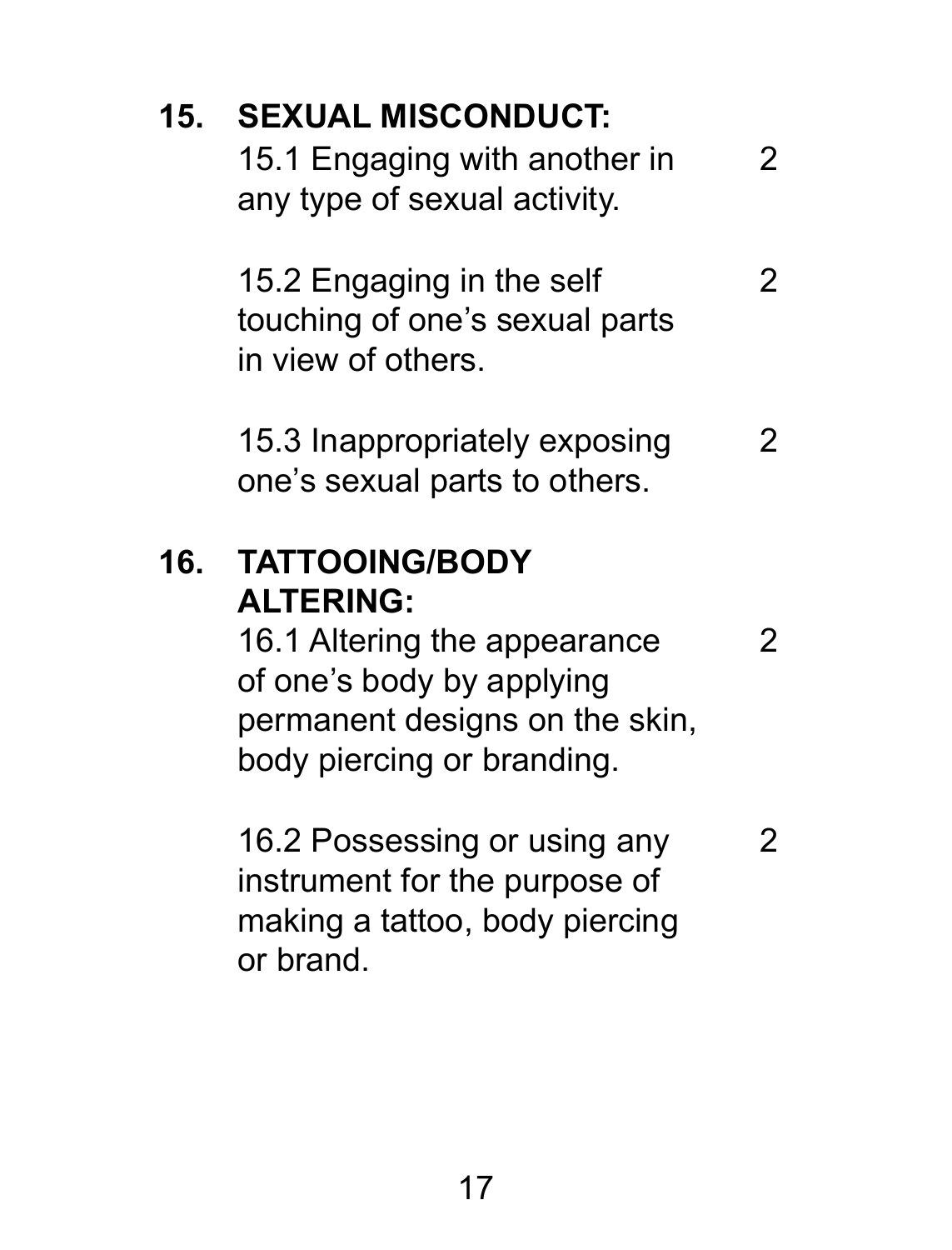**15. SEXUAL MISCONDUCT:**

| | |
|---|---|
| 15.1 Engaging with another in any type of sexual activity. | 2 |
| 15.2 Engaging in the self touching of one's sexual parts in view of others. | 2 |
| 15.3 Inappropriately exposing one's sexual parts to others. | 2 |

**16. TATTOOING/BODY ALTERING:**

| | |
|---|---|
| 16.1 Altering the appearance of one's body by applying permanent designs on the skin, body piercing or branding. | 2 |
| 16.2 Possessing or using any instrument for the purpose of making a tattoo, body piercing or brand. | 2 |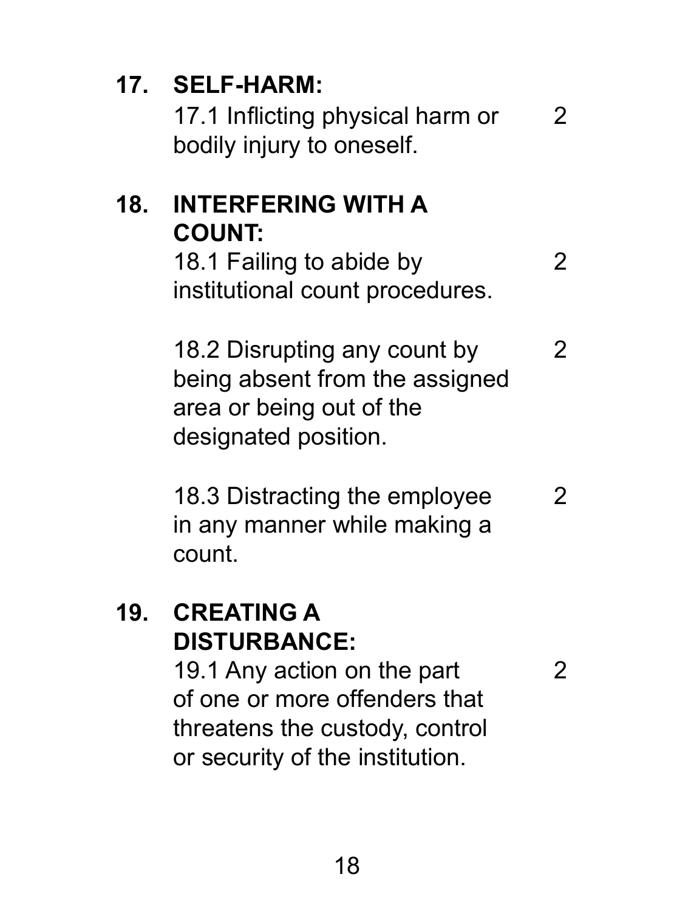**17. SELF-HARM:**

| | |
|---|---|
| 17.1 Inflicting physical harm or bodily injury to oneself. | 2 |

**18. INTERFERING WITH A COUNT:**

| | |
|---|---|
| 18.1 Failing to abide by institutional count procedures. | 2 |
| 18.2 Disrupting any count by being absent from the assigned area or being out of the designated position. | 2 |
| 18.3 Distracting the employee in any manner while making a count. | 2 |

**19. CREATING A DISTURBANCE:**

| | |
|---|---|
| 19.1 Any action on the part of one or more offenders that threatens the custody, control or security of the institution. | 2 |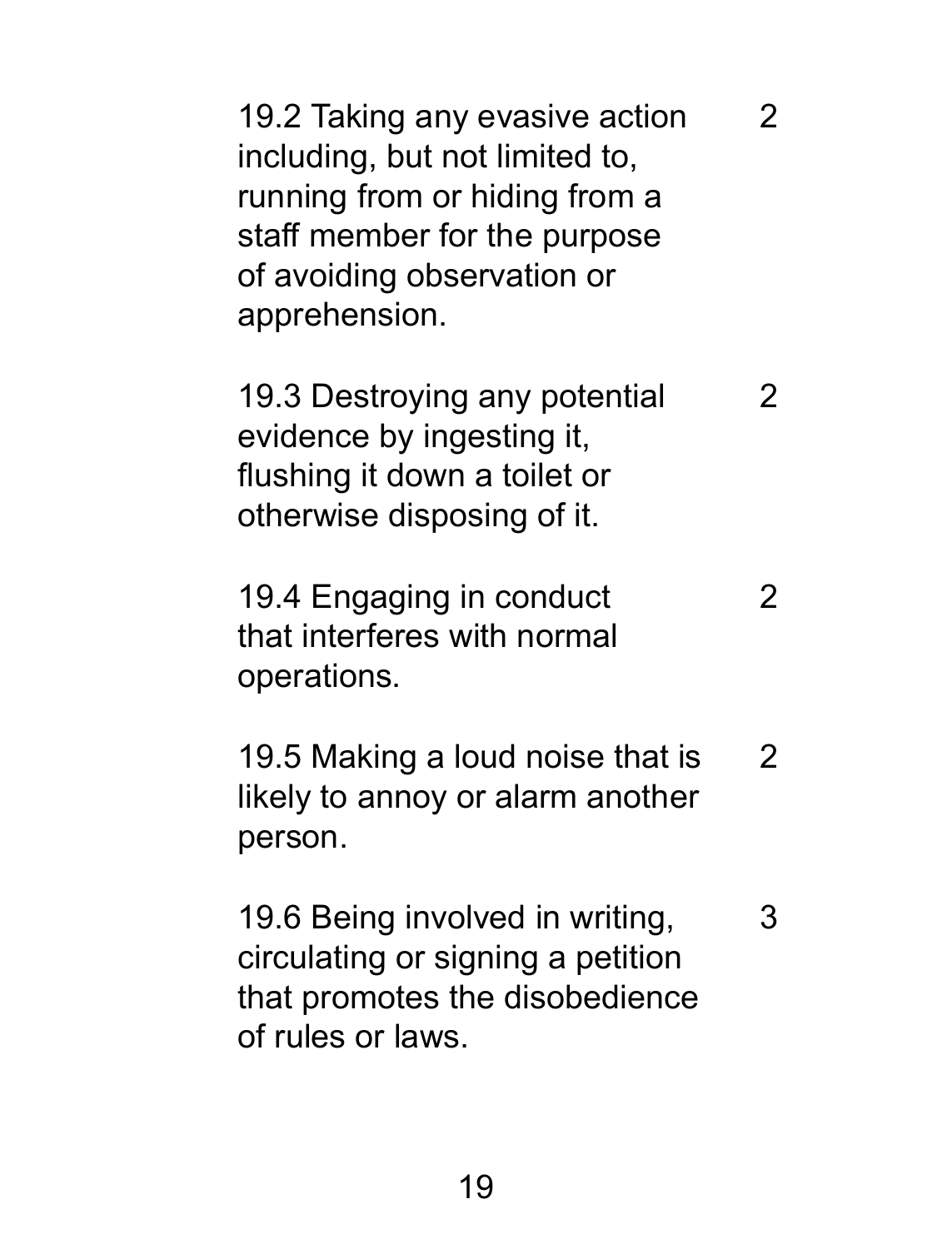| | |
|---|---|
| 19.2 Taking any evasive action including, but not limited to, running from or hiding from a staff member for the purpose of avoiding observation or apprehension. | 2 |
| 19.3 Destroying any potential evidence by ingesting it, flushing it down a toilet or otherwise disposing of it. | 2 |
| 19.4 Engaging in conduct that interferes with normal operations. | 2 |
| 19.5 Making a loud noise that is likely to annoy or alarm another person. | 2 |
| 19.6 Being involved in writing, circulating or signing a petition that promotes the disobedience of rules or laws. | 3 |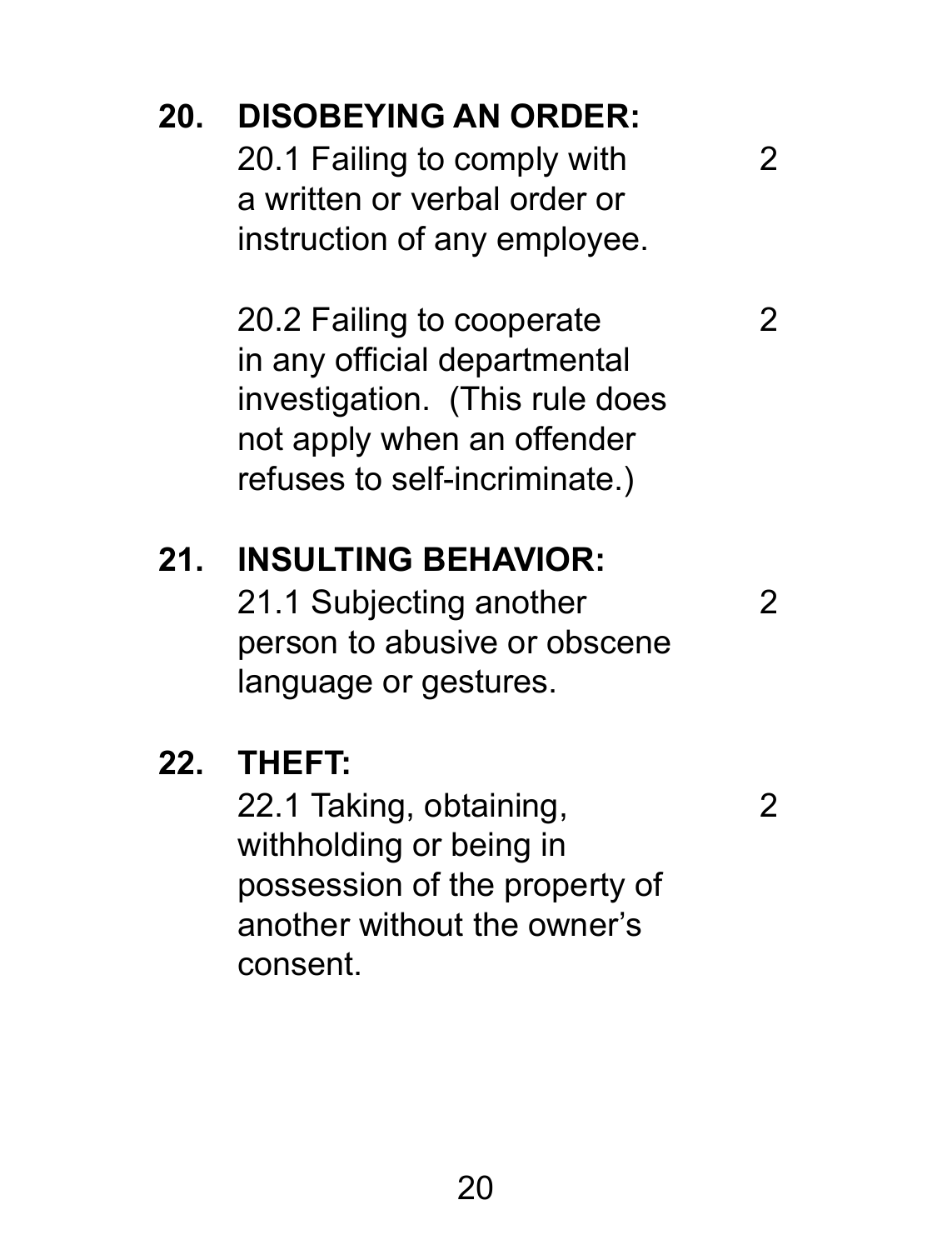**20. DISOBEYING AN ORDER:**

| | |
|---|---|
| 20.1 Failing to comply with a written or verbal order or instruction of any employee. | 2 |
| 20.2 Failing to cooperate in any official departmental investigation. (This rule does not apply when an offender refuses to self-incriminate.) | 2 |

**21. INSULTING BEHAVIOR:**

| | |
|---|---|
| 21.1 Subjecting another person to abusive or obscene language or gestures. | 2 |

**22. THEFT:**

| | |
|---|---|
| 22.1 Taking, obtaining, withholding or being in possession of the property of another without the owner's consent. | 2 |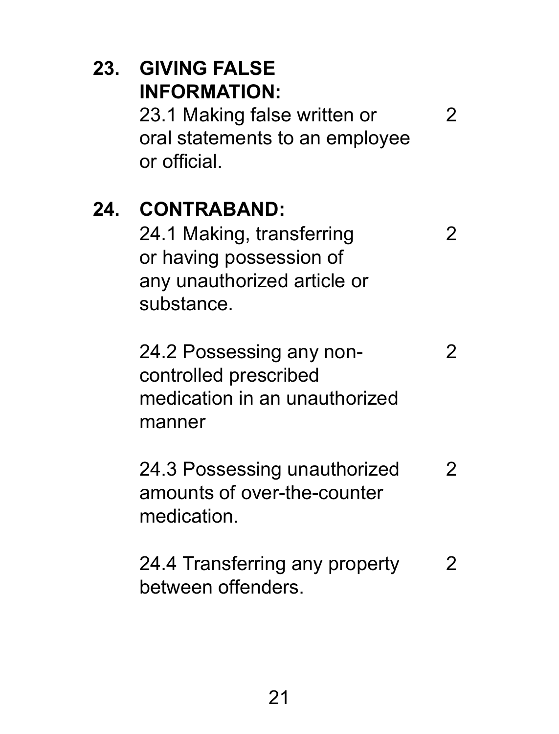**23. GIVING FALSE INFORMATION:**

| | |
|---|---|
| 23.1 Making false written or oral statements to an employee or official. | 2 |

**24. CONTRABAND:**

| | |
|---|---|
| 24.1 Making, transferring or having possession of any unauthorized article or substance. | 2 |
| 24.2 Possessing any non-controlled prescribed medication in an unauthorized manner | 2 |
| 24.3 Possessing unauthorized amounts of over-the-counter medication. | 2 |
| 24.4 Transferring any property between offenders. | 2 |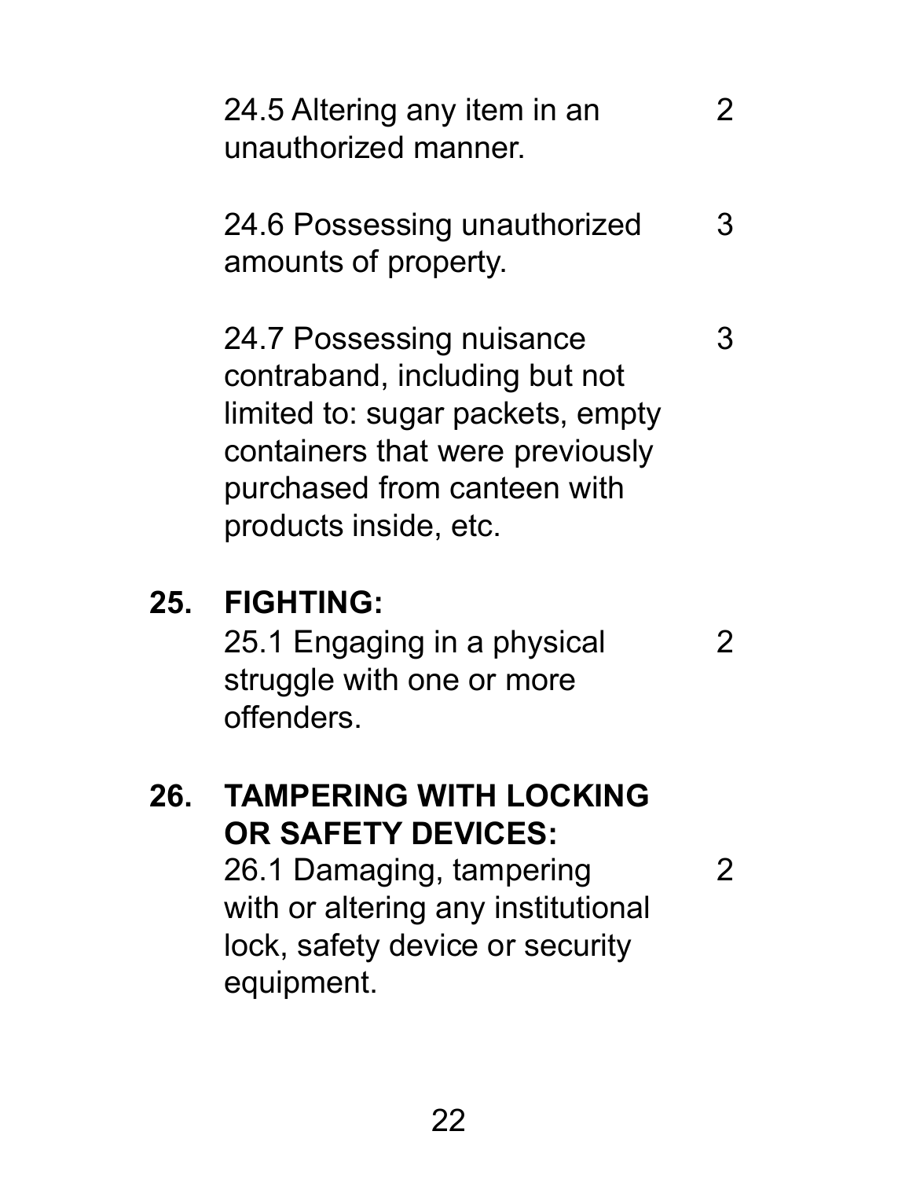24.5 Altering any item in an unauthorized manner. 2

24.6 Possessing unauthorized amounts of property. 3

24.7 Possessing nuisance contraband, including but not limited to: sugar packets, empty containers that were previously purchased from canteen with products inside, etc. 3

**25. FIGHTING:**

25.1 Engaging in a physical struggle with one or more offenders. 2

**26. TAMPERING WITH LOCKING OR SAFETY DEVICES:**

26.1 Damaging, tampering with or altering any institutional lock, safety device or security equipment. 2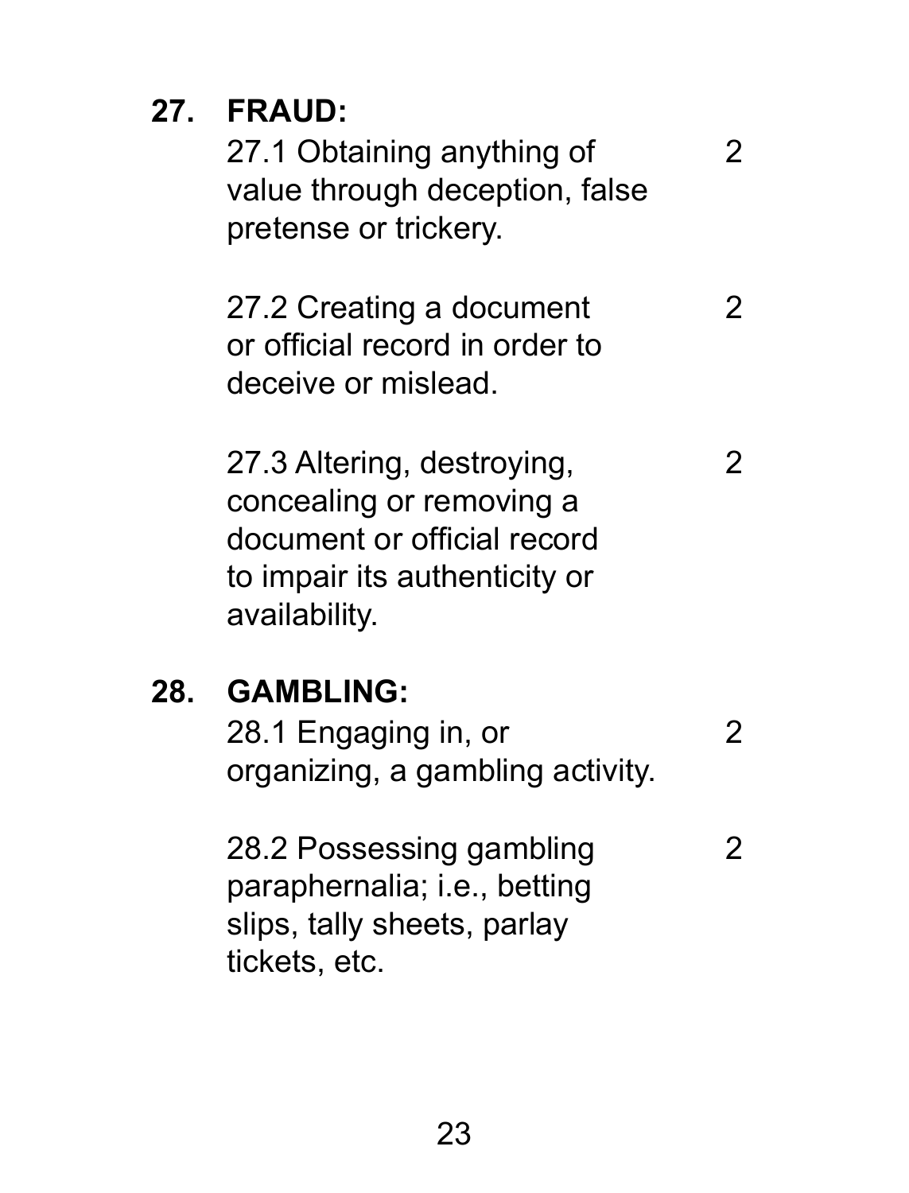**27. FRAUD:**

| | |
|---|---|
| 27.1 Obtaining anything of value through deception, false pretense or trickery. | 2 |
| 27.2 Creating a document or official record in order to deceive or mislead. | 2 |
| 27.3 Altering, destroying, concealing or removing a document or official record to impair its authenticity or availability. | 2 |

**28. GAMBLING:**

| | |
|---|---|
| 28.1 Engaging in, or organizing, a gambling activity. | 2 |
| 28.2 Possessing gambling paraphernalia; i.e., betting slips, tally sheets, parlay tickets, etc. | 2 |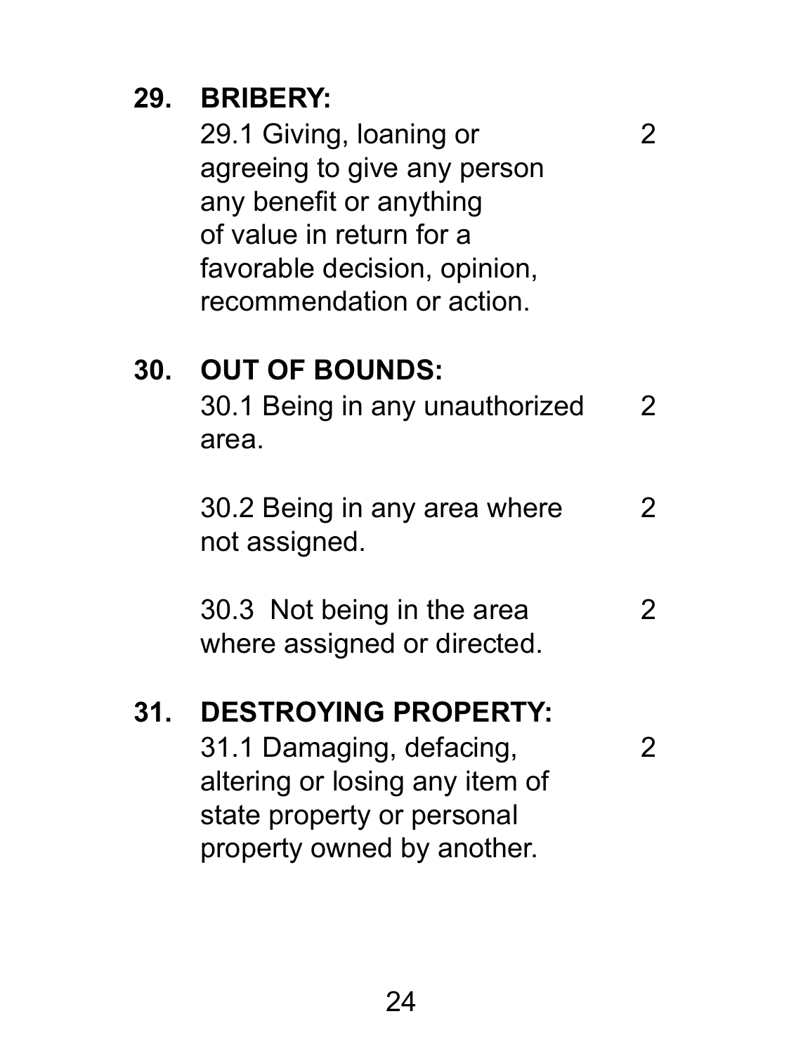**29. BRIBERY:**

29.1 Giving, loaning or agreeing to give any person any benefit or anything of value in return for a favorable decision, opinion, recommendation or action. — 2

**30. OUT OF BOUNDS:**

30.1 Being in any unauthorized area. — 2

30.2 Being in any area where not assigned. — 2

30.3 Not being in the area where assigned or directed. — 2

**31. DESTROYING PROPERTY:**

31.1 Damaging, defacing, altering or losing any item of state property or personal property owned by another. — 2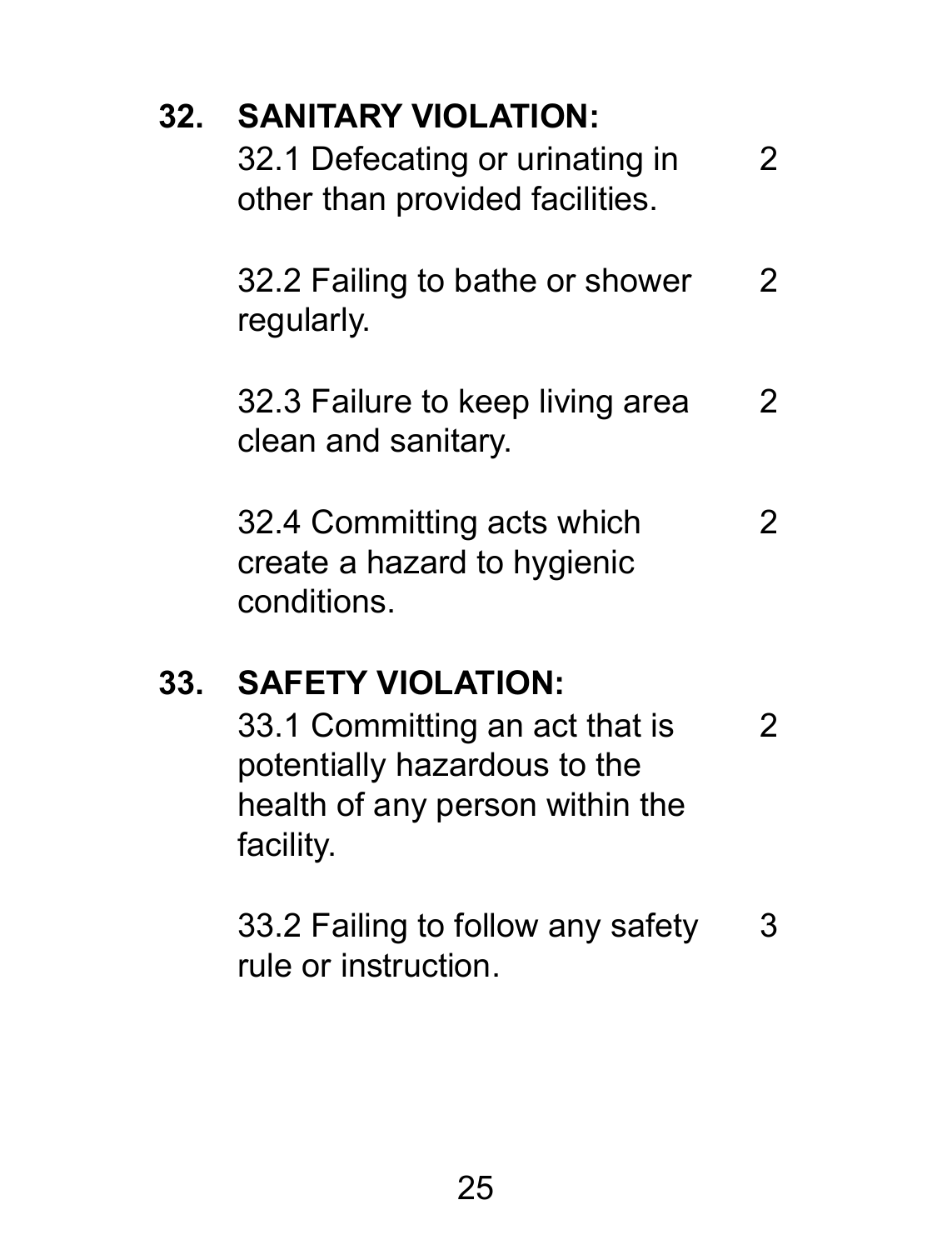**32. SANITARY VIOLATION:**

| | |
|---|---|
| 32.1 Defecating or urinating in other than provided facilities. | 2 |
| 32.2 Failing to bathe or shower regularly. | 2 |
| 32.3 Failure to keep living area clean and sanitary. | 2 |
| 32.4 Committing acts which create a hazard to hygienic conditions. | 2 |

**33. SAFETY VIOLATION:**

| | |
|---|---|
| 33.1 Committing an act that is potentially hazardous to the health of any person within the facility. | 2 |
| 33.2 Failing to follow any safety rule or instruction. | 3 |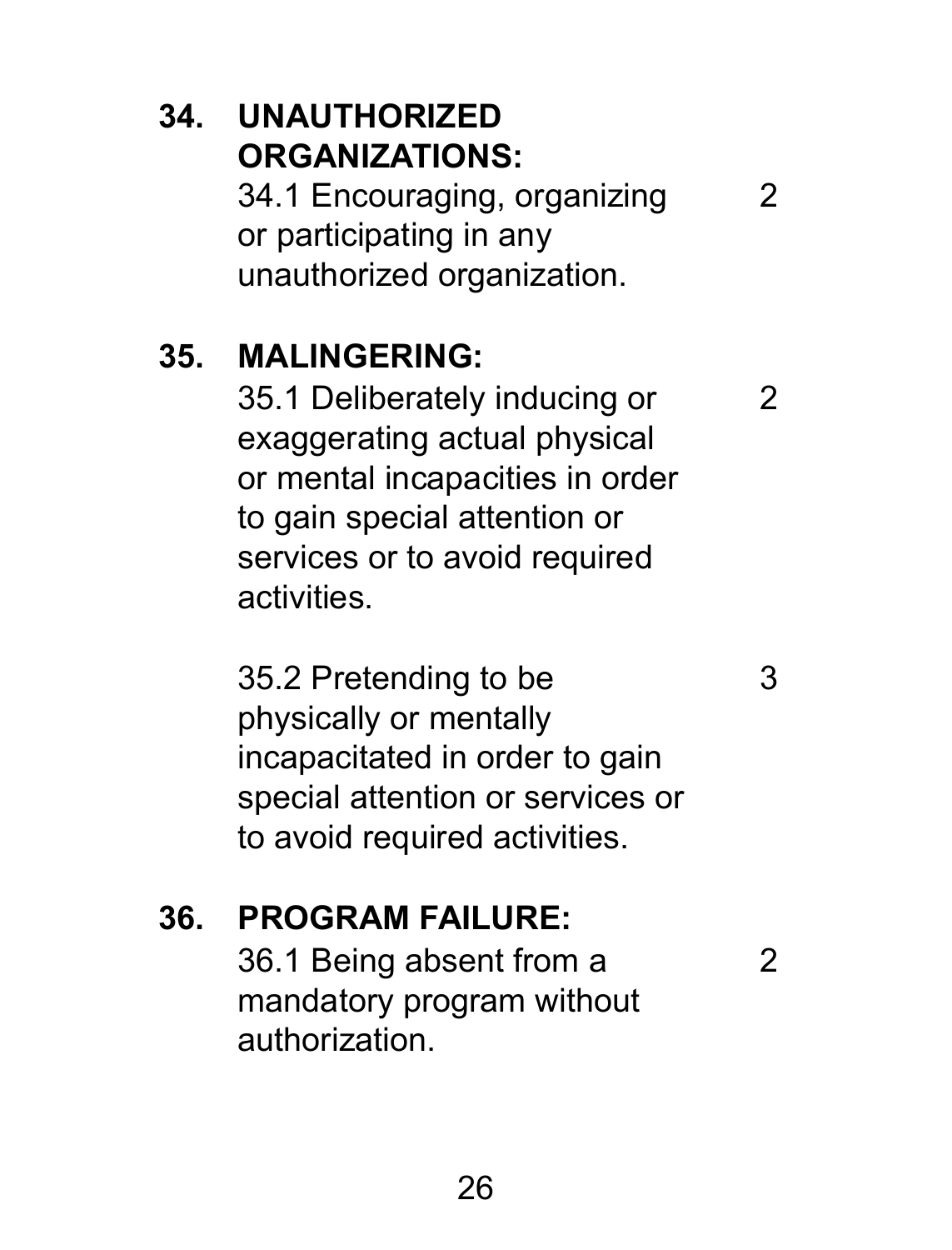**34. UNAUTHORIZED ORGANIZATIONS:**

| | |
|---|---|
| 34.1 Encouraging, organizing or participating in any unauthorized organization. | 2 |

**35. MALINGERING:**

| | |
|---|---|
| 35.1 Deliberately inducing or exaggerating actual physical or mental incapacities in order to gain special attention or services or to avoid required activities. | 2 |
| 35.2 Pretending to be physically or mentally incapacitated in order to gain special attention or services or to avoid required activities. | 3 |

**36. PROGRAM FAILURE:**

| | |
|---|---|
| 36.1 Being absent from a mandatory program without authorization. | 2 |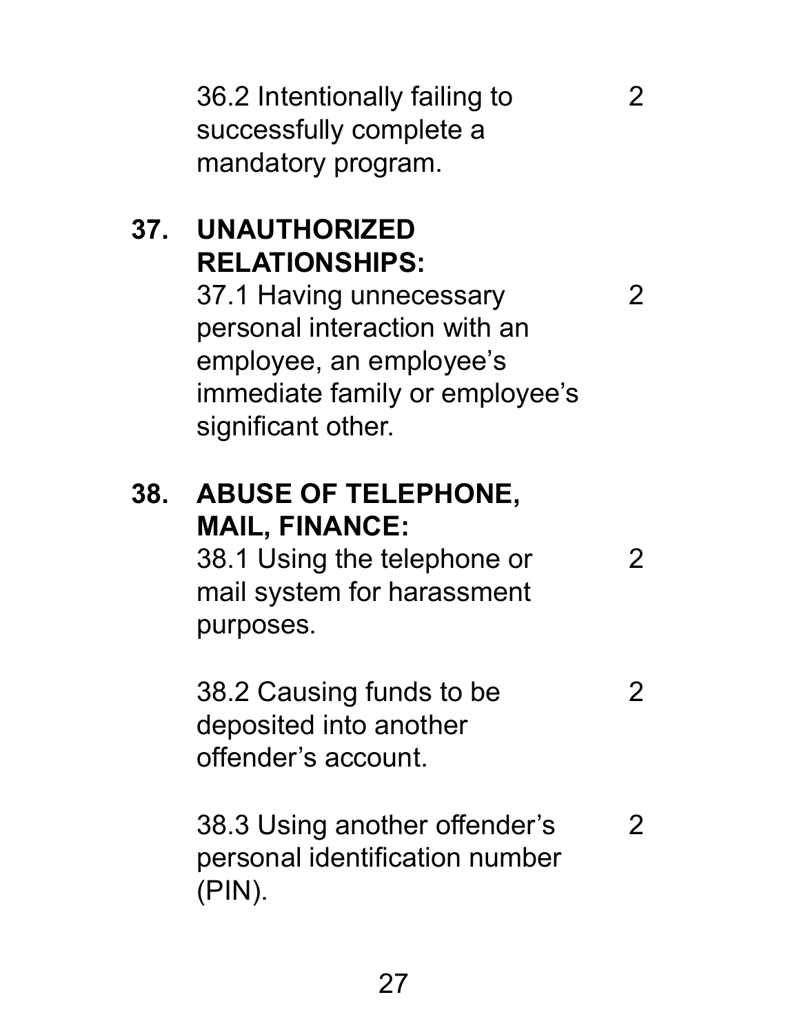36.2 Intentionally failing to successfully complete a mandatory program. 2

**37. UNAUTHORIZED RELATIONSHIPS:**

37.1 Having unnecessary personal interaction with an employee, an employee's immediate family or employee's significant other. 2

**38. ABUSE OF TELEPHONE, MAIL, FINANCE:**

38.1 Using the telephone or mail system for harassment purposes. 2

38.2 Causing funds to be deposited into another offender's account. 2

38.3 Using another offender's personal identification number (PIN). 2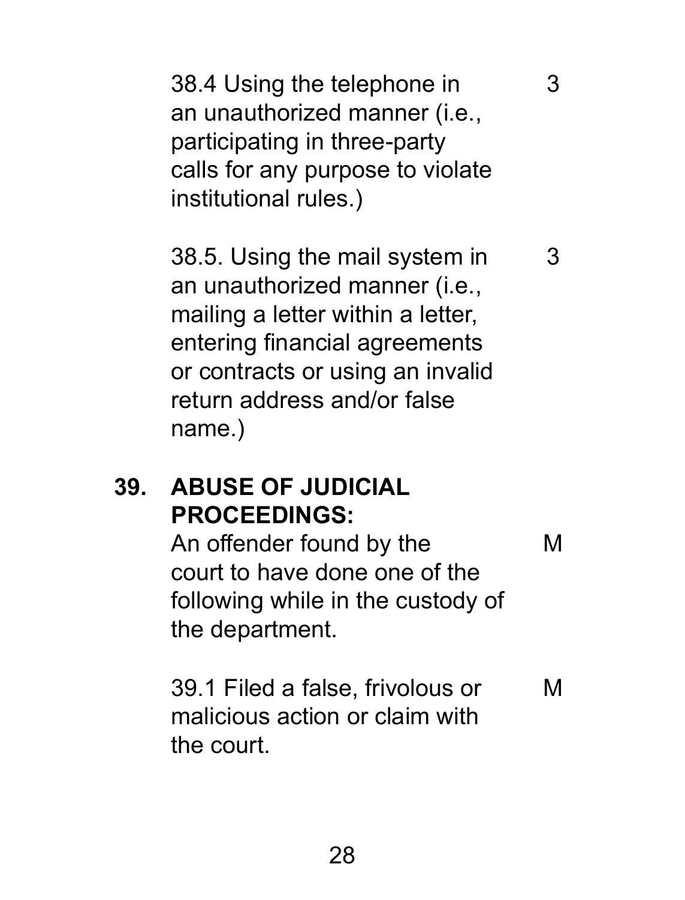38.4 Using the telephone in an unauthorized manner (i.e., participating in three-party calls for any purpose to violate institutional rules.) — 3

38.5. Using the mail system in an unauthorized manner (i.e., mailing a letter within a letter, entering financial agreements or contracts or using an invalid return address and/or false name.) — 3

**39. ABUSE OF JUDICIAL PROCEEDINGS:**

An offender found by the court to have done one of the following while in the custody of the department. — M

39.1 Filed a false, frivolous or malicious action or claim with the court. — M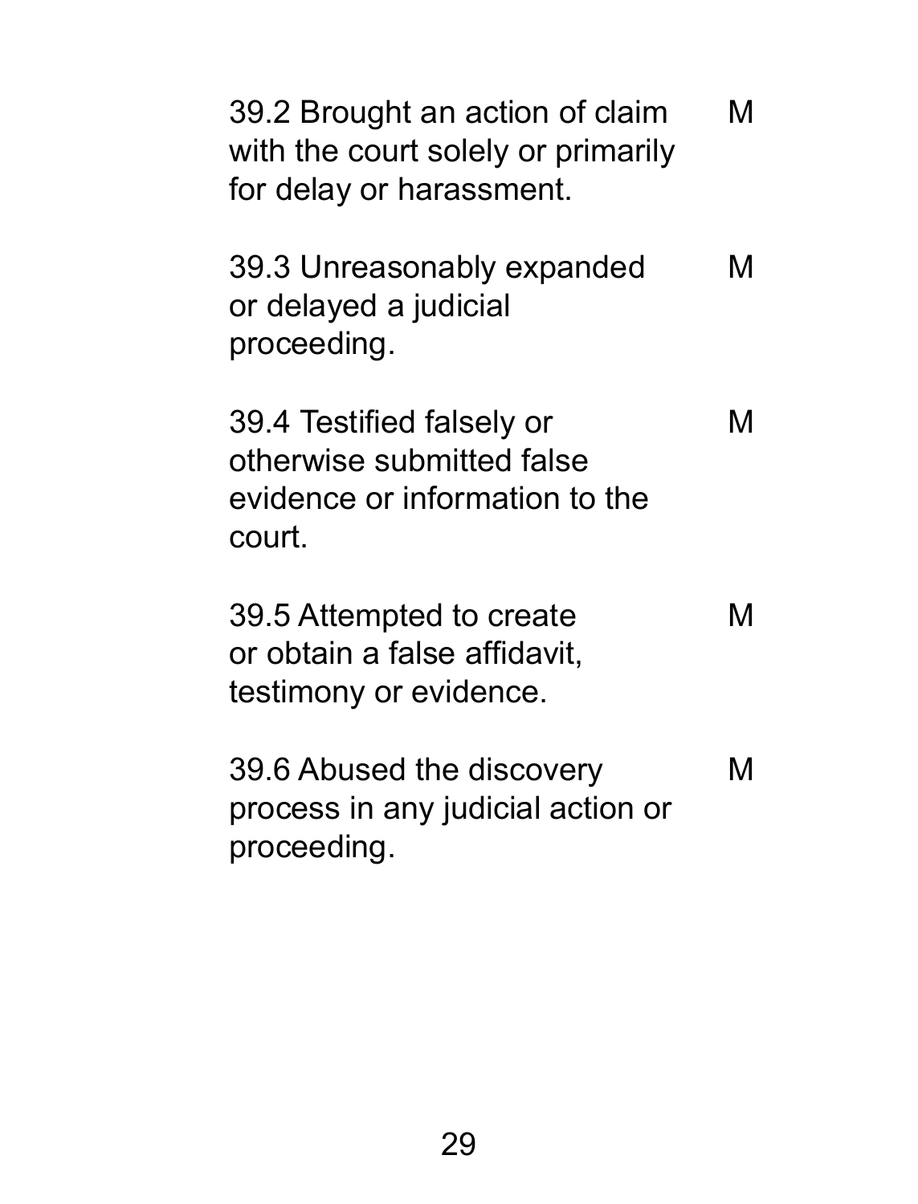| | |
|---|---|
| 39.2 Brought an action of claim with the court solely or primarily for delay or harassment. | M |
| 39.3 Unreasonably expanded or delayed a judicial proceeding. | M |
| 39.4 Testified falsely or otherwise submitted false evidence or information to the court. | M |
| 39.5 Attempted to create or obtain a false affidavit, testimony or evidence. | M |
| 39.6 Abused the discovery process in any judicial action or proceeding. | M |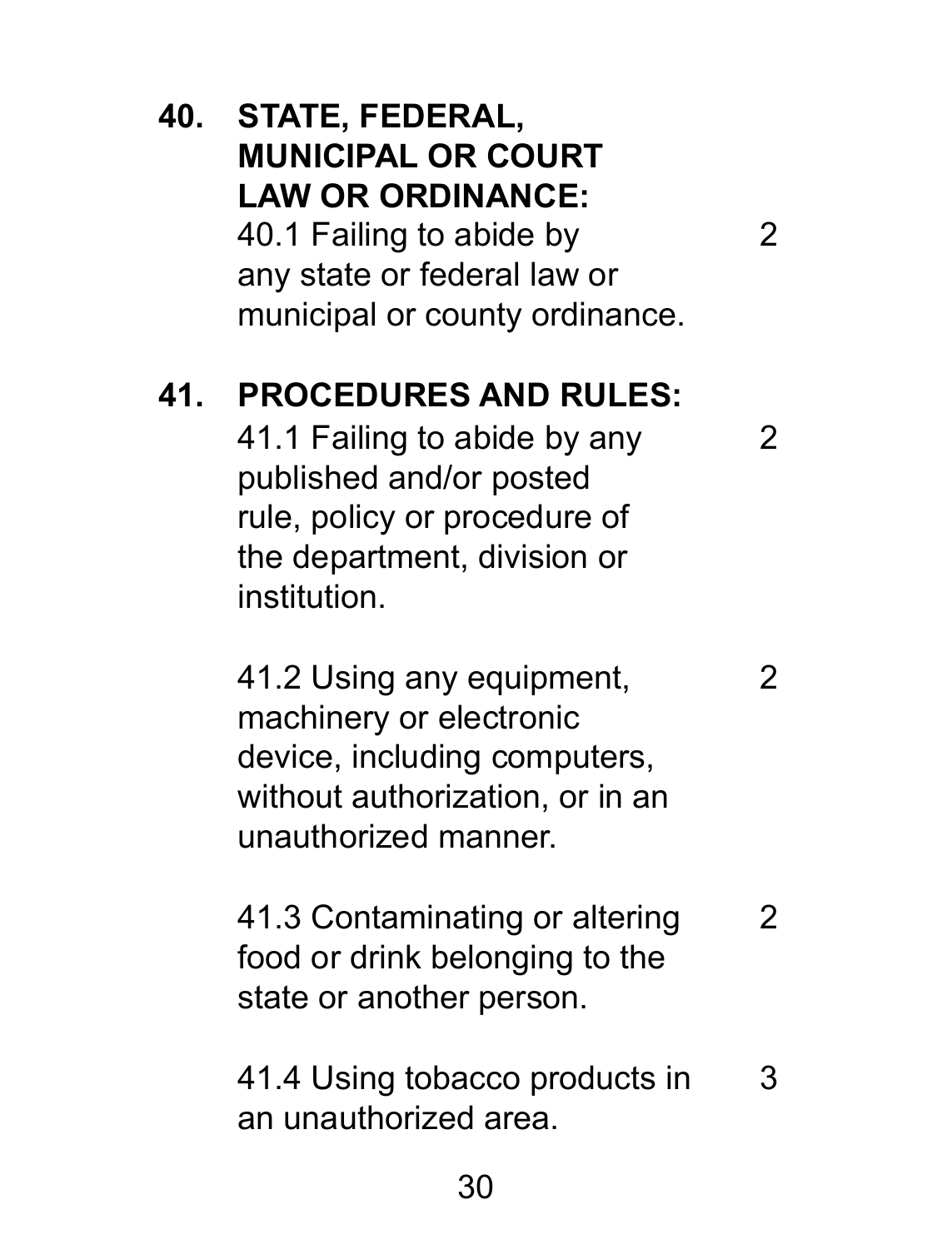**40. STATE, FEDERAL, MUNICIPAL OR COURT LAW OR ORDINANCE:**

| | |
|---|---|
| 40.1 Failing to abide by any state or federal law or municipal or county ordinance. | 2 |

**41. PROCEDURES AND RULES:**

| | |
|---|---|
| 41.1 Failing to abide by any published and/or posted rule, policy or procedure of the department, division or institution. | 2 |
| 41.2 Using any equipment, machinery or electronic device, including computers, without authorization, or in an unauthorized manner. | 2 |
| 41.3 Contaminating or altering food or drink belonging to the state or another person. | 2 |
| 41.4 Using tobacco products in an unauthorized area. | 3 |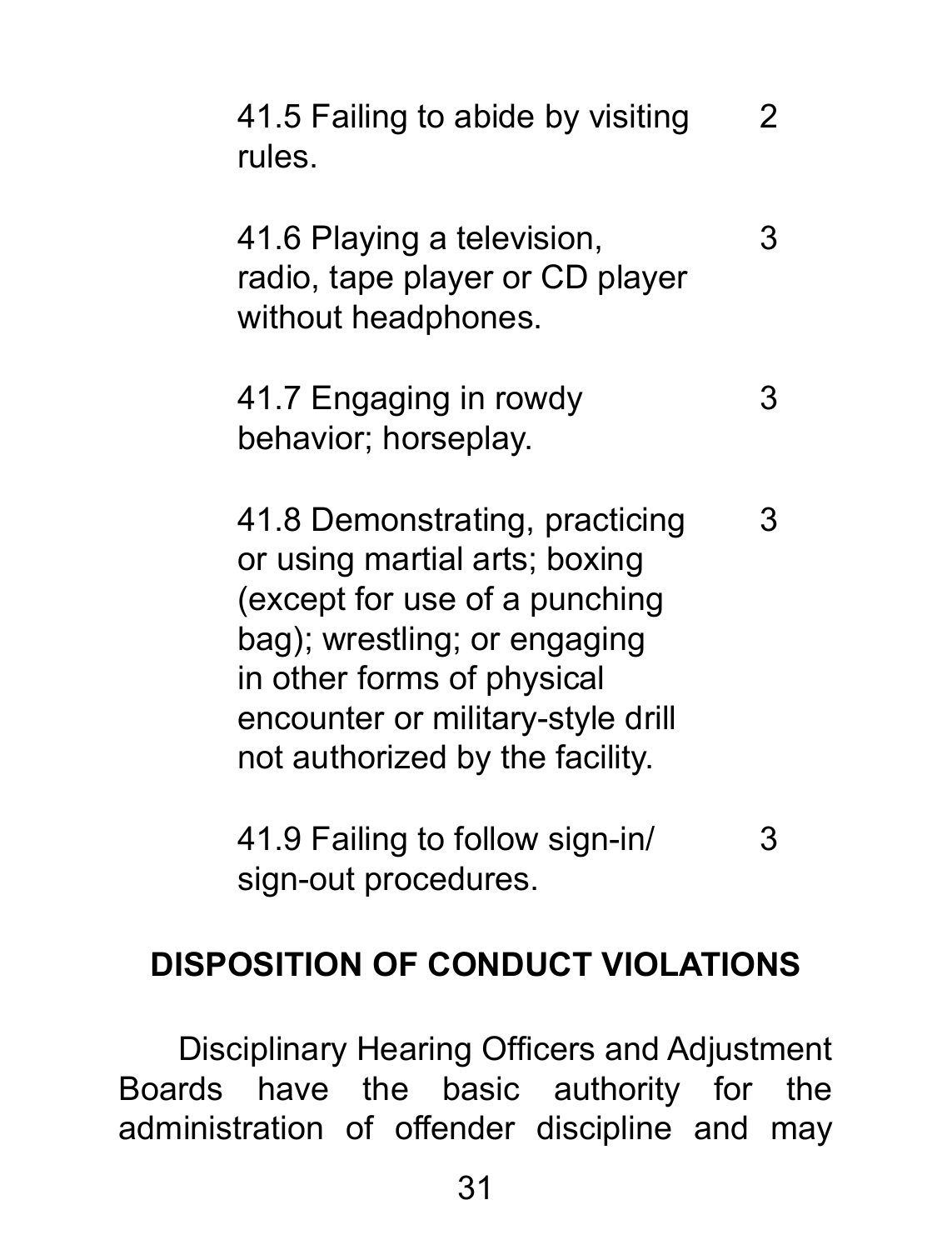| | |
|---|---|
| 41.5 Failing to abide by visiting rules. | 2 |
| 41.6 Playing a television, radio, tape player or CD player without headphones. | 3 |
| 41.7 Engaging in rowdy behavior; horseplay. | 3 |
| 41.8 Demonstrating, practicing or using martial arts; boxing (except for use of a punching bag); wrestling; or engaging in other forms of physical encounter or military-style drill not authorized by the facility. | 3 |
| 41.9 Failing to follow sign-in/ sign-out procedures. | 3 |

## DISPOSITION OF CONDUCT VIOLATIONS

Disciplinary Hearing Officers and Adjustment Boards have the basic authority for the administration of offender discipline and may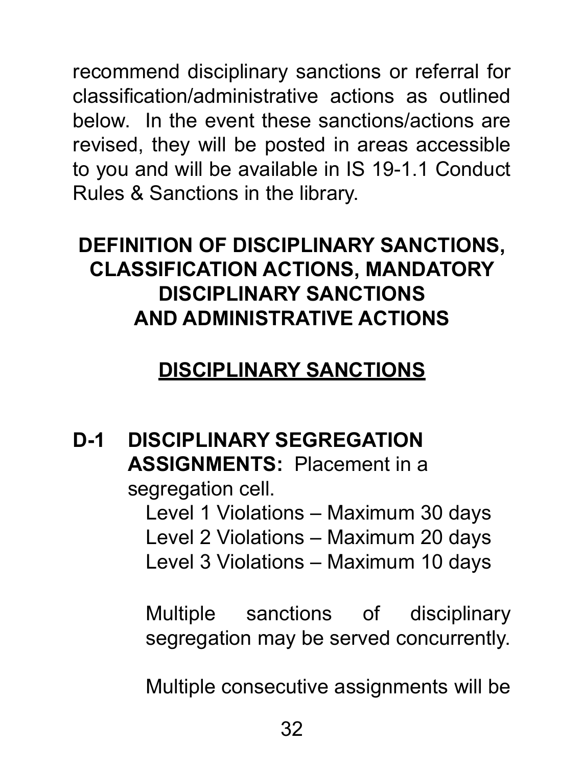recommend disciplinary sanctions or referral for classification/administrative actions as outlined below. In the event these sanctions/actions are revised, they will be posted in areas accessible to you and will be available in IS 19-1.1 Conduct Rules & Sanctions in the library.

## DEFINITION OF DISCIPLINARY SANCTIONS, CLASSIFICATION ACTIONS, MANDATORY DISCIPLINARY SANCTIONS AND ADMINISTRATIVE ACTIONS

### DISCIPLINARY SANCTIONS

**D-1 DISCIPLINARY SEGREGATION ASSIGNMENTS:** Placement in a segregation cell.

Level 1 Violations – Maximum 30 days
Level 2 Violations – Maximum 20 days
Level 3 Violations – Maximum 10 days

Multiple sanctions of disciplinary segregation may be served concurrently.

Multiple consecutive assignments will be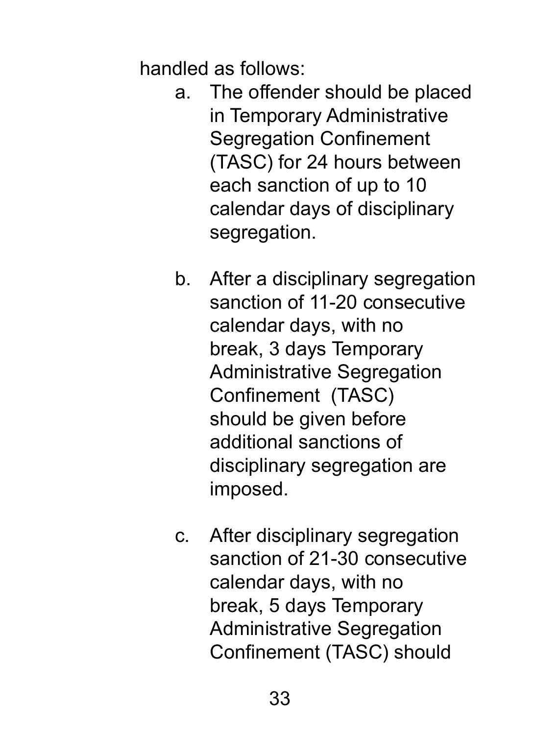handled as follows:

a. The offender should be placed in Temporary Administrative Segregation Confinement (TASC) for 24 hours between each sanction of up to 10 calendar days of disciplinary segregation.

b. After a disciplinary segregation sanction of 11-20 consecutive calendar days, with no break, 3 days Temporary Administrative Segregation Confinement (TASC) should be given before additional sanctions of disciplinary segregation are imposed.

c. After disciplinary segregation sanction of 21-30 consecutive calendar days, with no break, 5 days Temporary Administrative Segregation Confinement (TASC) should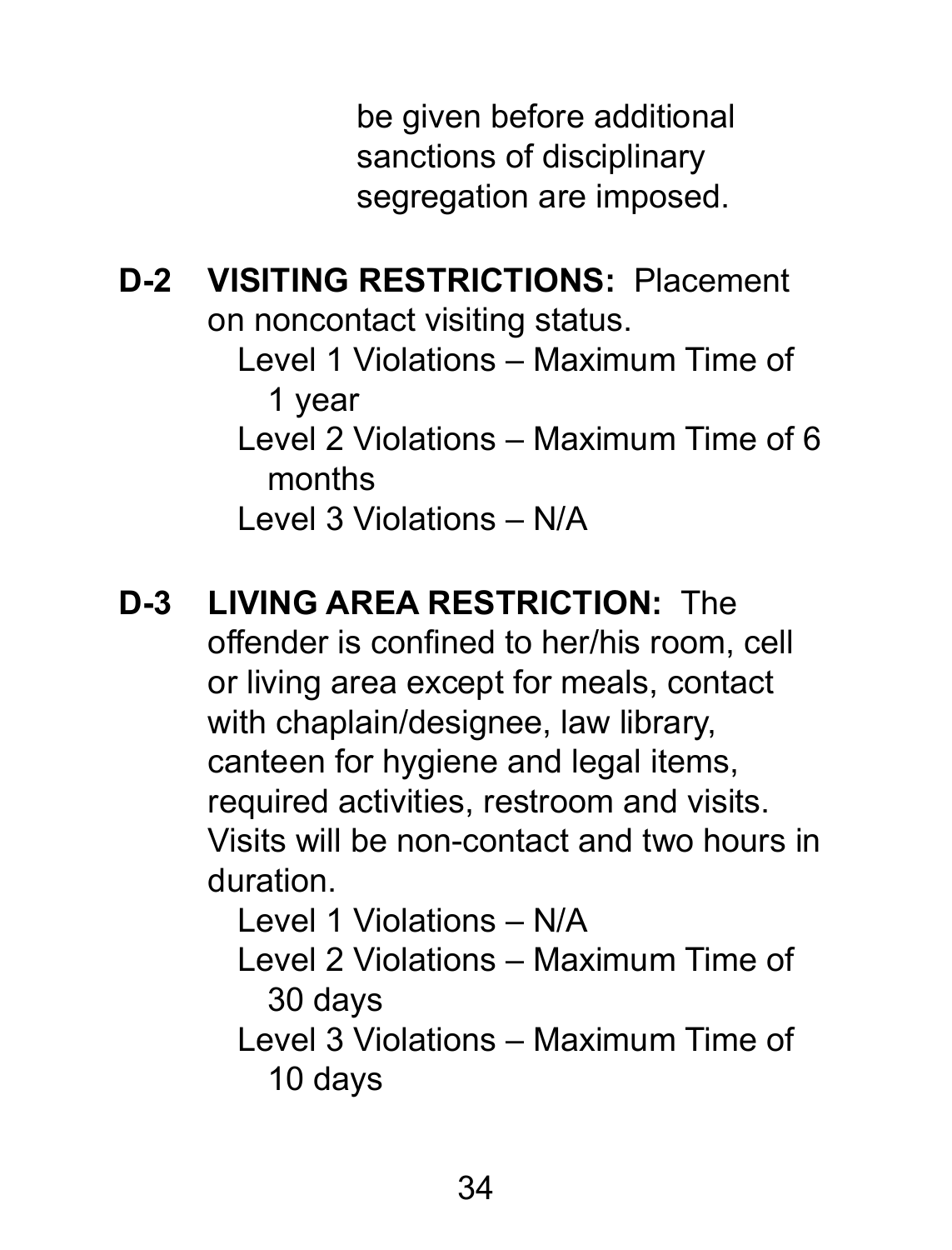be given before additional sanctions of disciplinary segregation are imposed.

**D-2 VISITING RESTRICTIONS:** Placement on noncontact visiting status.

- Level 1 Violations – Maximum Time of 1 year
- Level 2 Violations – Maximum Time of 6 months
- Level 3 Violations – N/A

**D-3 LIVING AREA RESTRICTION:** The offender is confined to her/his room, cell or living area except for meals, contact with chaplain/designee, law library, canteen for hygiene and legal items, required activities, restroom and visits. Visits will be non-contact and two hours in duration.

- Level 1 Violations – N/A
- Level 2 Violations – Maximum Time of 30 days
- Level 3 Violations – Maximum Time of 10 days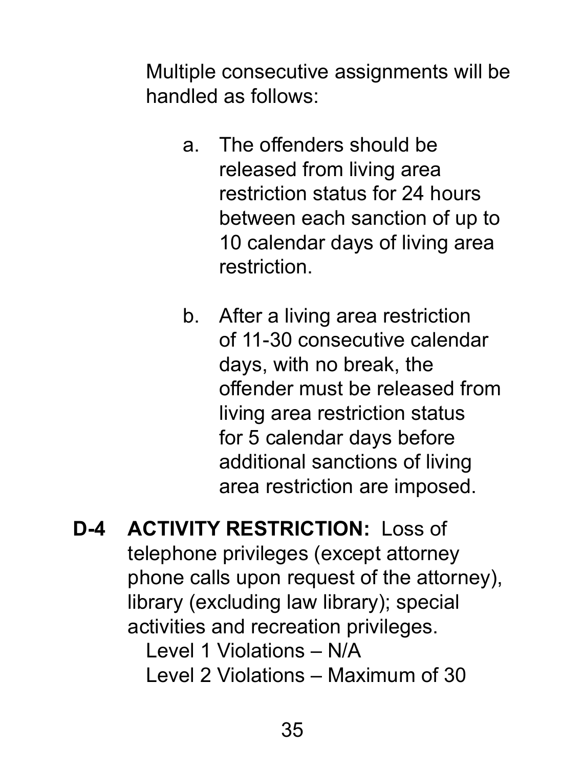Multiple consecutive assignments will be handled as follows:

a. The offenders should be released from living area restriction status for 24 hours between each sanction of up to 10 calendar days of living area restriction.

b. After a living area restriction of 11-30 consecutive calendar days, with no break, the offender must be released from living area restriction status for 5 calendar days before additional sanctions of living area restriction are imposed.

**D-4 ACTIVITY RESTRICTION:** Loss of telephone privileges (except attorney phone calls upon request of the attorney), library (excluding law library); special activities and recreation privileges.

Level 1 Violations – N/A
Level 2 Violations – Maximum of 30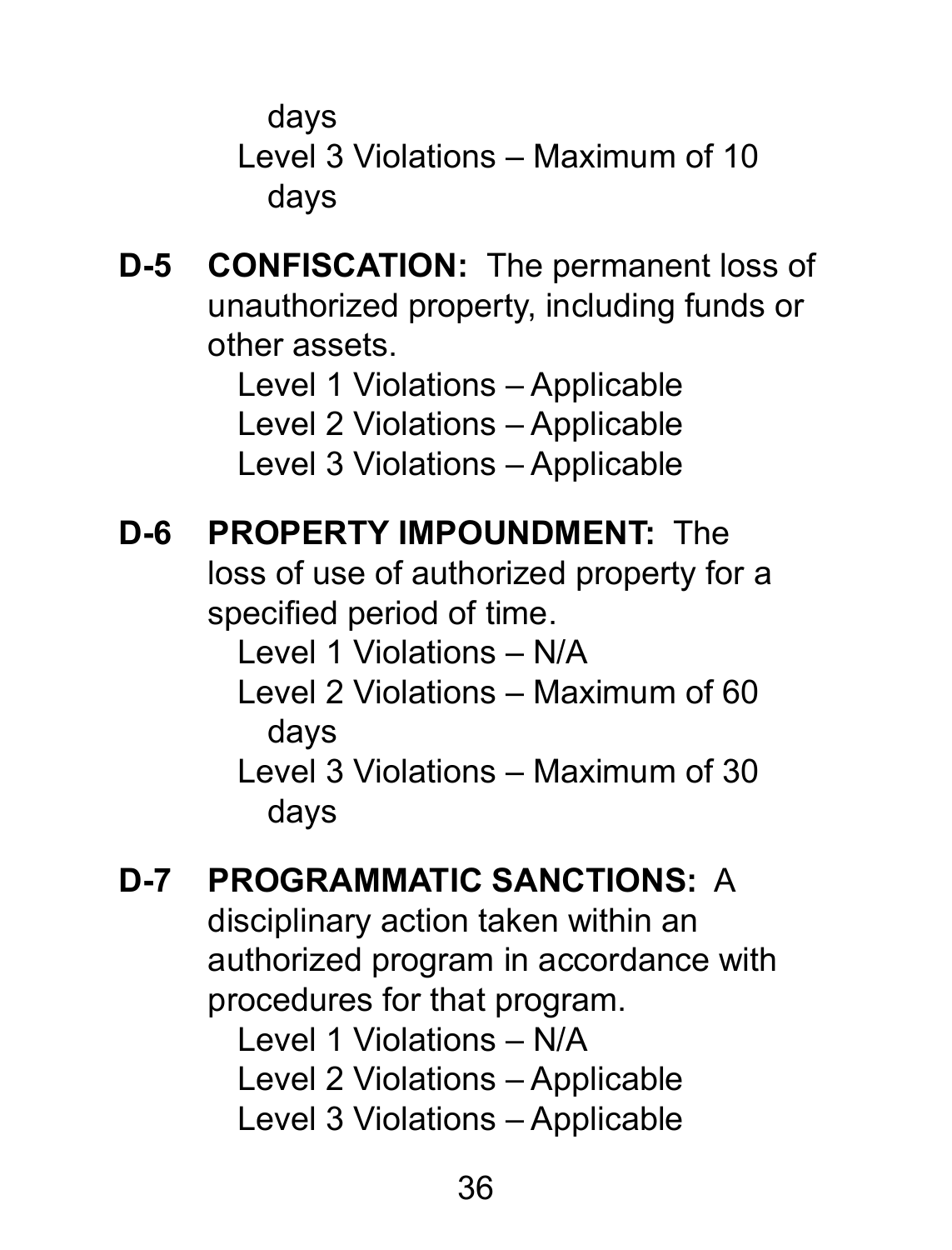days

Level 3 Violations – Maximum of 10 days

**D-5 CONFISCATION:** The permanent loss of unauthorized property, including funds or other assets.

Level 1 Violations – Applicable
Level 2 Violations – Applicable
Level 3 Violations – Applicable

**D-6 PROPERTY IMPOUNDMENT:** The loss of use of authorized property for a specified period of time.

Level 1 Violations – N/A
Level 2 Violations – Maximum of 60 days
Level 3 Violations – Maximum of 30 days

**D-7 PROGRAMMATIC SANCTIONS:** A disciplinary action taken within an authorized program in accordance with procedures for that program.

Level 1 Violations – N/A
Level 2 Violations – Applicable
Level 3 Violations – Applicable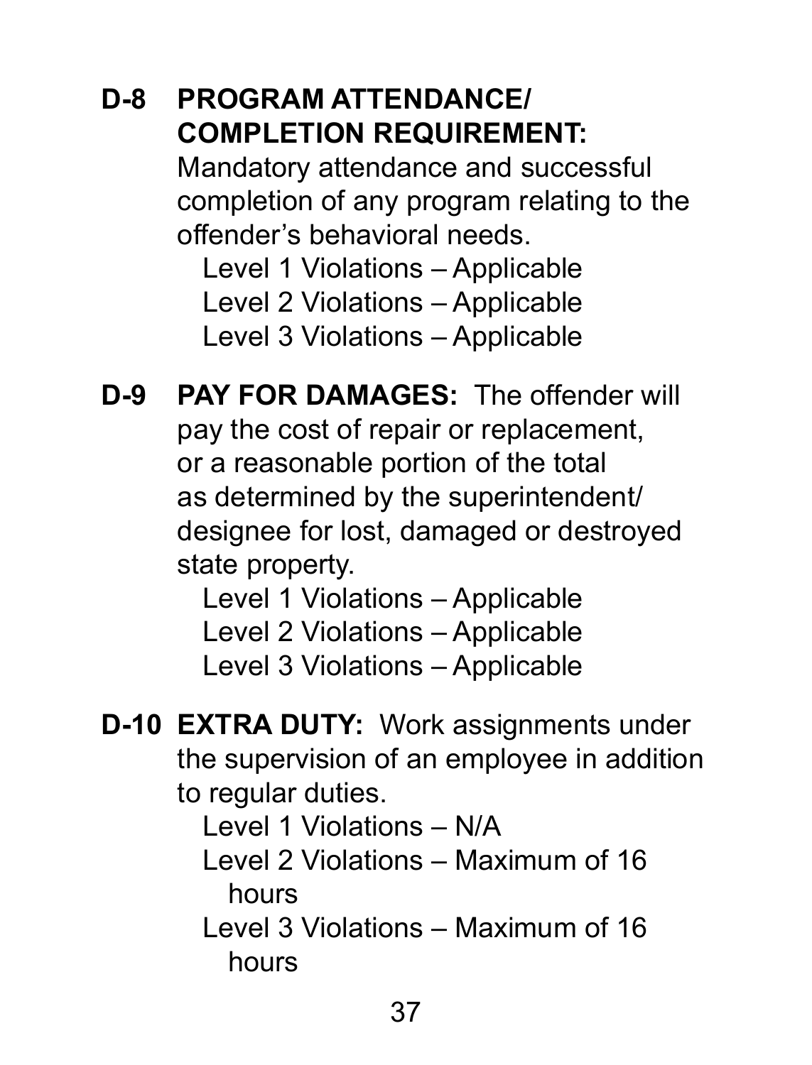**D-8 PROGRAM ATTENDANCE/ COMPLETION REQUIREMENT:** Mandatory attendance and successful completion of any program relating to the offender's behavioral needs.

Level 1 Violations – Applicable
Level 2 Violations – Applicable
Level 3 Violations – Applicable

**D-9 PAY FOR DAMAGES:** The offender will pay the cost of repair or replacement, or a reasonable portion of the total as determined by the superintendent/ designee for lost, damaged or destroyed state property.

Level 1 Violations – Applicable
Level 2 Violations – Applicable
Level 3 Violations – Applicable

**D-10 EXTRA DUTY:** Work assignments under the supervision of an employee in addition to regular duties.

Level 1 Violations – N/A
Level 2 Violations – Maximum of 16 hours
Level 3 Violations – Maximum of 16 hours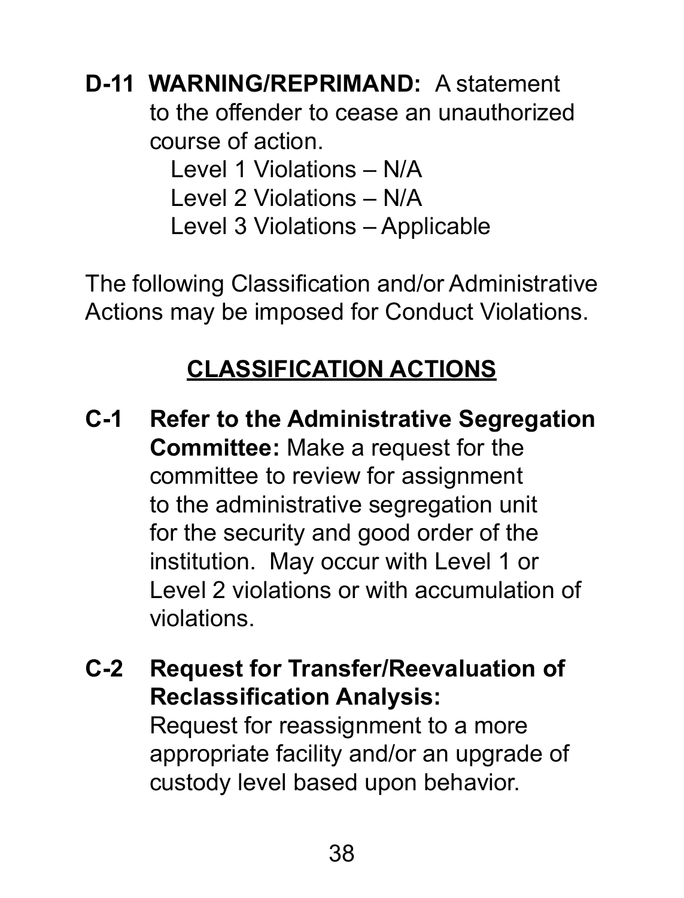**D-11 WARNING/REPRIMAND:** A statement to the offender to cease an unauthorized course of action.

Level 1 Violations – N/A
Level 2 Violations – N/A
Level 3 Violations – Applicable

The following Classification and/or Administrative Actions may be imposed for Conduct Violations.

## CLASSIFICATION ACTIONS

**C-1 Refer to the Administrative Segregation Committee:** Make a request for the committee to review for assignment to the administrative segregation unit for the security and good order of the institution. May occur with Level 1 or Level 2 violations or with accumulation of violations.

**C-2 Request for Transfer/Reevaluation of Reclassification Analysis:** Request for reassignment to a more appropriate facility and/or an upgrade of custody level based upon behavior.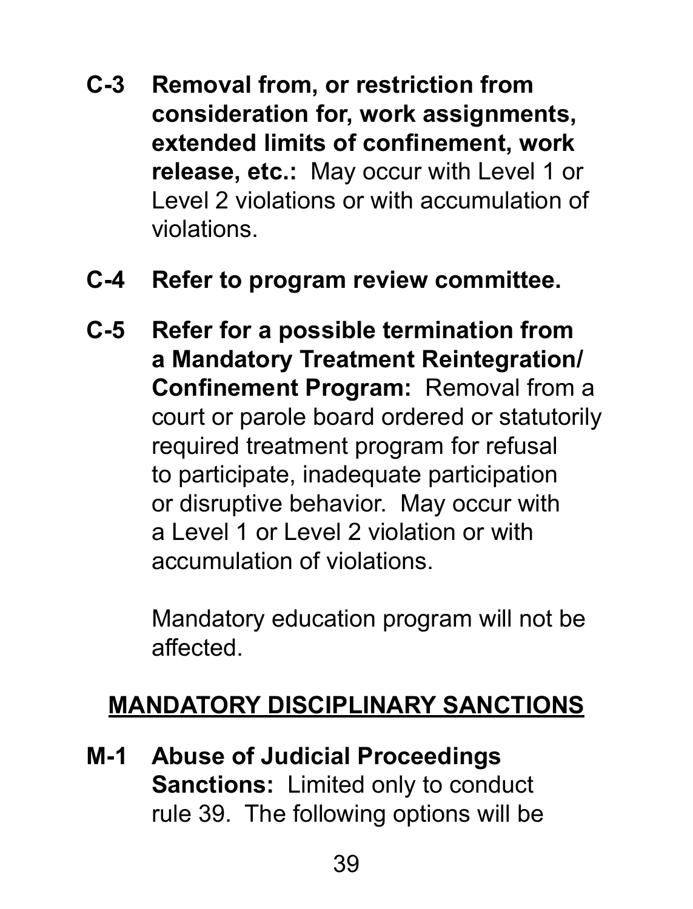**C-3 Removal from, or restriction from consideration for, work assignments, extended limits of confinement, work release, etc.:** May occur with Level 1 or Level 2 violations or with accumulation of violations.

**C-4 Refer to program review committee.**

**C-5 Refer for a possible termination from a Mandatory Treatment Reintegration/ Confinement Program:** Removal from a court or parole board ordered or statutorily required treatment program for refusal to participate, inadequate participation or disruptive behavior. May occur with a Level 1 or Level 2 violation or with accumulation of violations.

Mandatory education program will not be affected.

## MANDATORY DISCIPLINARY SANCTIONS

**M-1 Abuse of Judicial Proceedings Sanctions:** Limited only to conduct rule 39. The following options will be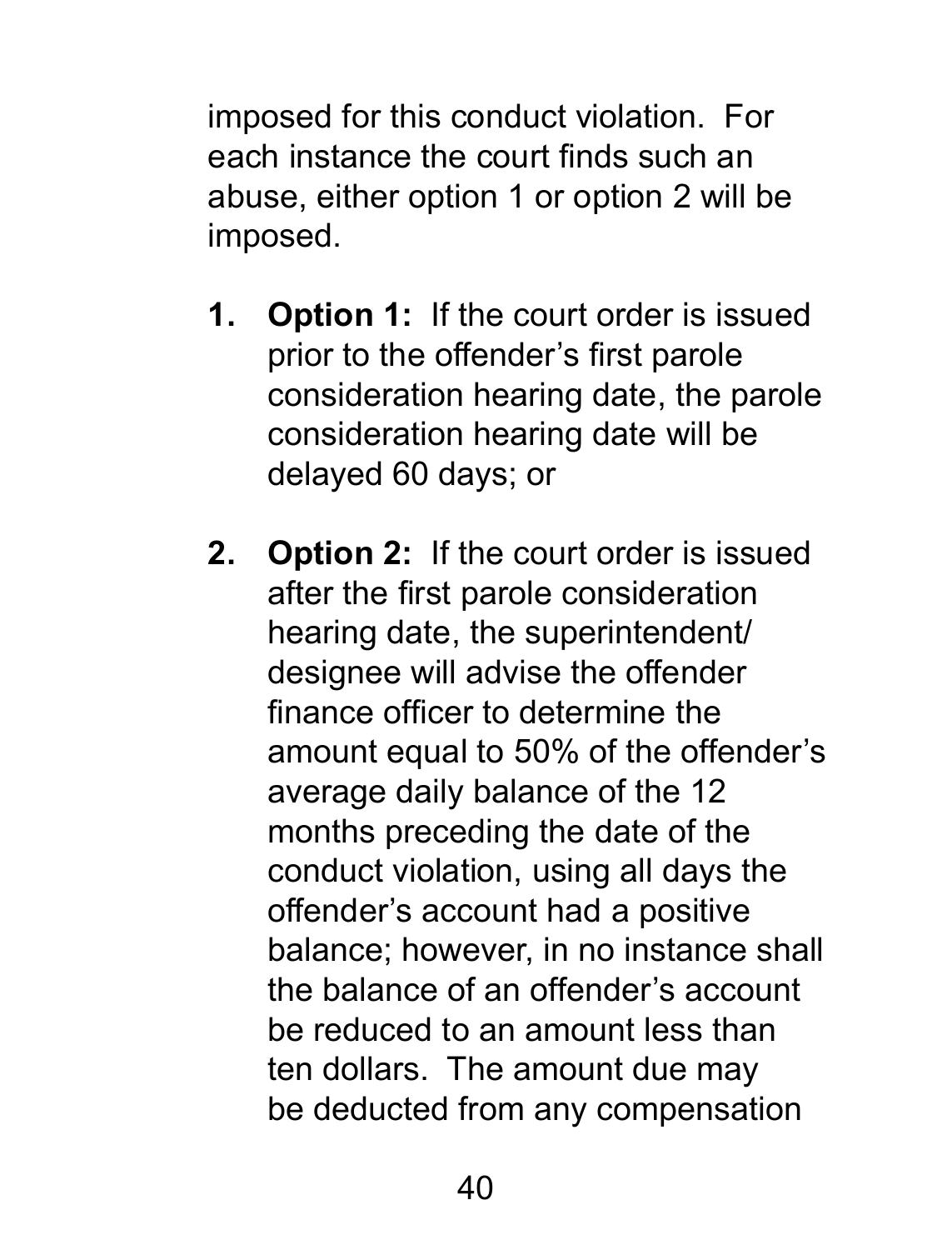imposed for this conduct violation. For each instance the court finds such an abuse, either option 1 or option 2 will be imposed.

1. **Option 1:** If the court order is issued prior to the offender's first parole consideration hearing date, the parole consideration hearing date will be delayed 60 days; or

2. **Option 2:** If the court order is issued after the first parole consideration hearing date, the superintendent/ designee will advise the offender finance officer to determine the amount equal to 50% of the offender's average daily balance of the 12 months preceding the date of the conduct violation, using all days the offender's account had a positive balance; however, in no instance shall the balance of an offender's account be reduced to an amount less than ten dollars. The amount due may be deducted from any compensation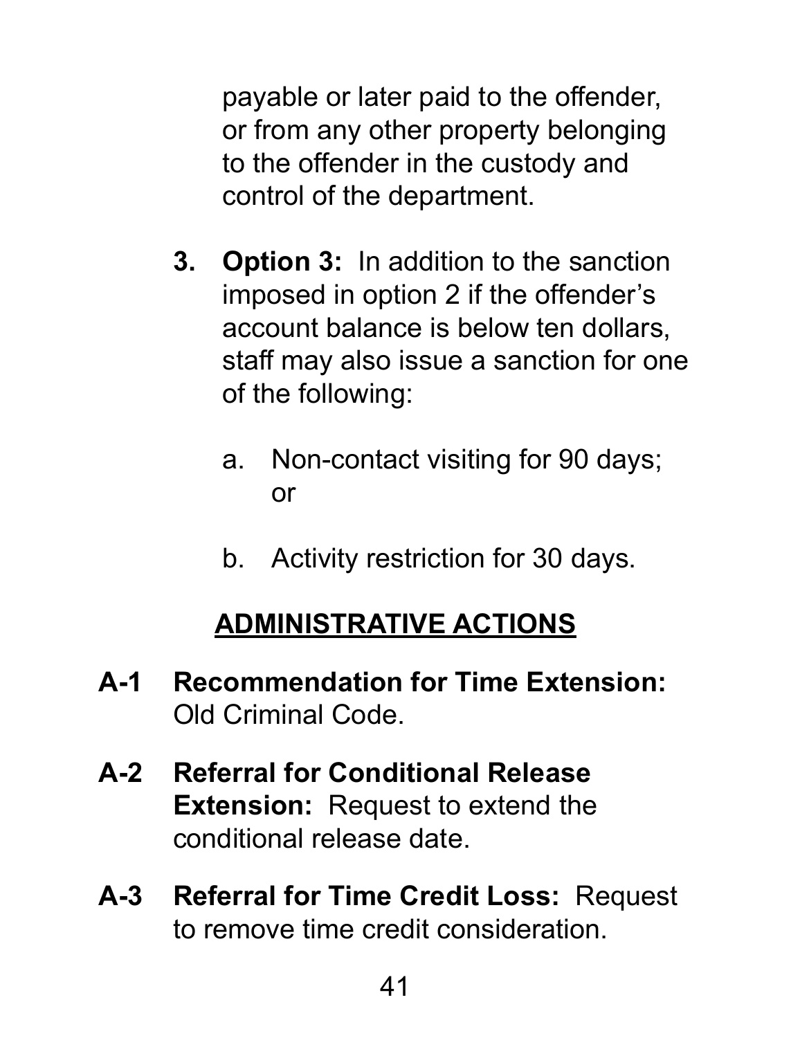payable or later paid to the offender, or from any other property belonging to the offender in the custody and control of the department.

3. **Option 3:** In addition to the sanction imposed in option 2 if the offender's account balance is below ten dollars, staff may also issue a sanction for one of the following:

   a. Non-contact visiting for 90 days; or

   b. Activity restriction for 30 days.

## ADMINISTRATIVE ACTIONS

**A-1 Recommendation for Time Extension:** Old Criminal Code.

**A-2 Referral for Conditional Release Extension:** Request to extend the conditional release date.

**A-3 Referral for Time Credit Loss:** Request to remove time credit consideration.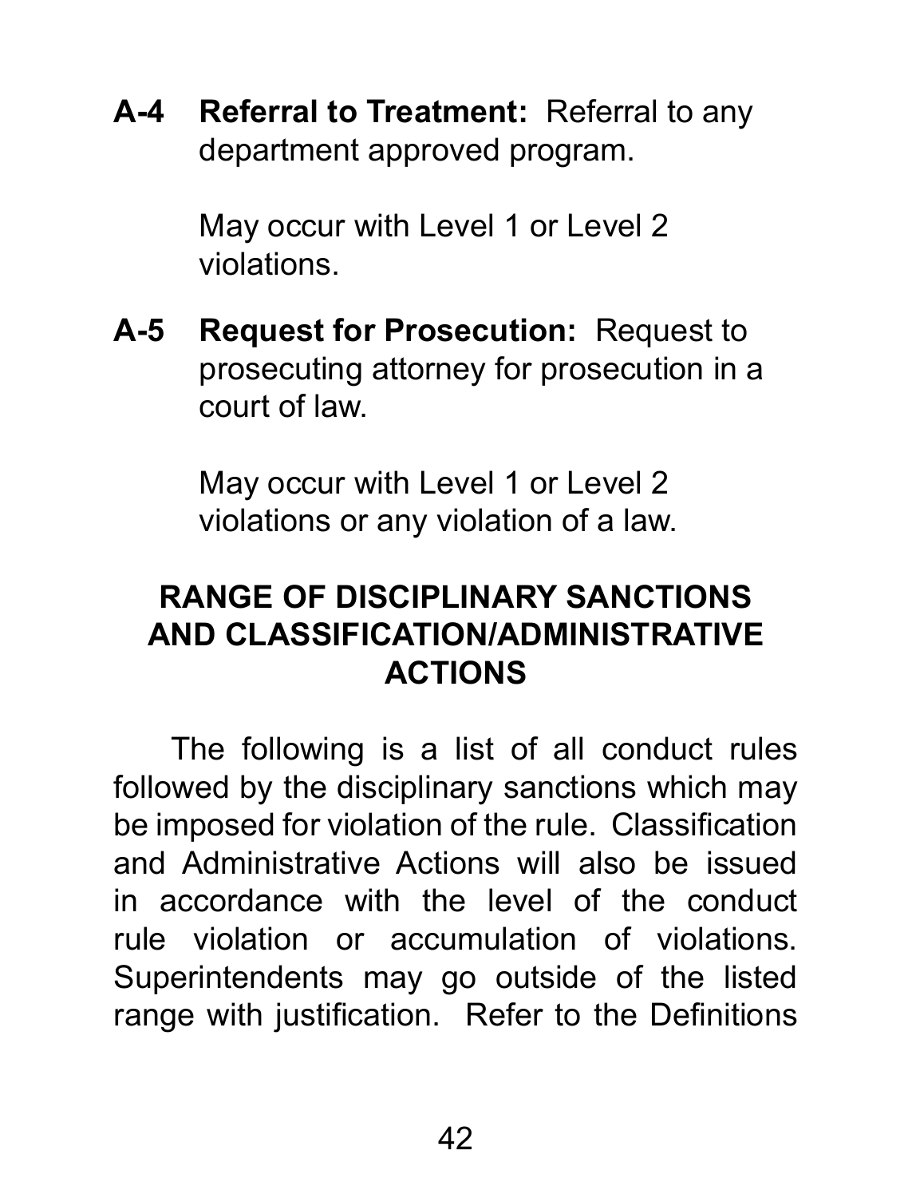**A-4 Referral to Treatment:** Referral to any department approved program.

May occur with Level 1 or Level 2 violations.

**A-5 Request for Prosecution:** Request to prosecuting attorney for prosecution in a court of law.

May occur with Level 1 or Level 2 violations or any violation of a law.

## RANGE OF DISCIPLINARY SANCTIONS AND CLASSIFICATION/ADMINISTRATIVE ACTIONS

The following is a list of all conduct rules followed by the disciplinary sanctions which may be imposed for violation of the rule. Classification and Administrative Actions will also be issued in accordance with the level of the conduct rule violation or accumulation of violations. Superintendents may go outside of the listed range with justification. Refer to the Definitions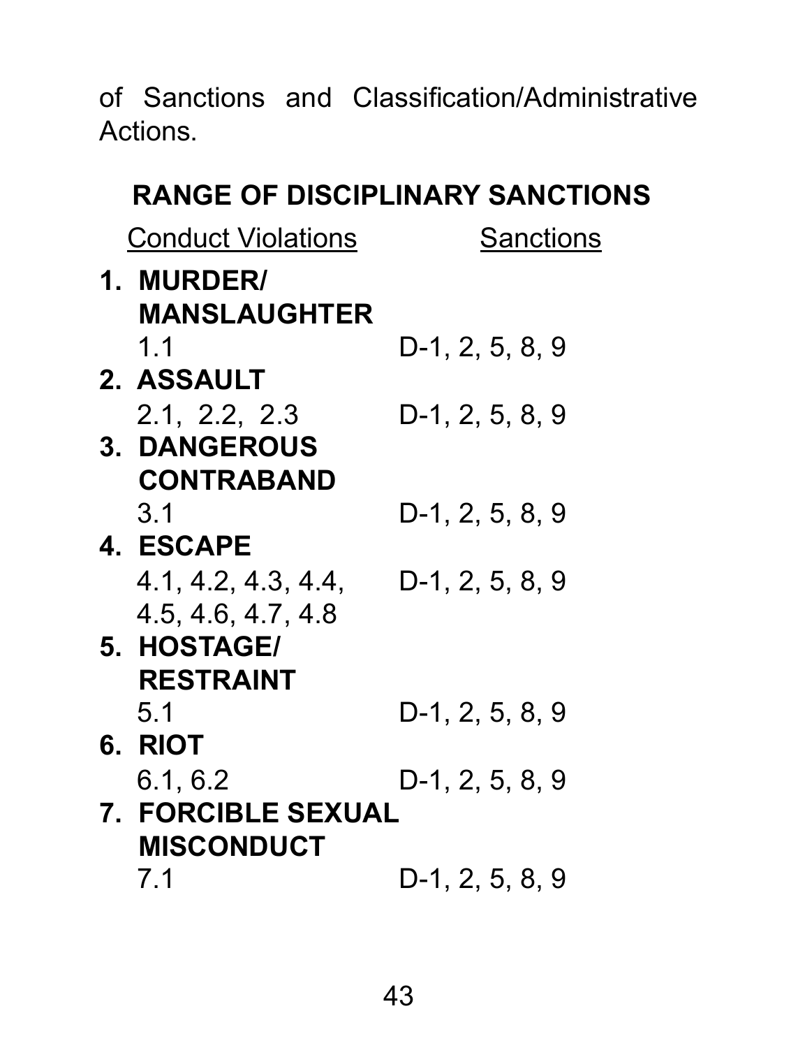of Sanctions and Classification/Administrative Actions.

## RANGE OF DISCIPLINARY SANCTIONS

| Conduct Violations | Sanctions |
|---|---|
| **1. MURDER/ MANSLAUGHTER** | |
| 1.1 | D-1, 2, 5, 8, 9 |
| **2. ASSAULT** | |
| 2.1, 2.2, 2.3 | D-1, 2, 5, 8, 9 |
| **3. DANGEROUS CONTRABAND** | |
| 3.1 | D-1, 2, 5, 8, 9 |
| **4. ESCAPE** | |
| 4.1, 4.2, 4.3, 4.4, 4.5, 4.6, 4.7, 4.8 | D-1, 2, 5, 8, 9 |
| **5. HOSTAGE/ RESTRAINT** | |
| 5.1 | D-1, 2, 5, 8, 9 |
| **6. RIOT** | |
| 6.1, 6.2 | D-1, 2, 5, 8, 9 |
| **7. FORCIBLE SEXUAL MISCONDUCT** | |
| 7.1 | D-1, 2, 5, 8, 9 |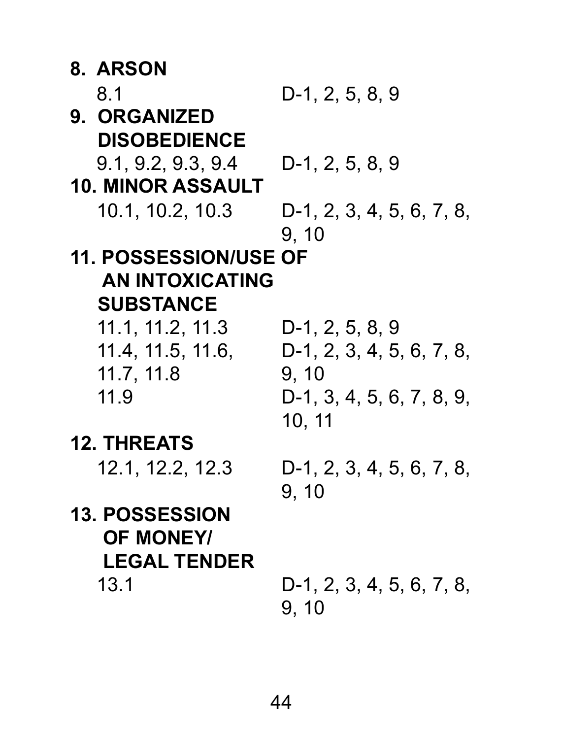**8. ARSON**

8.1 D-1, 2, 5, 8, 9

**9. ORGANIZED DISOBEDIENCE**

9.1, 9.2, 9.3, 9.4 D-1, 2, 5, 8, 9

**10. MINOR ASSAULT**

10.1, 10.2, 10.3 D-1, 2, 3, 4, 5, 6, 7, 8, 9, 10

**11. POSSESSION/USE OF AN INTOXICATING SUBSTANCE**

11.1, 11.2, 11.3 D-1, 2, 5, 8, 9

11.4, 11.5, 11.6, 11.7, 11.8 D-1, 2, 3, 4, 5, 6, 7, 8, 9, 10

11.9 D-1, 3, 4, 5, 6, 7, 8, 9, 10, 11

**12. THREATS**

12.1, 12.2, 12.3 D-1, 2, 3, 4, 5, 6, 7, 8, 9, 10

**13. POSSESSION OF MONEY/ LEGAL TENDER**

13.1 D-1, 2, 3, 4, 5, 6, 7, 8, 9, 10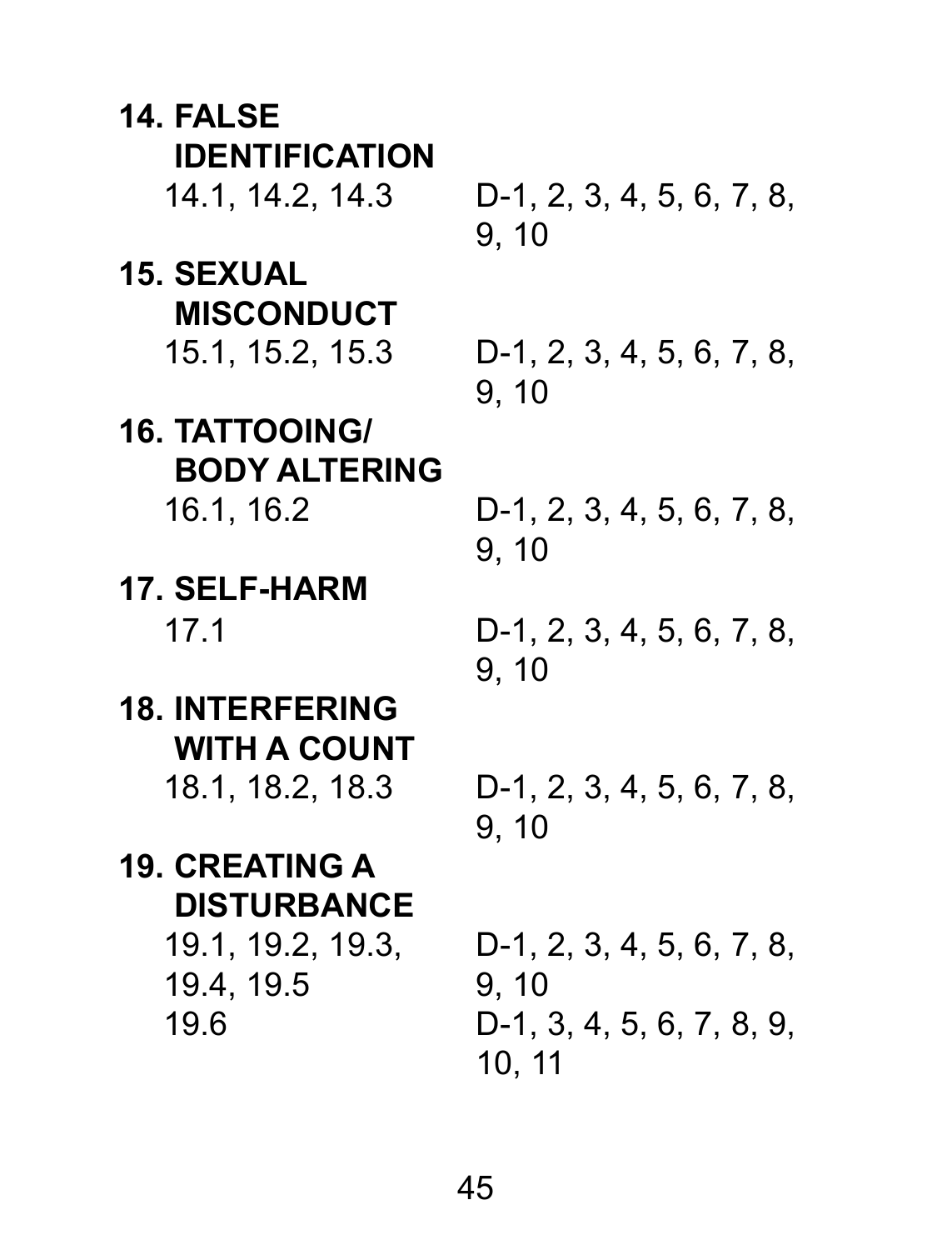**14. FALSE IDENTIFICATION**

| | |
|---|---|
| 14.1, 14.2, 14.3 | D-1, 2, 3, 4, 5, 6, 7, 8, 9, 10 |

**15. SEXUAL MISCONDUCT**

| | |
|---|---|
| 15.1, 15.2, 15.3 | D-1, 2, 3, 4, 5, 6, 7, 8, 9, 10 |

**16. TATTOOING/ BODY ALTERING**

| | |
|---|---|
| 16.1, 16.2 | D-1, 2, 3, 4, 5, 6, 7, 8, 9, 10 |

**17. SELF-HARM**

| | |
|---|---|
| 17.1 | D-1, 2, 3, 4, 5, 6, 7, 8, 9, 10 |

**18. INTERFERING WITH A COUNT**

| | |
|---|---|
| 18.1, 18.2, 18.3 | D-1, 2, 3, 4, 5, 6, 7, 8, 9, 10 |

**19. CREATING A DISTURBANCE**

| | |
|---|---|
| 19.1, 19.2, 19.3, 19.4, 19.5 | D-1, 2, 3, 4, 5, 6, 7, 8, 9, 10 |
| 19.6 | D-1, 3, 4, 5, 6, 7, 8, 9, 10, 11 |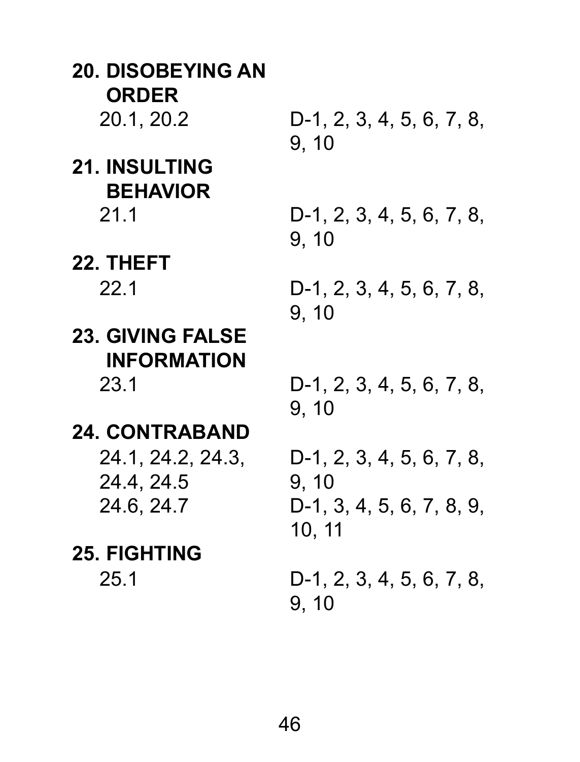**20. DISOBEYING AN ORDER**

| | |
|---|---|
| 20.1, 20.2 | D-1, 2, 3, 4, 5, 6, 7, 8, 9, 10 |

**21. INSULTING BEHAVIOR**

| | |
|---|---|
| 21.1 | D-1, 2, 3, 4, 5, 6, 7, 8, 9, 10 |

**22. THEFT**

| | |
|---|---|
| 22.1 | D-1, 2, 3, 4, 5, 6, 7, 8, 9, 10 |

**23. GIVING FALSE INFORMATION**

| | |
|---|---|
| 23.1 | D-1, 2, 3, 4, 5, 6, 7, 8, 9, 10 |

**24. CONTRABAND**

| | |
|---|---|
| 24.1, 24.2, 24.3, 24.4, 24.5 | D-1, 2, 3, 4, 5, 6, 7, 8, 9, 10 |
| 24.6, 24.7 | D-1, 3, 4, 5, 6, 7, 8, 9, 10, 11 |

**25. FIGHTING**

| | |
|---|---|
| 25.1 | D-1, 2, 3, 4, 5, 6, 7, 8, 9, 10 |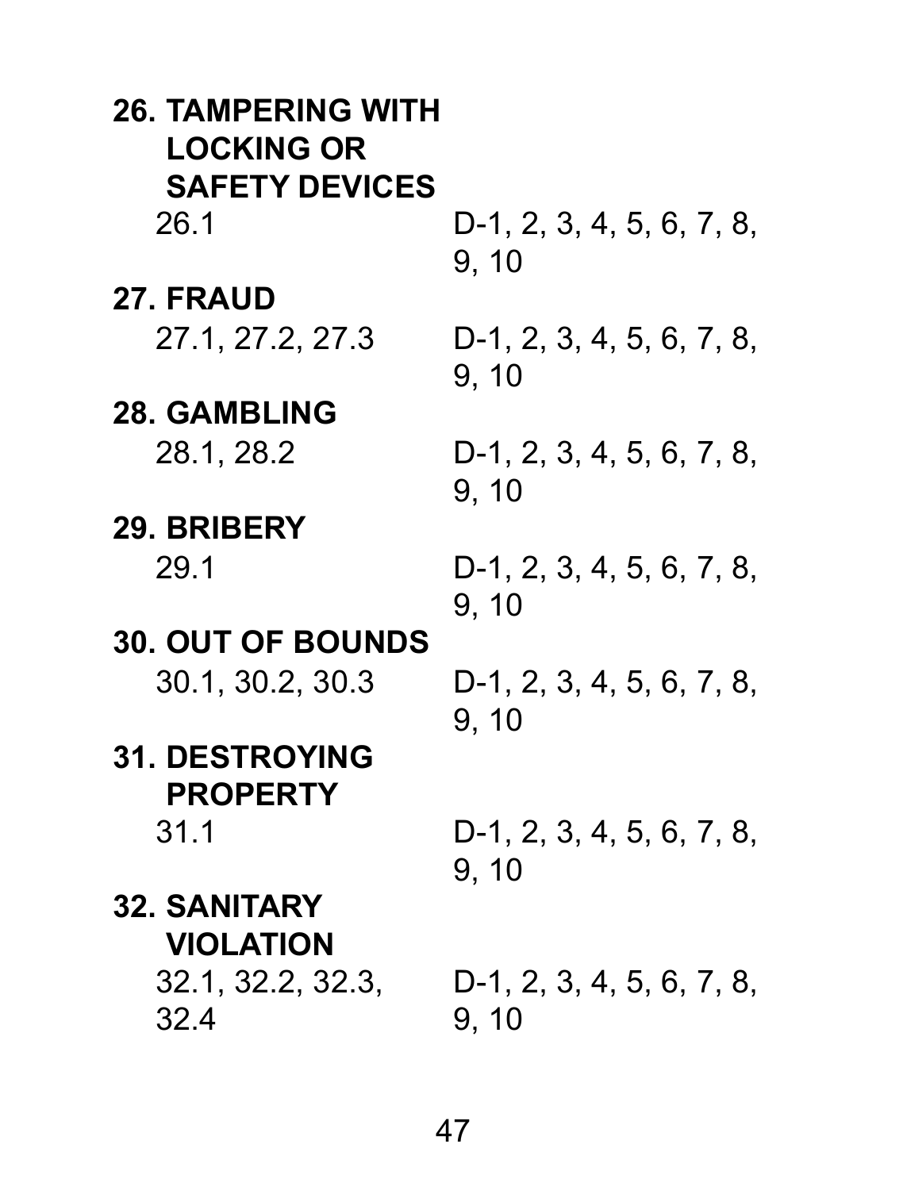**26. TAMPERING WITH LOCKING OR SAFETY DEVICES**

| | |
|---|---|
| 26.1 | D-1, 2, 3, 4, 5, 6, 7, 8, 9, 10 |

**27. FRAUD**

| | |
|---|---|
| 27.1, 27.2, 27.3 | D-1, 2, 3, 4, 5, 6, 7, 8, 9, 10 |

**28. GAMBLING**

| | |
|---|---|
| 28.1, 28.2 | D-1, 2, 3, 4, 5, 6, 7, 8, 9, 10 |

**29. BRIBERY**

| | |
|---|---|
| 29.1 | D-1, 2, 3, 4, 5, 6, 7, 8, 9, 10 |

**30. OUT OF BOUNDS**

| | |
|---|---|
| 30.1, 30.2, 30.3 | D-1, 2, 3, 4, 5, 6, 7, 8, 9, 10 |

**31. DESTROYING PROPERTY**

| | |
|---|---|
| 31.1 | D-1, 2, 3, 4, 5, 6, 7, 8, 9, 10 |

**32. SANITARY VIOLATION**

| | |
|---|---|
| 32.1, 32.2, 32.3, 32.4 | D-1, 2, 3, 4, 5, 6, 7, 8, 9, 10 |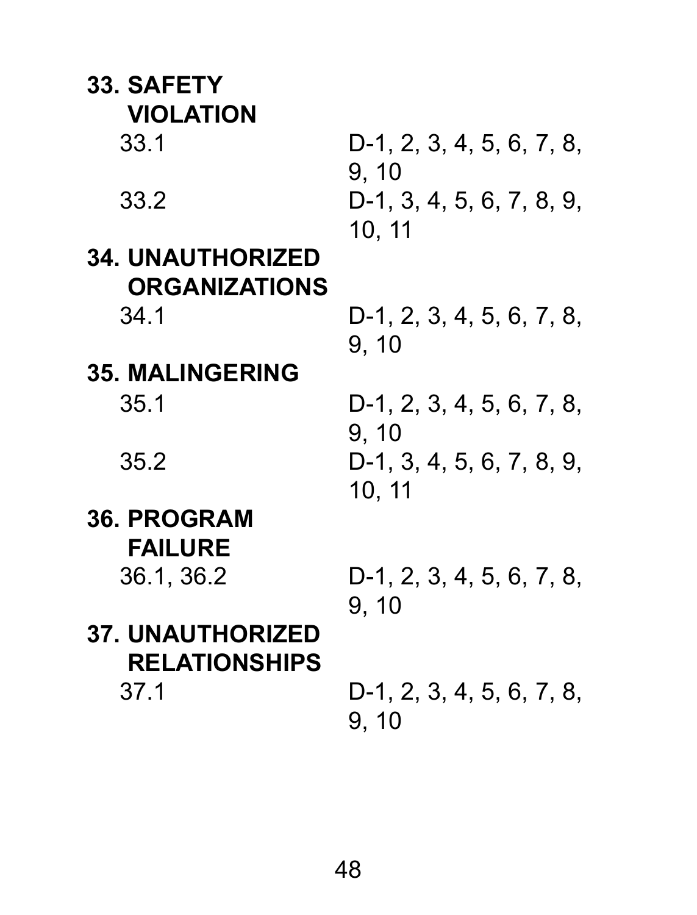**33. SAFETY VIOLATION**

| | |
|---|---|
| 33.1 | D-1, 2, 3, 4, 5, 6, 7, 8, 9, 10 |
| 33.2 | D-1, 3, 4, 5, 6, 7, 8, 9, 10, 11 |

**34. UNAUTHORIZED ORGANIZATIONS**

| | |
|---|---|
| 34.1 | D-1, 2, 3, 4, 5, 6, 7, 8, 9, 10 |

**35. MALINGERING**

| | |
|---|---|
| 35.1 | D-1, 2, 3, 4, 5, 6, 7, 8, 9, 10 |
| 35.2 | D-1, 3, 4, 5, 6, 7, 8, 9, 10, 11 |

**36. PROGRAM FAILURE**

| | |
|---|---|
| 36.1, 36.2 | D-1, 2, 3, 4, 5, 6, 7, 8, 9, 10 |

**37. UNAUTHORIZED RELATIONSHIPS**

| | |
|---|---|
| 37.1 | D-1, 2, 3, 4, 5, 6, 7, 8, 9, 10 |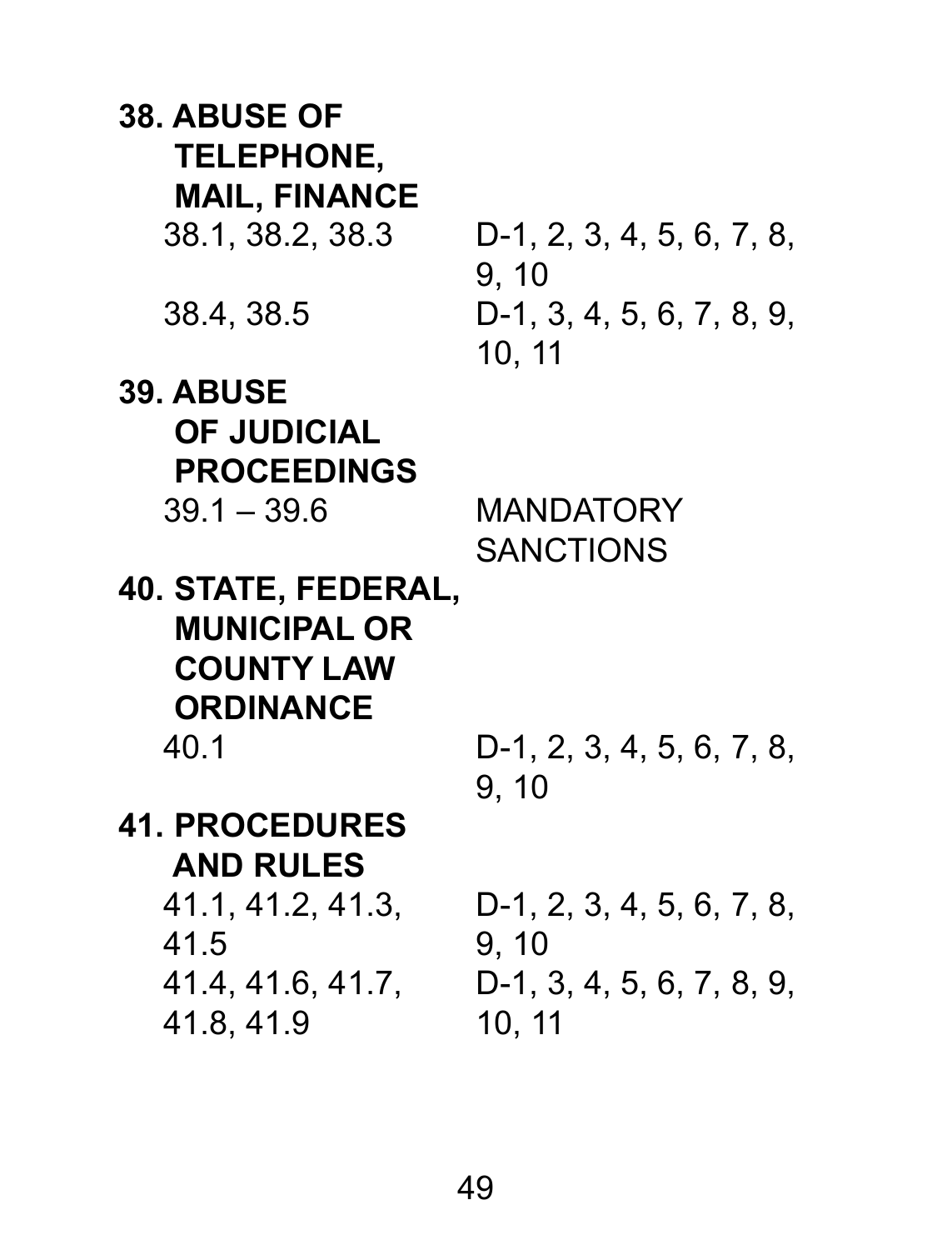**38. ABUSE OF TELEPHONE, MAIL, FINANCE**

| | |
|---|---|
| 38.1, 38.2, 38.3 | D-1, 2, 3, 4, 5, 6, 7, 8, 9, 10 |
| 38.4, 38.5 | D-1, 3, 4, 5, 6, 7, 8, 9, 10, 11 |

**39. ABUSE OF JUDICIAL PROCEEDINGS**

| | |
|---|---|
| 39.1 – 39.6 | MANDATORY SANCTIONS |

**40. STATE, FEDERAL, MUNICIPAL OR COUNTY LAW ORDINANCE**

| | |
|---|---|
| 40.1 | D-1, 2, 3, 4, 5, 6, 7, 8, 9, 10 |

**41. PROCEDURES AND RULES**

| | |
|---|---|
| 41.1, 41.2, 41.3, 41.5 | D-1, 2, 3, 4, 5, 6, 7, 8, 9, 10 |
| 41.4, 41.6, 41.7, 41.8, 41.9 | D-1, 3, 4, 5, 6, 7, 8, 9, 10, 11 |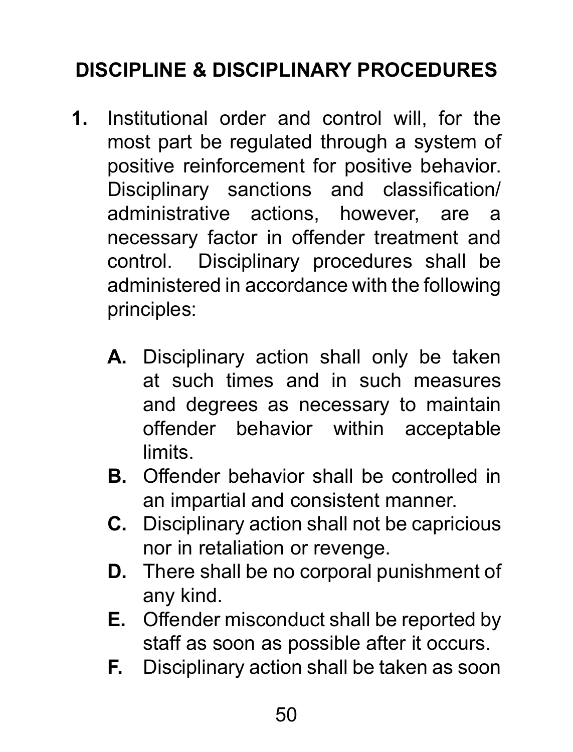## DISCIPLINE & DISCIPLINARY PROCEDURES

1. Institutional order and control will, for the most part be regulated through a system of positive reinforcement for positive behavior. Disciplinary sanctions and classification/ administrative actions, however, are a necessary factor in offender treatment and control. Disciplinary procedures shall be administered in accordance with the following principles:

   **A.** Disciplinary action shall only be taken at such times and in such measures and degrees as necessary to maintain offender behavior within acceptable limits.

   **B.** Offender behavior shall be controlled in an impartial and consistent manner.

   **C.** Disciplinary action shall not be capricious nor in retaliation or revenge.

   **D.** There shall be no corporal punishment of any kind.

   **E.** Offender misconduct shall be reported by staff as soon as possible after it occurs.

   **F.** Disciplinary action shall be taken as soon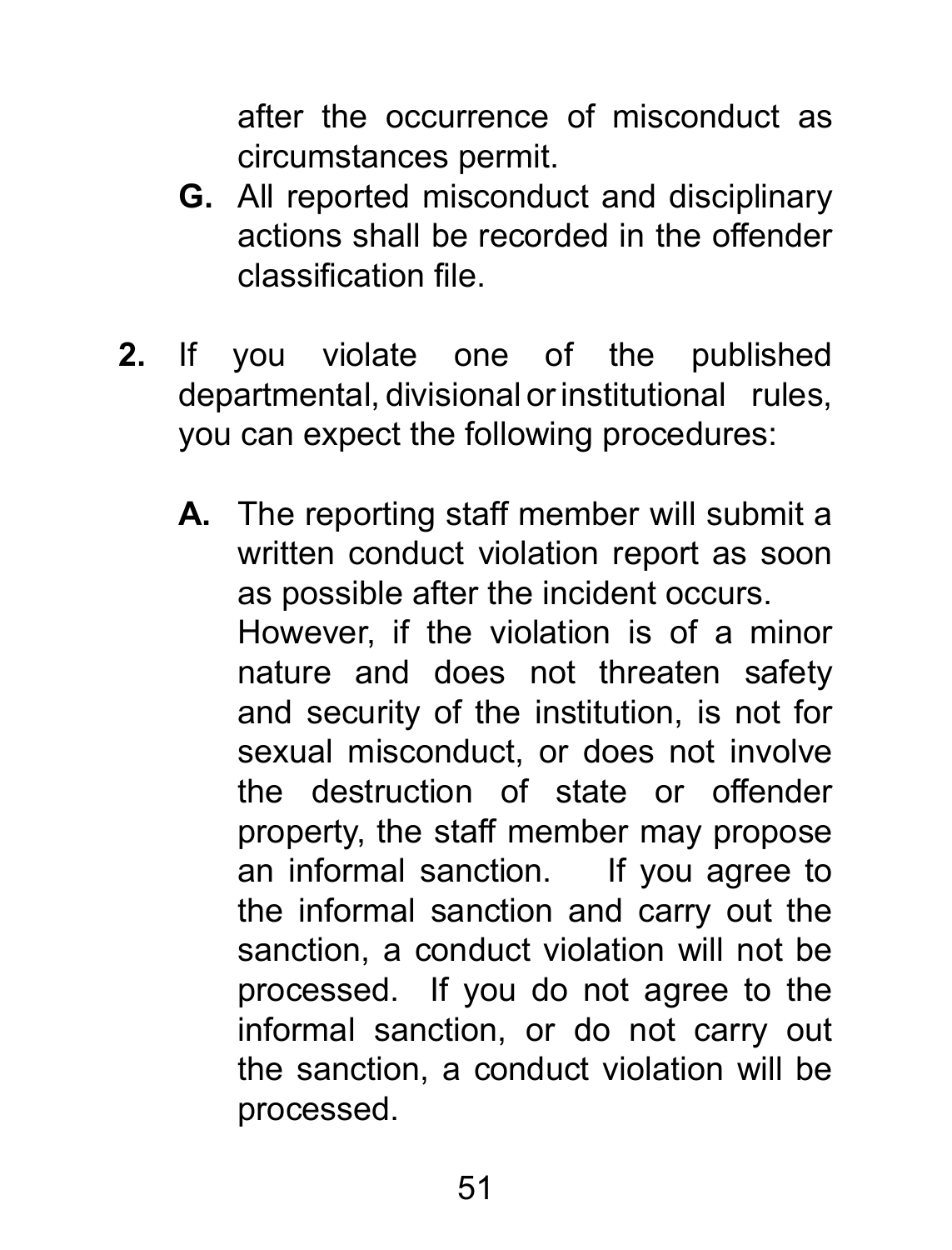after the occurrence of misconduct as circumstances permit.

**G.** All reported misconduct and disciplinary actions shall be recorded in the offender classification file.

**2.** If you violate one of the published departmental, divisional or institutional rules, you can expect the following procedures:

**A.** The reporting staff member will submit a written conduct violation report as soon as possible after the incident occurs. However, if the violation is of a minor nature and does not threaten safety and security of the institution, is not for sexual misconduct, or does not involve the destruction of state or offender property, the staff member may propose an informal sanction. If you agree to the informal sanction and carry out the sanction, a conduct violation will not be processed. If you do not agree to the informal sanction, or do not carry out the sanction, a conduct violation will be processed.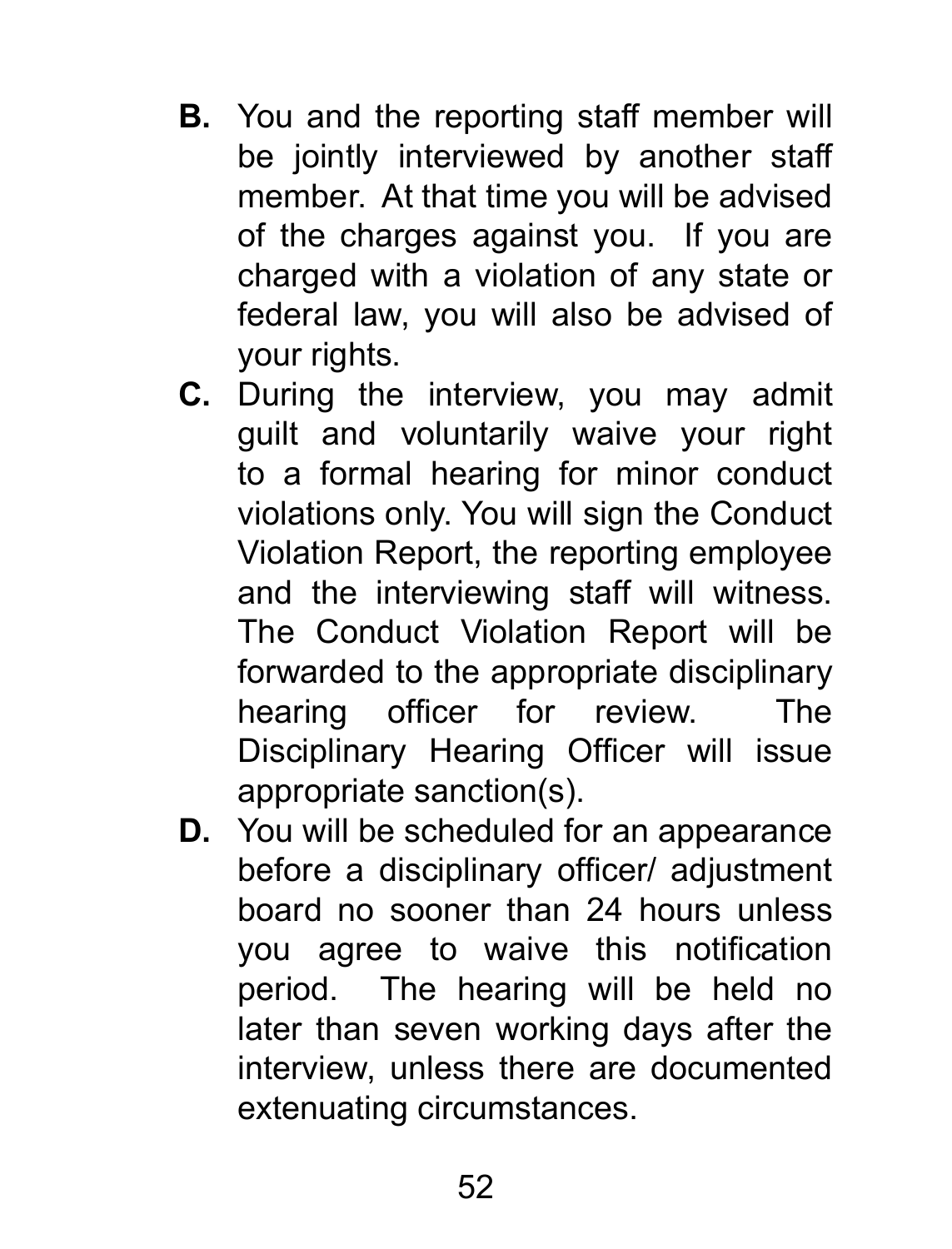**B.** You and the reporting staff member will be jointly interviewed by another staff member. At that time you will be advised of the charges against you. If you are charged with a violation of any state or federal law, you will also be advised of your rights.

**C.** During the interview, you may admit guilt and voluntarily waive your right to a formal hearing for minor conduct violations only. You will sign the Conduct Violation Report, the reporting employee and the interviewing staff will witness. The Conduct Violation Report will be forwarded to the appropriate disciplinary hearing officer for review. The Disciplinary Hearing Officer will issue appropriate sanction(s).

**D.** You will be scheduled for an appearance before a disciplinary officer/ adjustment board no sooner than 24 hours unless you agree to waive this notification period. The hearing will be held no later than seven working days after the interview, unless there are documented extenuating circumstances.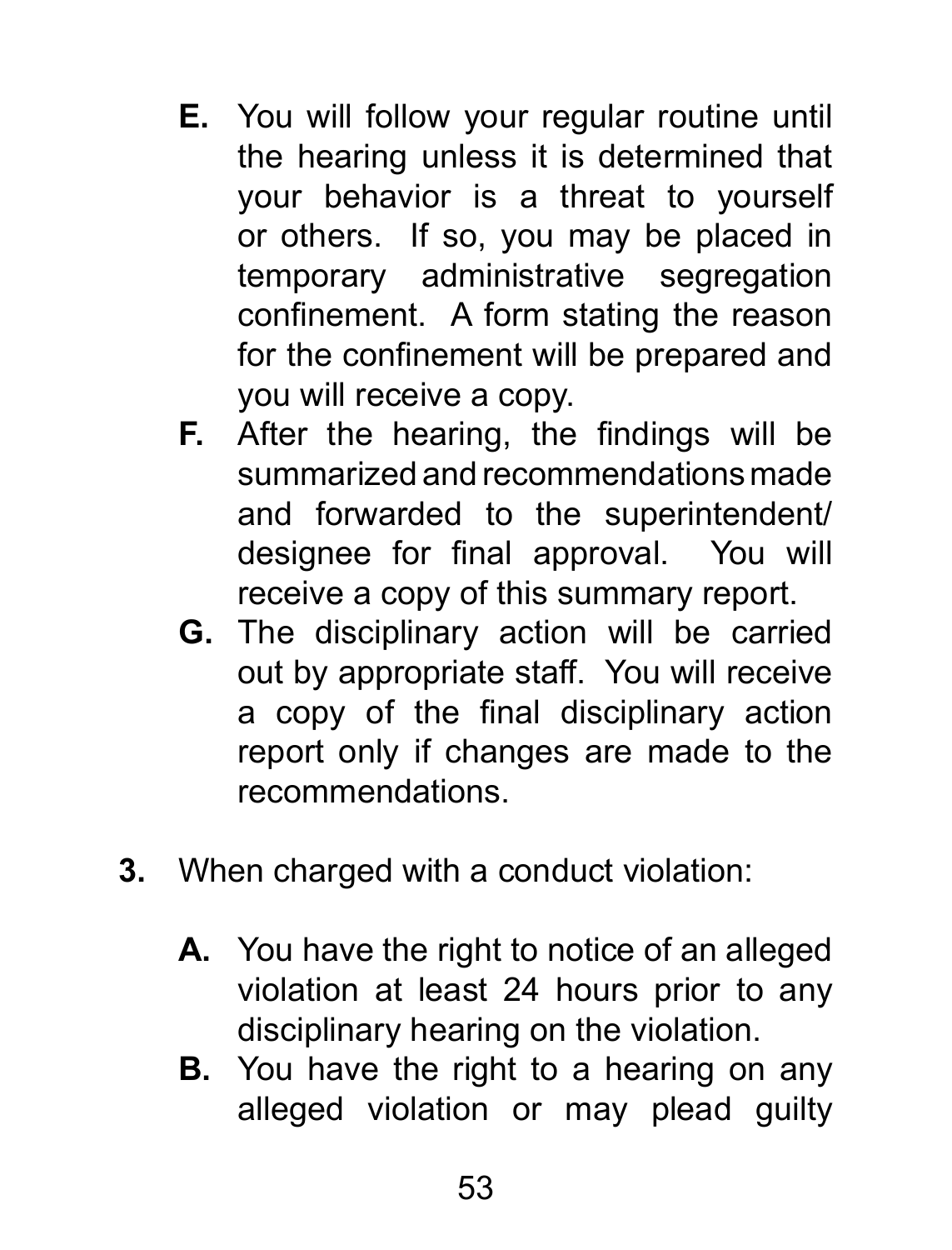**E.** You will follow your regular routine until the hearing unless it is determined that your behavior is a threat to yourself or others. If so, you may be placed in temporary administrative segregation confinement. A form stating the reason for the confinement will be prepared and you will receive a copy.

**F.** After the hearing, the findings will be summarized and recommendations made and forwarded to the superintendent/designee for final approval. You will receive a copy of this summary report.

**G.** The disciplinary action will be carried out by appropriate staff. You will receive a copy of the final disciplinary action report only if changes are made to the recommendations.

**3.** When charged with a conduct violation:

**A.** You have the right to notice of an alleged violation at least 24 hours prior to any disciplinary hearing on the violation.

**B.** You have the right to a hearing on any alleged violation or may plead guilty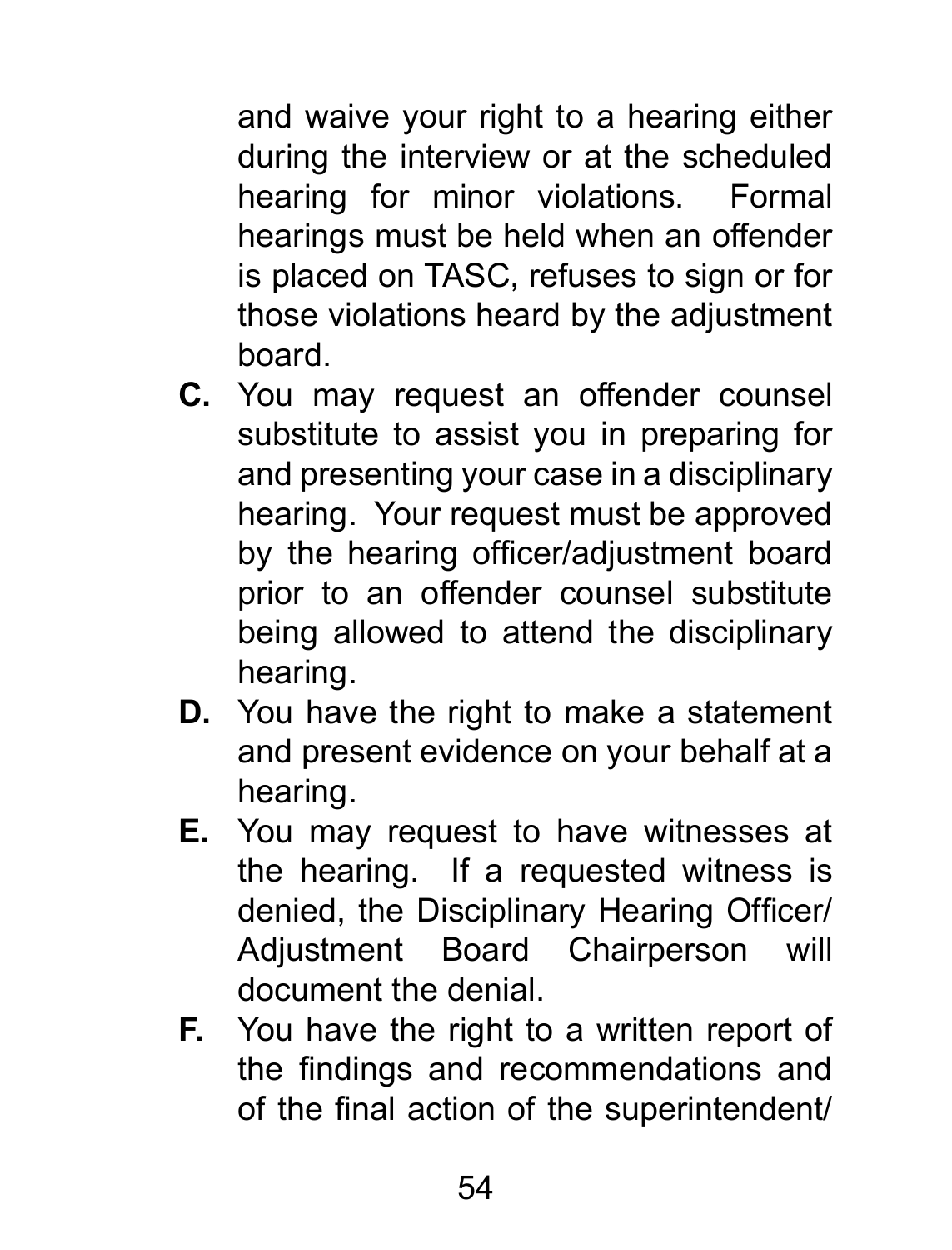and waive your right to a hearing either during the interview or at the scheduled hearing for minor violations. Formal hearings must be held when an offender is placed on TASC, refuses to sign or for those violations heard by the adjustment board.

**C.** You may request an offender counsel substitute to assist you in preparing for and presenting your case in a disciplinary hearing. Your request must be approved by the hearing officer/adjustment board prior to an offender counsel substitute being allowed to attend the disciplinary hearing.

**D.** You have the right to make a statement and present evidence on your behalf at a hearing.

**E.** You may request to have witnesses at the hearing. If a requested witness is denied, the Disciplinary Hearing Officer/ Adjustment Board Chairperson will document the denial.

**F.** You have the right to a written report of the findings and recommendations and of the final action of the superintendent/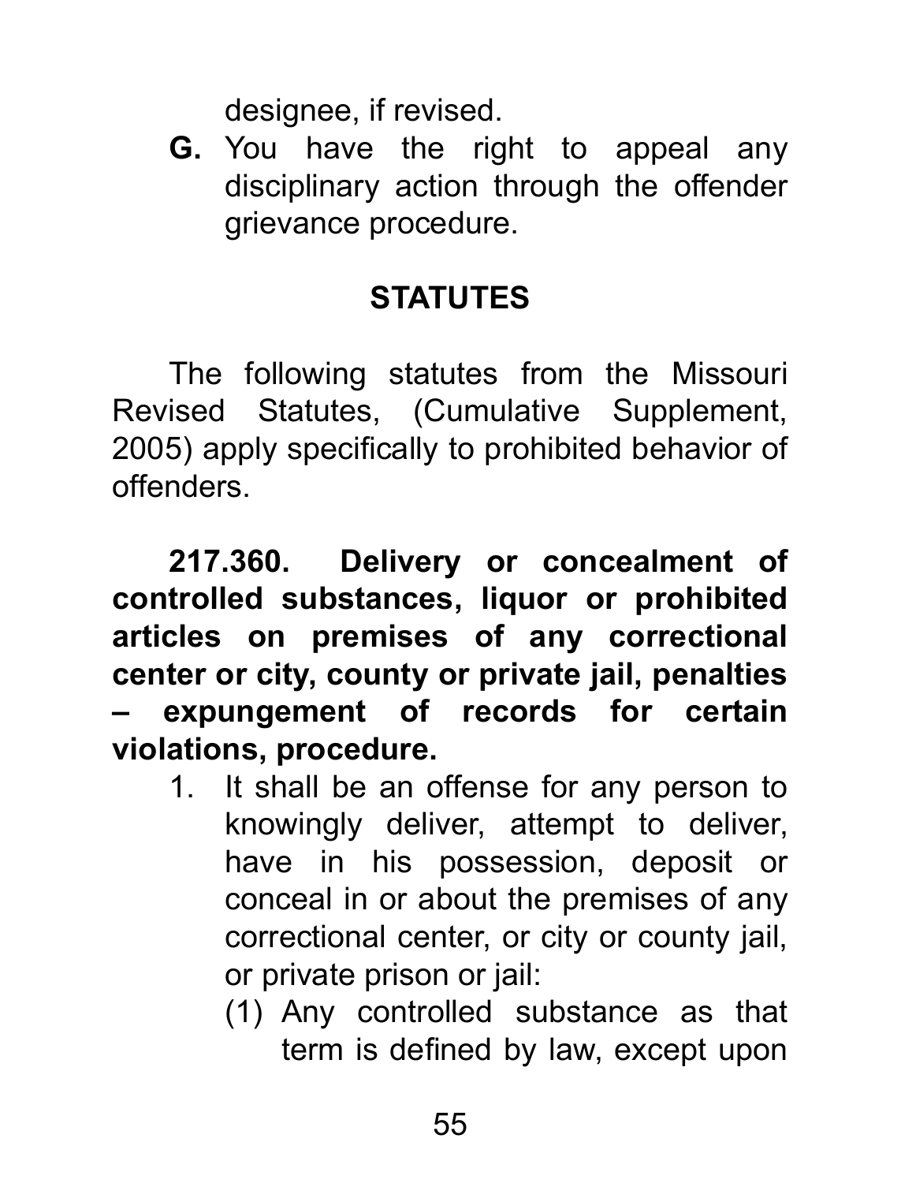designee, if revised.

**G.** You have the right to appeal any disciplinary action through the offender grievance procedure.

## STATUTES

The following statutes from the Missouri Revised Statutes, (Cumulative Supplement, 2005) apply specifically to prohibited behavior of offenders.

**217.360. Delivery or concealment of controlled substances, liquor or prohibited articles on premises of any correctional center or city, county or private jail, penalties – expungement of records for certain violations, procedure.**

1. It shall be an offense for any person to knowingly deliver, attempt to deliver, have in his possession, deposit or conceal in or about the premises of any correctional center, or city or county jail, or private prison or jail:

   (1) Any controlled substance as that term is defined by law, except upon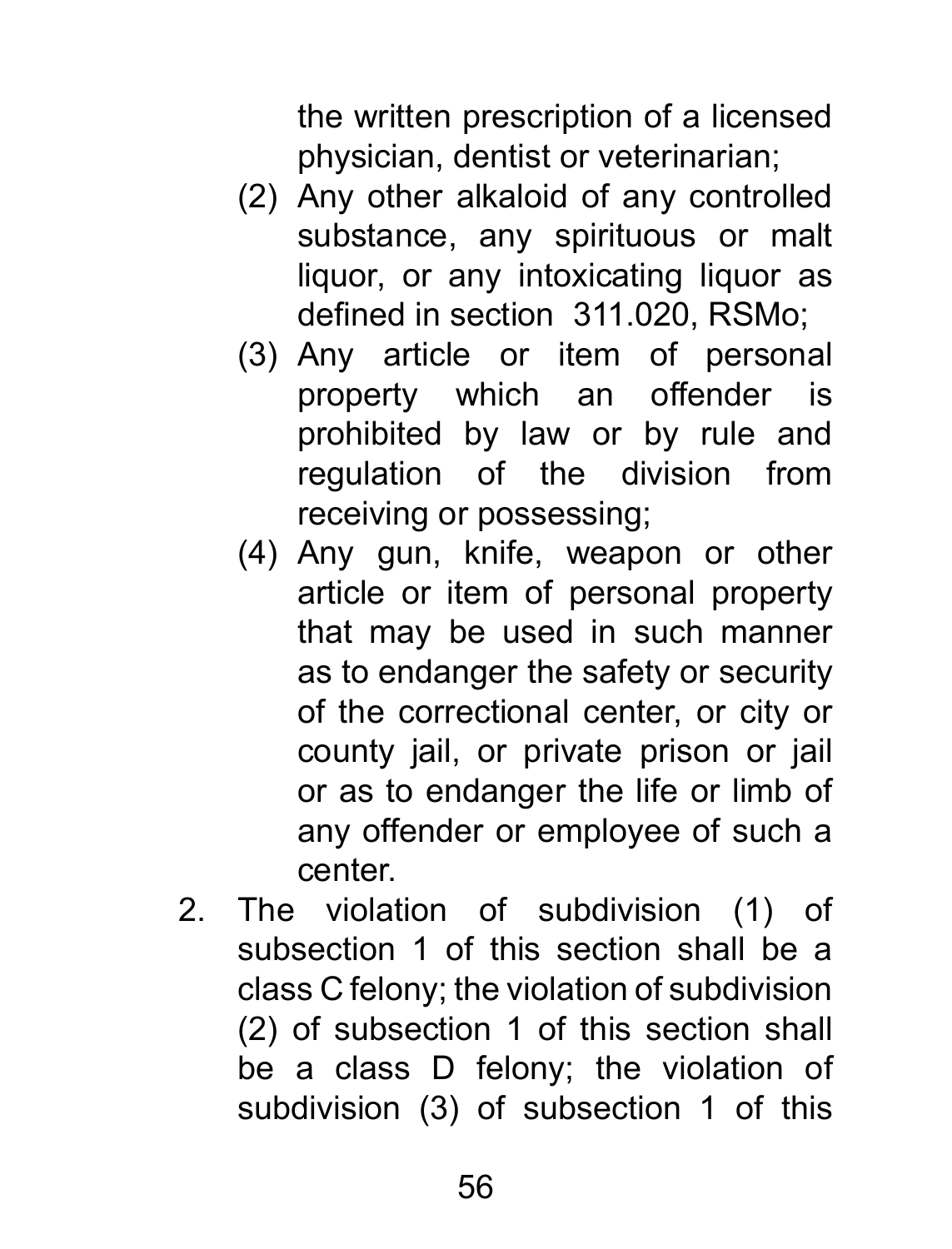the written prescription of a licensed physician, dentist or veterinarian;

(2) Any other alkaloid of any controlled substance, any spirituous or malt liquor, or any intoxicating liquor as defined in section 311.020, RSMo;

(3) Any article or item of personal property which an offender is prohibited by law or by rule and regulation of the division from receiving or possessing;

(4) Any gun, knife, weapon or other article or item of personal property that may be used in such manner as to endanger the safety or security of the correctional center, or city or county jail, or private prison or jail or as to endanger the life or limb of any offender or employee of such a center.

2. The violation of subdivision (1) of subsection 1 of this section shall be a class C felony; the violation of subdivision (2) of subsection 1 of this section shall be a class D felony; the violation of subdivision (3) of subsection 1 of this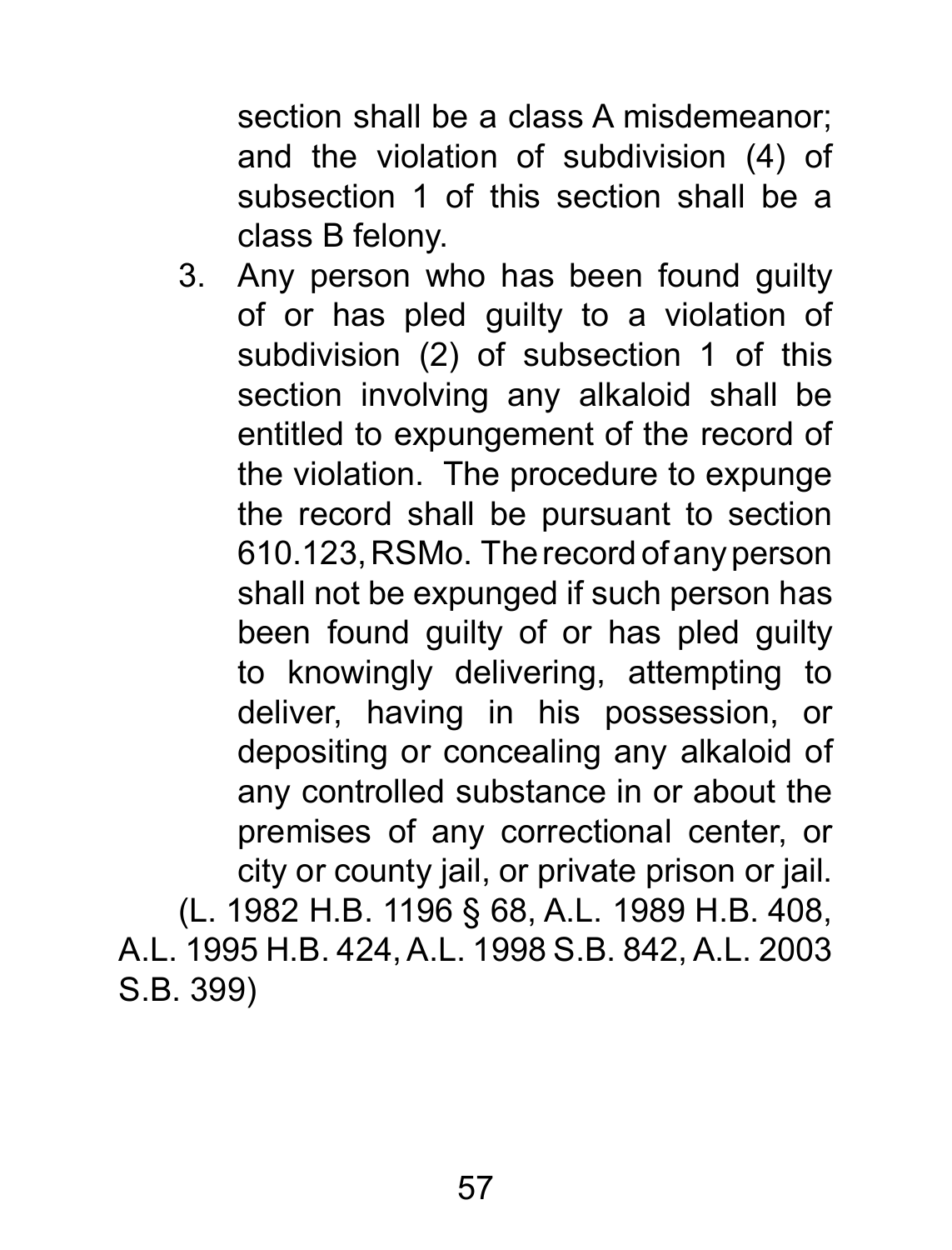section shall be a class A misdemeanor; and the violation of subdivision (4) of subsection 1 of this section shall be a class B felony.

3. Any person who has been found guilty of or has pled guilty to a violation of subdivision (2) of subsection 1 of this section involving any alkaloid shall be entitled to expungement of the record of the violation. The procedure to expunge the record shall be pursuant to section 610.123, RSMo. The record of any person shall not be expunged if such person has been found guilty of or has pled guilty to knowingly delivering, attempting to deliver, having in his possession, or depositing or concealing any alkaloid of any controlled substance in or about the premises of any correctional center, or city or county jail, or private prison or jail.

(L. 1982 H.B. 1196 § 68, A.L. 1989 H.B. 408, A.L. 1995 H.B. 424, A.L. 1998 S.B. 842, A.L. 2003 S.B. 399)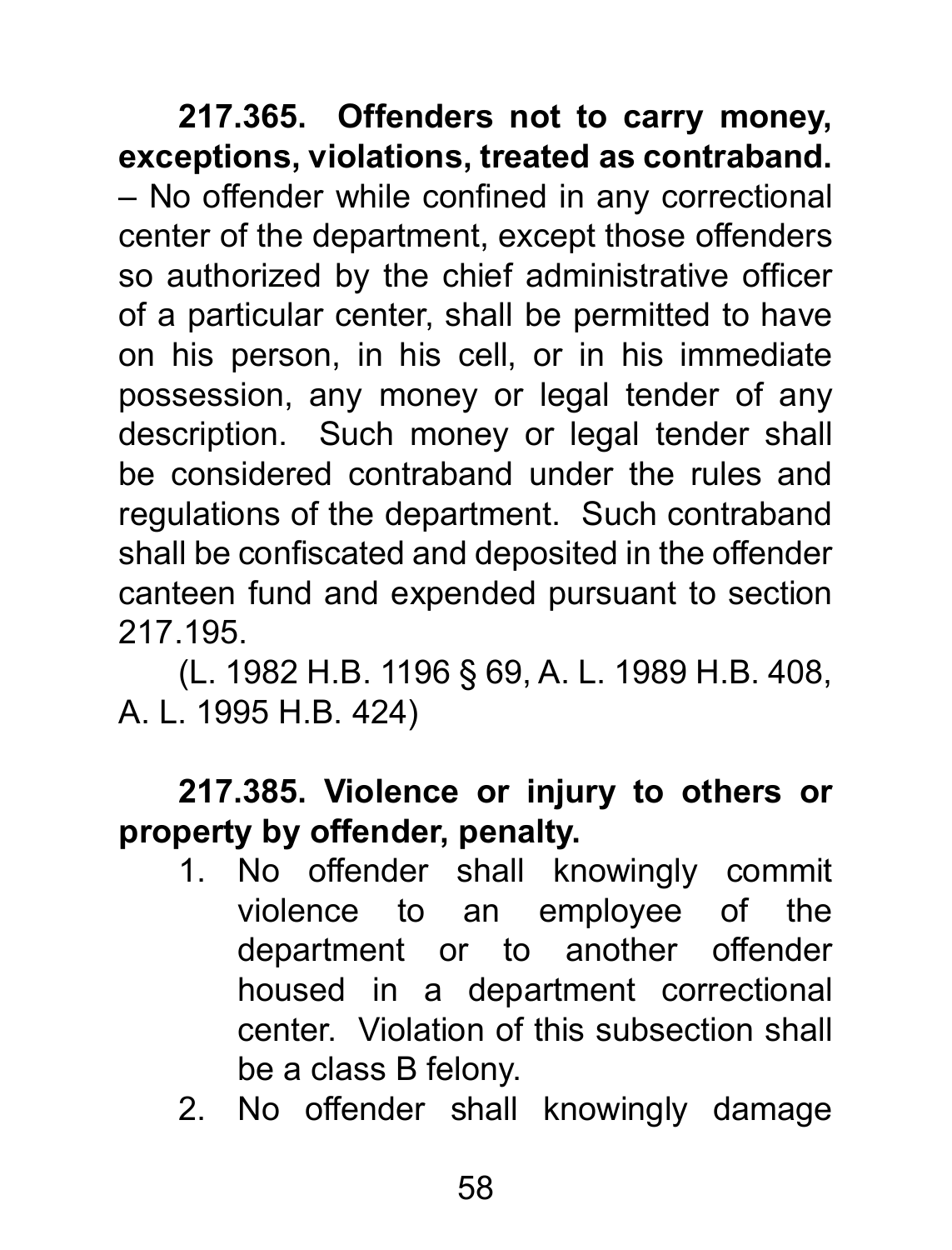**217.365. Offenders not to carry money, exceptions, violations, treated as contraband.** – No offender while confined in any correctional center of the department, except those offenders so authorized by the chief administrative officer of a particular center, shall be permitted to have on his person, in his cell, or in his immediate possession, any money or legal tender of any description. Such money or legal tender shall be considered contraband under the rules and regulations of the department. Such contraband shall be confiscated and deposited in the offender canteen fund and expended pursuant to section 217.195.

(L. 1982 H.B. 1196 § 69, A. L. 1989 H.B. 408, A. L. 1995 H.B. 424)

**217.385. Violence or injury to others or property by offender, penalty.**

1. No offender shall knowingly commit violence to an employee of the department or to another offender housed in a department correctional center. Violation of this subsection shall be a class B felony.
2. No offender shall knowingly damage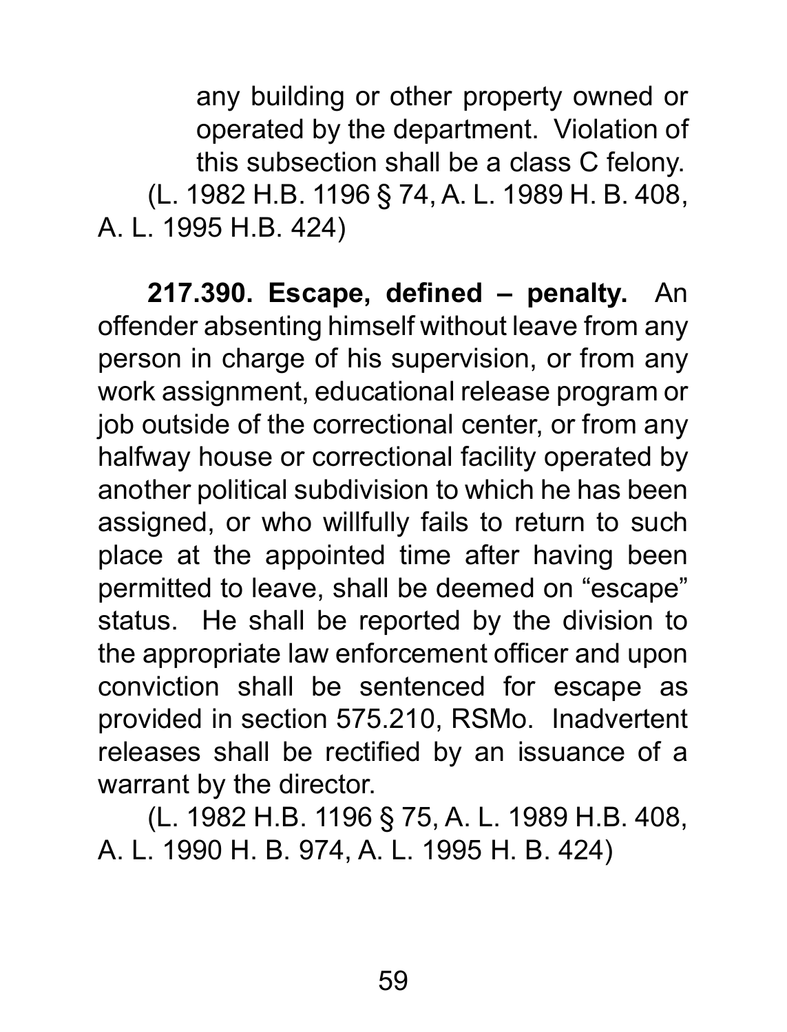any building or other property owned or operated by the department. Violation of this subsection shall be a class C felony.

(L. 1982 H.B. 1196 § 74, A. L. 1989 H. B. 408, A. L. 1995 H.B. 424)

**217.390. Escape, defined – penalty.** An offender absenting himself without leave from any person in charge of his supervision, or from any work assignment, educational release program or job outside of the correctional center, or from any halfway house or correctional facility operated by another political subdivision to which he has been assigned, or who willfully fails to return to such place at the appointed time after having been permitted to leave, shall be deemed on "escape" status. He shall be reported by the division to the appropriate law enforcement officer and upon conviction shall be sentenced for escape as provided in section 575.210, RSMo. Inadvertent releases shall be rectified by an issuance of a warrant by the director.

(L. 1982 H.B. 1196 § 75, A. L. 1989 H.B. 408, A. L. 1990 H. B. 974, A. L. 1995 H. B. 424)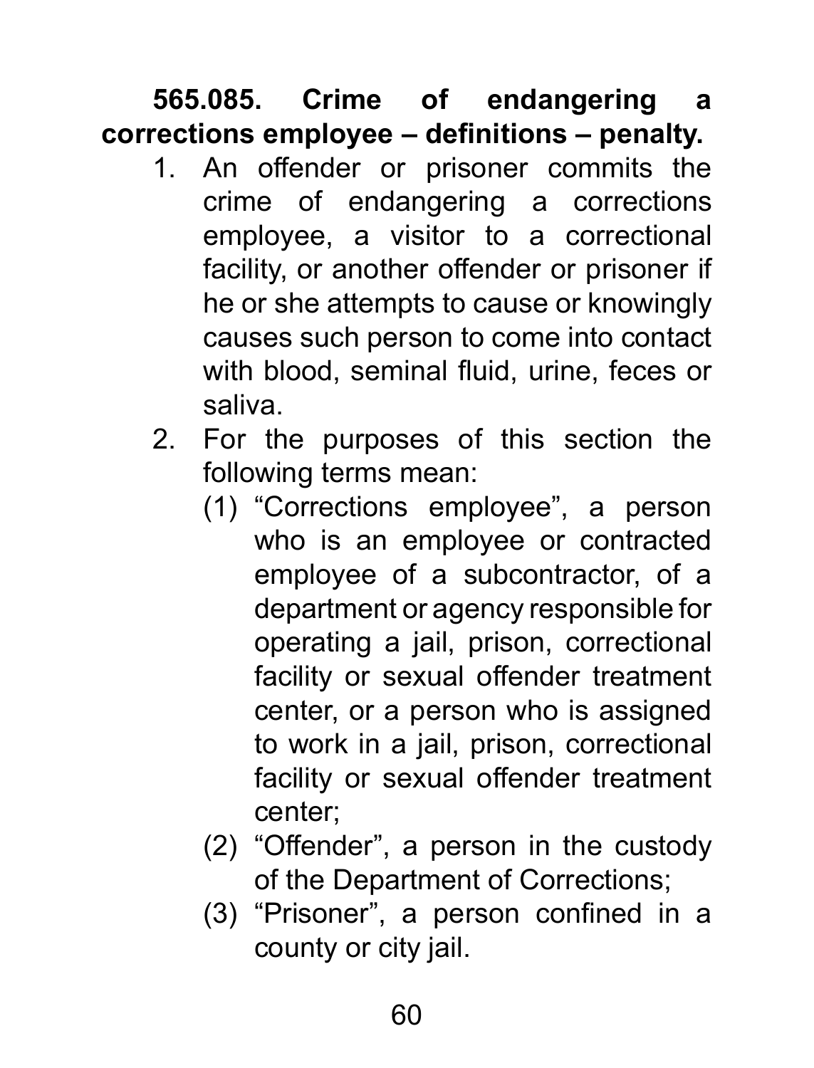**565.085. Crime of endangering a corrections employee – definitions – penalty.**

1. An offender or prisoner commits the crime of endangering a corrections employee, a visitor to a correctional facility, or another offender or prisoner if he or she attempts to cause or knowingly causes such person to come into contact with blood, seminal fluid, urine, feces or saliva.
2. For the purposes of this section the following terms mean:
   (1) "Corrections employee", a person who is an employee or contracted employee of a subcontractor, of a department or agency responsible for operating a jail, prison, correctional facility or sexual offender treatment center, or a person who is assigned to work in a jail, prison, correctional facility or sexual offender treatment center;
   (2) "Offender", a person in the custody of the Department of Corrections;
   (3) "Prisoner", a person confined in a county or city jail.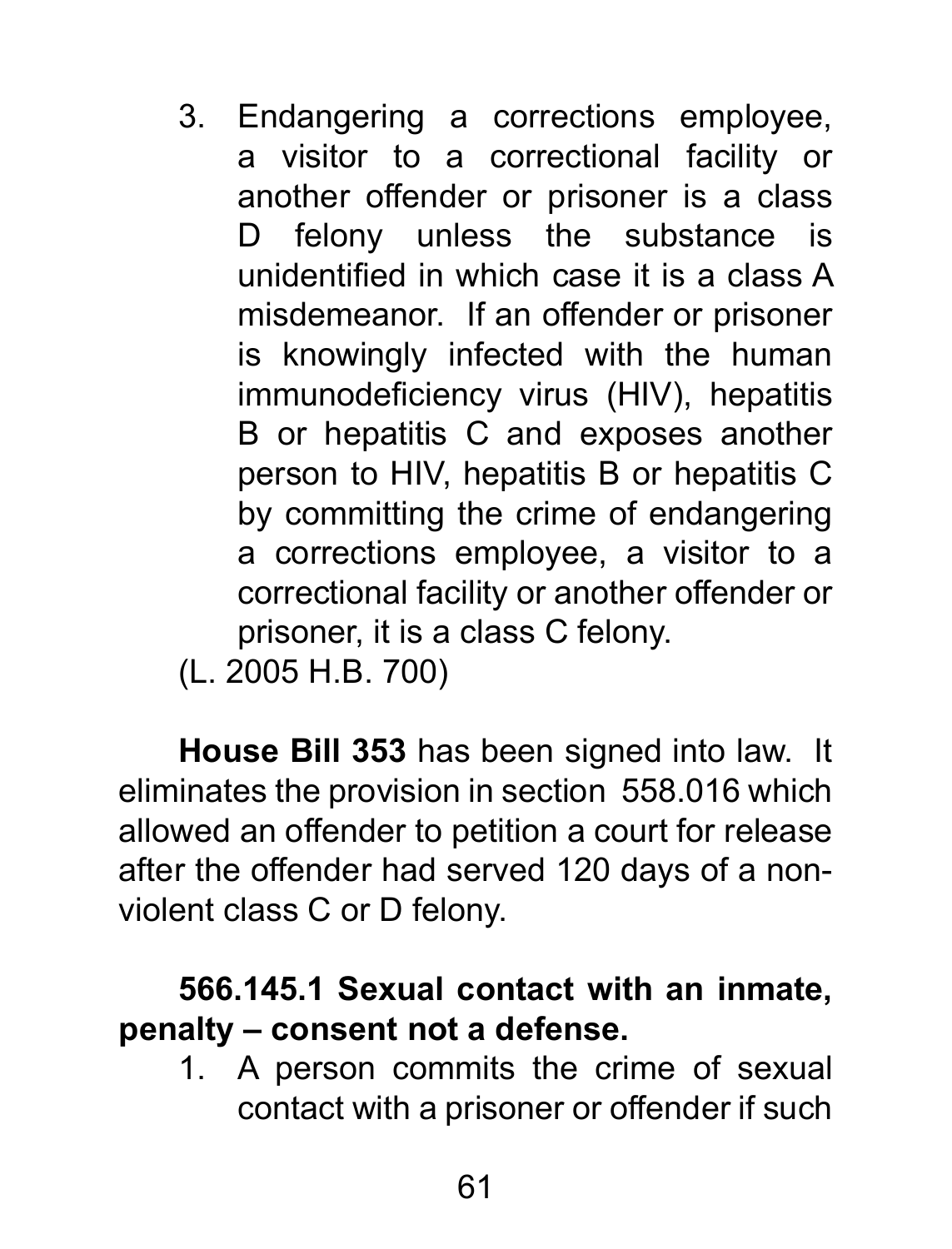3. Endangering a corrections employee, a visitor to a correctional facility or another offender or prisoner is a class D felony unless the substance is unidentified in which case it is a class A misdemeanor. If an offender or prisoner is knowingly infected with the human immunodeficiency virus (HIV), hepatitis B or hepatitis C and exposes another person to HIV, hepatitis B or hepatitis C by committing the crime of endangering a corrections employee, a visitor to a correctional facility or another offender or prisoner, it is a class C felony.

(L. 2005 H.B. 700)

**House Bill 353** has been signed into law. It eliminates the provision in section 558.016 which allowed an offender to petition a court for release after the offender had served 120 days of a non-violent class C or D felony.

**566.145.1 Sexual contact with an inmate, penalty – consent not a defense.**

1. A person commits the crime of sexual contact with a prisoner or offender if such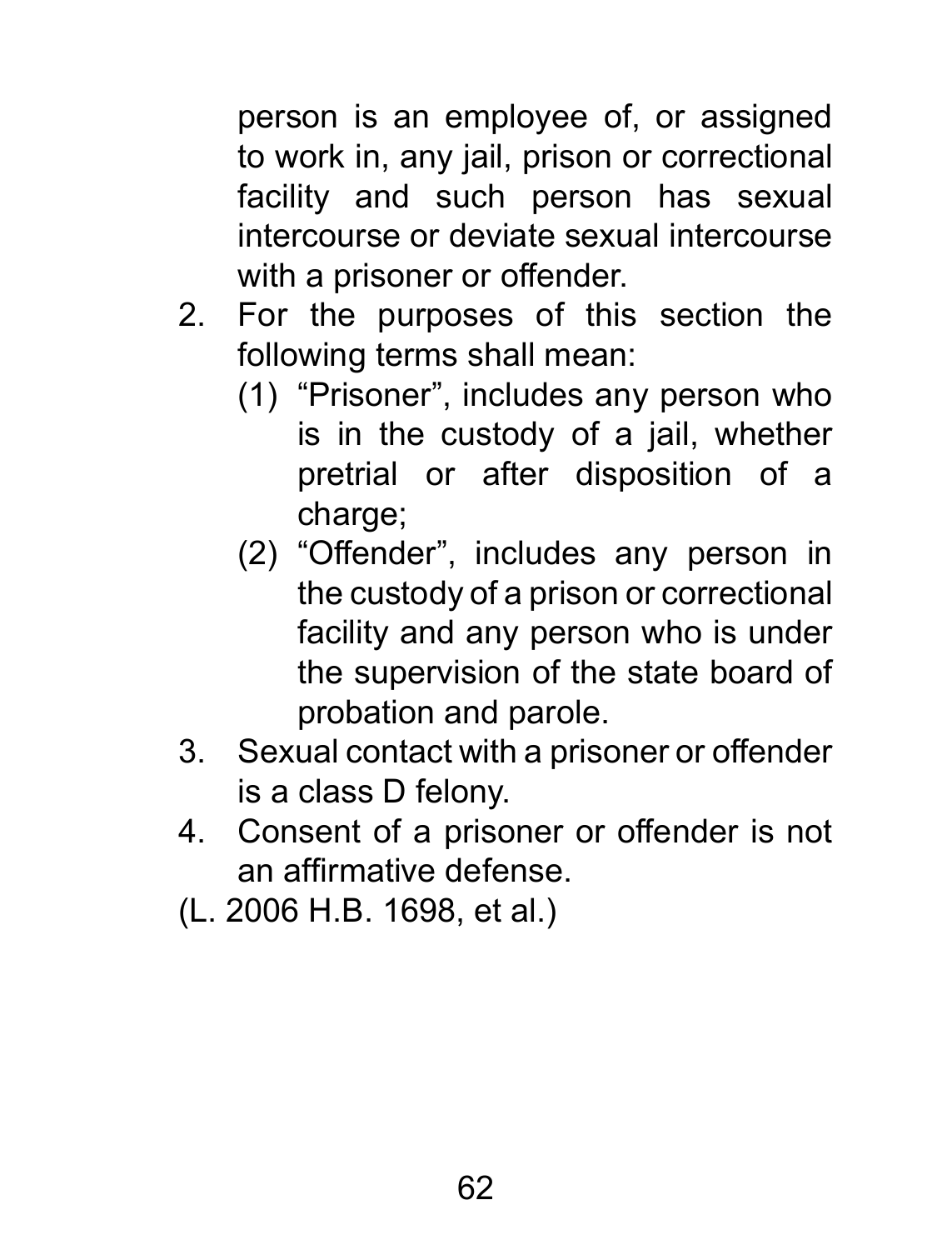person is an employee of, or assigned to work in, any jail, prison or correctional facility and such person has sexual intercourse or deviate sexual intercourse with a prisoner or offender.

2. For the purposes of this section the following terms shall mean:
   (1) "Prisoner", includes any person who is in the custody of a jail, whether pretrial or after disposition of a charge;
   (2) "Offender", includes any person in the custody of a prison or correctional facility and any person who is under the supervision of the state board of probation and parole.
3. Sexual contact with a prisoner or offender is a class D felony.
4. Consent of a prisoner or offender is not an affirmative defense.

(L. 2006 H.B. 1698, et al.)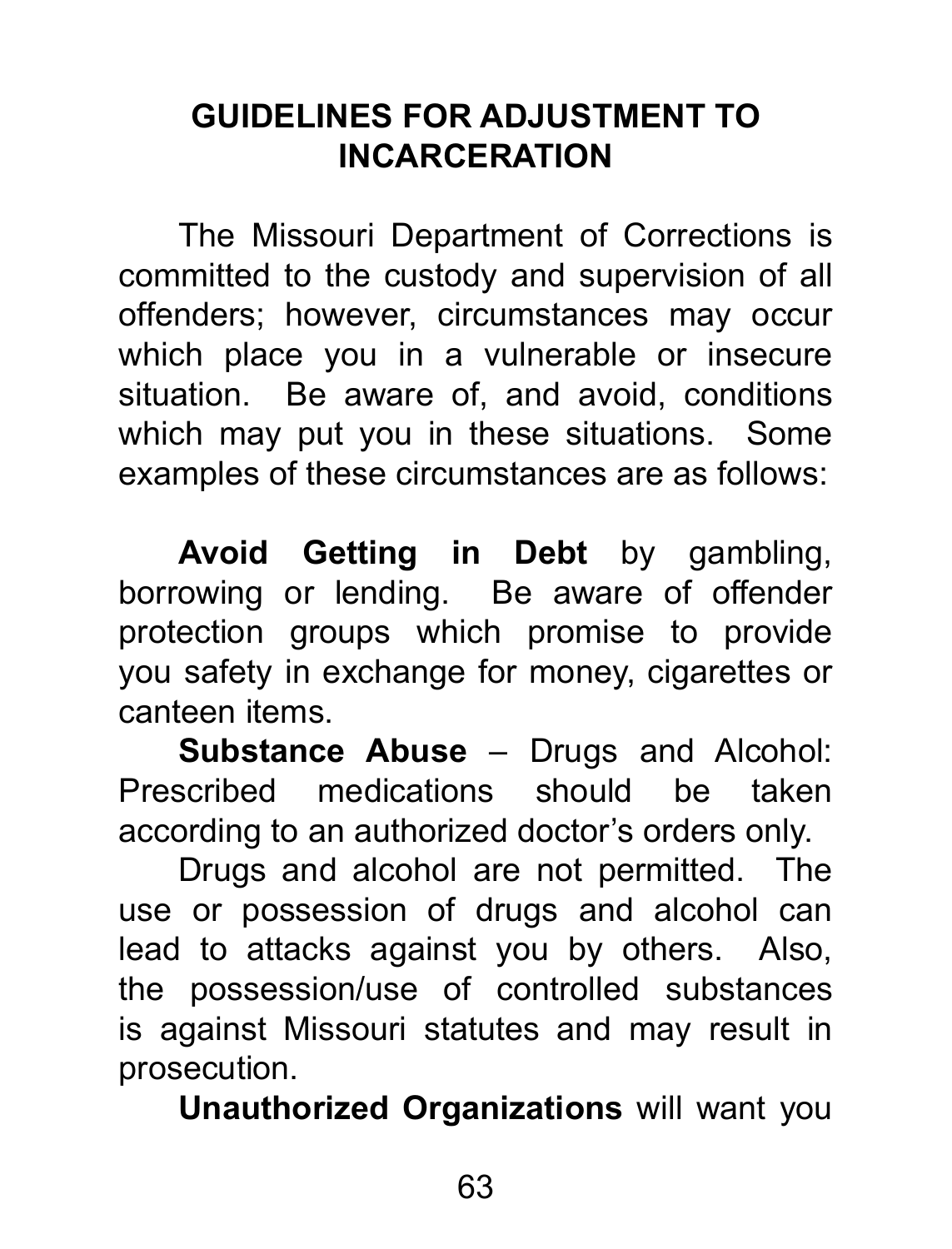## GUIDELINES FOR ADJUSTMENT TO INCARCERATION

The Missouri Department of Corrections is committed to the custody and supervision of all offenders; however, circumstances may occur which place you in a vulnerable or insecure situation. Be aware of, and avoid, conditions which may put you in these situations. Some examples of these circumstances are as follows:

**Avoid Getting in Debt** by gambling, borrowing or lending. Be aware of offender protection groups which promise to provide you safety in exchange for money, cigarettes or canteen items.

**Substance Abuse** – Drugs and Alcohol: Prescribed medications should be taken according to an authorized doctor's orders only.

Drugs and alcohol are not permitted. The use or possession of drugs and alcohol can lead to attacks against you by others. Also, the possession/use of controlled substances is against Missouri statutes and may result in prosecution.

**Unauthorized Organizations** will want you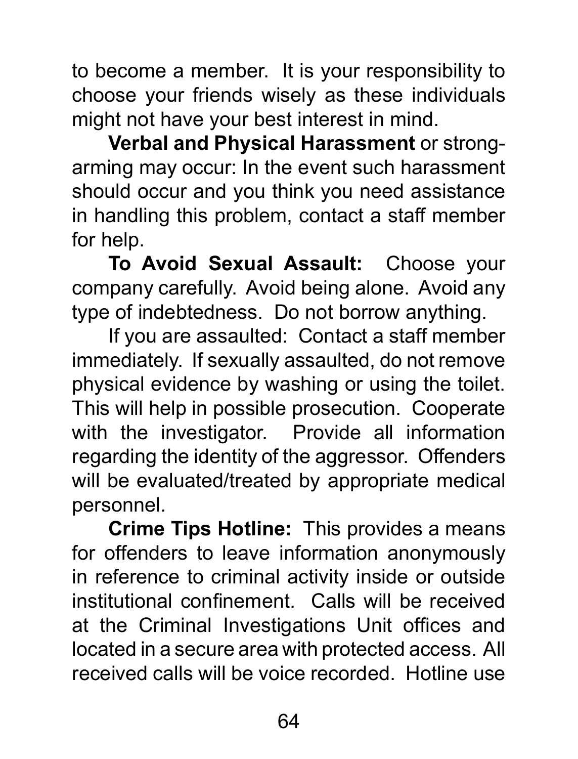to become a member. It is your responsibility to choose your friends wisely as these individuals might not have your best interest in mind.

**Verbal and Physical Harassment** or strong-arming may occur: In the event such harassment should occur and you think you need assistance in handling this problem, contact a staff member for help.

**To Avoid Sexual Assault:** Choose your company carefully. Avoid being alone. Avoid any type of indebtedness. Do not borrow anything.

If you are assaulted: Contact a staff member immediately. If sexually assaulted, do not remove physical evidence by washing or using the toilet. This will help in possible prosecution. Cooperate with the investigator. Provide all information regarding the identity of the aggressor. Offenders will be evaluated/treated by appropriate medical personnel.

**Crime Tips Hotline:** This provides a means for offenders to leave information anonymously in reference to criminal activity inside or outside institutional confinement. Calls will be received at the Criminal Investigations Unit offices and located in a secure area with protected access. All received calls will be voice recorded. Hotline use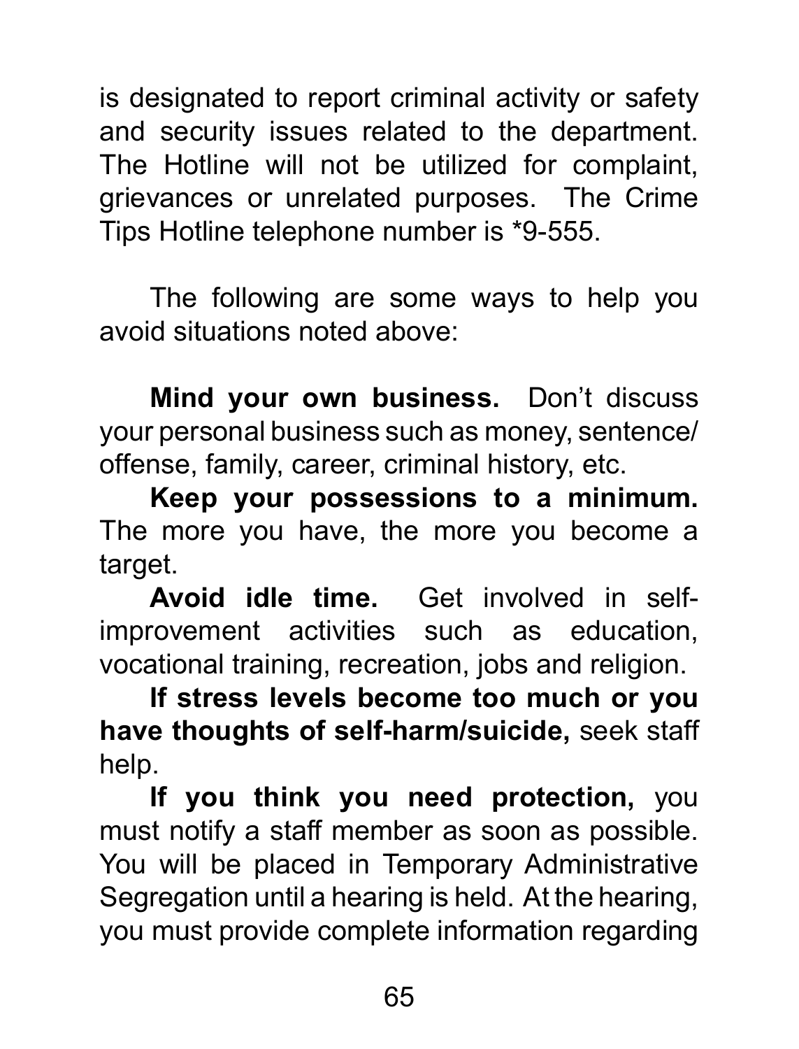is designated to report criminal activity or safety and security issues related to the department. The Hotline will not be utilized for complaint, grievances or unrelated purposes. The Crime Tips Hotline telephone number is *9-555.

The following are some ways to help you avoid situations noted above:

**Mind your own business.** Don't discuss your personal business such as money, sentence/offense, family, career, criminal history, etc.

**Keep your possessions to a minimum.** The more you have, the more you become a target.

**Avoid idle time.** Get involved in self-improvement activities such as education, vocational training, recreation, jobs and religion.

**If stress levels become too much or you have thoughts of self-harm/suicide,** seek staff help.

**If you think you need protection,** you must notify a staff member as soon as possible. You will be placed in Temporary Administrative Segregation until a hearing is held. At the hearing, you must provide complete information regarding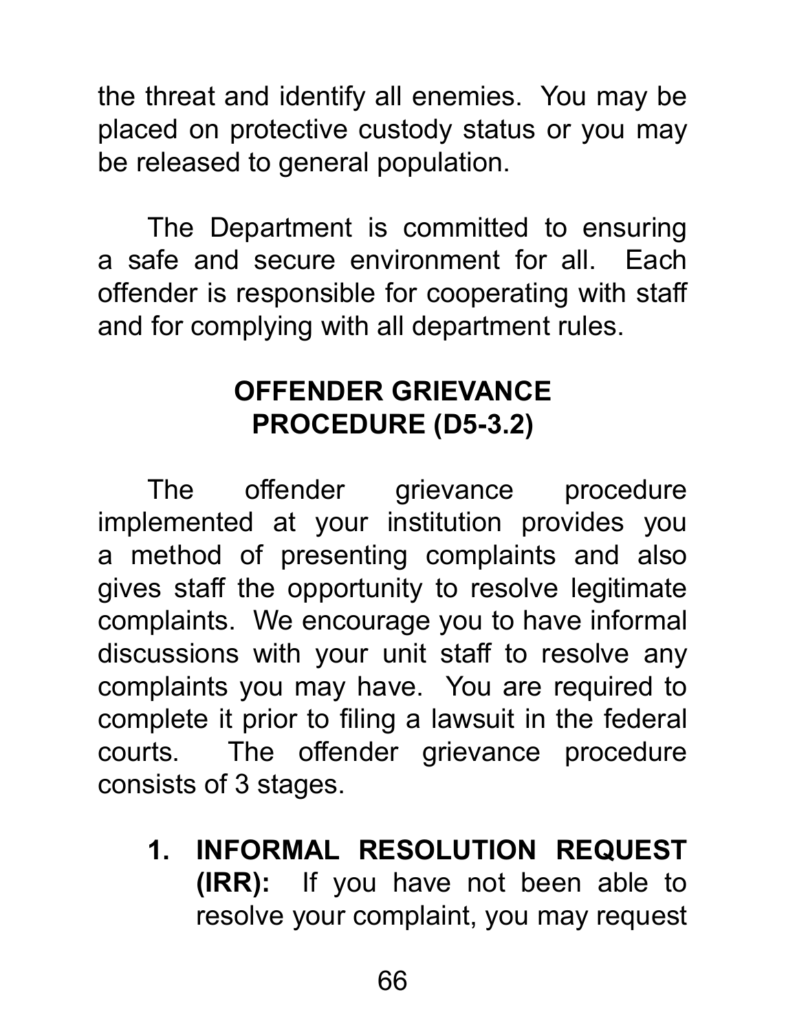the threat and identify all enemies. You may be placed on protective custody status or you may be released to general population.

The Department is committed to ensuring a safe and secure environment for all. Each offender is responsible for cooperating with staff and for complying with all department rules.

## OFFENDER GRIEVANCE PROCEDURE (D5-3.2)

The offender grievance procedure implemented at your institution provides you a method of presenting complaints and also gives staff the opportunity to resolve legitimate complaints. We encourage you to have informal discussions with your unit staff to resolve any complaints you may have. You are required to complete it prior to filing a lawsuit in the federal courts. The offender grievance procedure consists of 3 stages.

1. **INFORMAL RESOLUTION REQUEST (IRR):** If you have not been able to resolve your complaint, you may request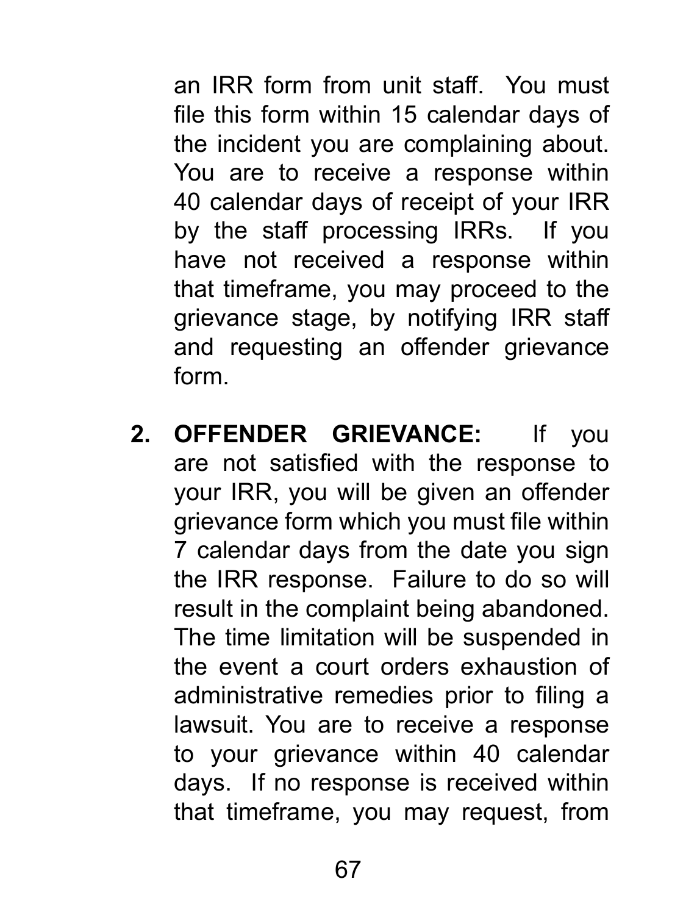an IRR form from unit staff. You must file this form within 15 calendar days of the incident you are complaining about. You are to receive a response within 40 calendar days of receipt of your IRR by the staff processing IRRs. If you have not received a response within that timeframe, you may proceed to the grievance stage, by notifying IRR staff and requesting an offender grievance form.

2. **OFFENDER GRIEVANCE:** If you are not satisfied with the response to your IRR, you will be given an offender grievance form which you must file within 7 calendar days from the date you sign the IRR response. Failure to do so will result in the complaint being abandoned. The time limitation will be suspended in the event a court orders exhaustion of administrative remedies prior to filing a lawsuit. You are to receive a response to your grievance within 40 calendar days. If no response is received within that timeframe, you may request, from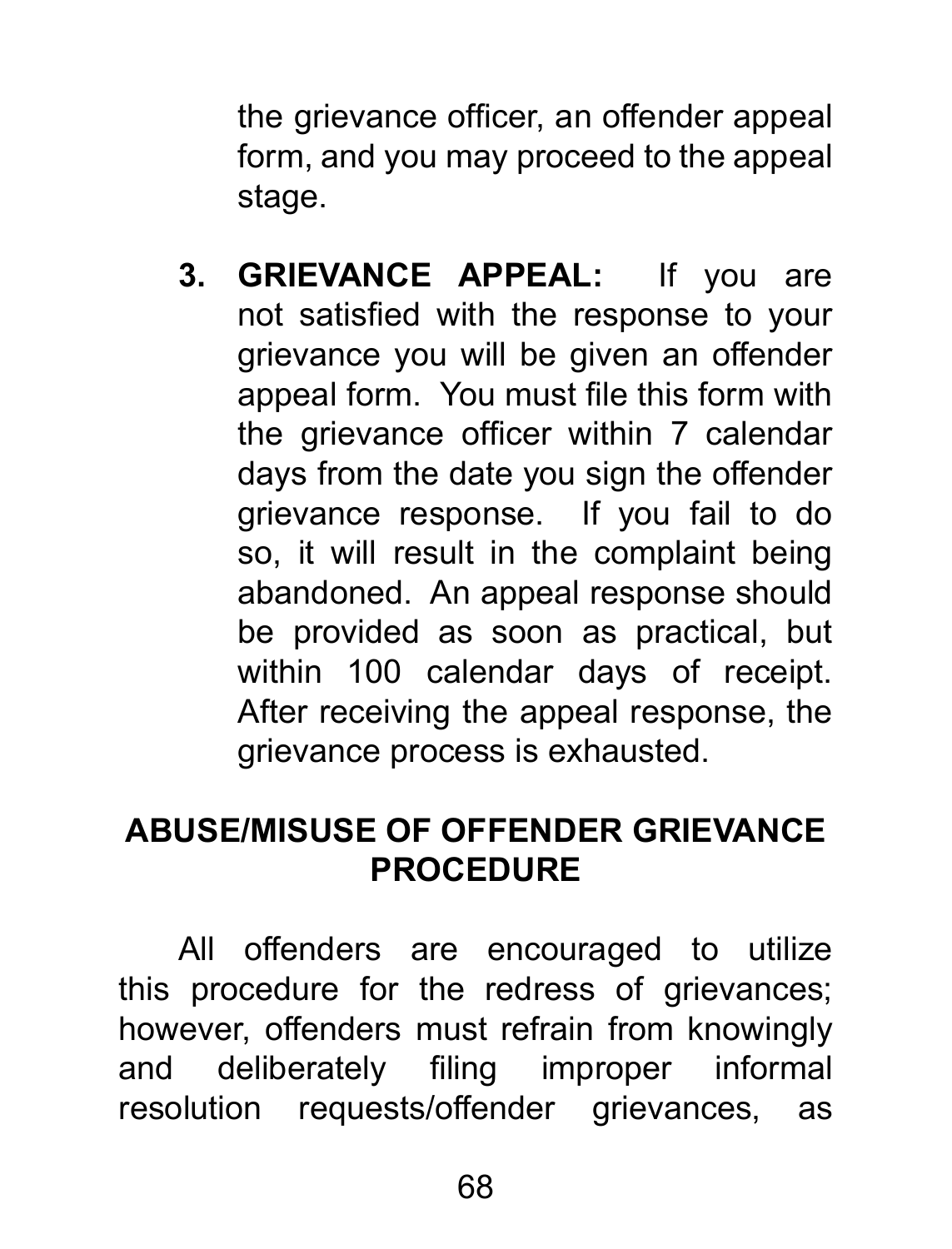the grievance officer, an offender appeal form, and you may proceed to the appeal stage.

3. **GRIEVANCE APPEAL:** If you are not satisfied with the response to your grievance you will be given an offender appeal form. You must file this form with the grievance officer within 7 calendar days from the date you sign the offender grievance response. If you fail to do so, it will result in the complaint being abandoned. An appeal response should be provided as soon as practical, but within 100 calendar days of receipt. After receiving the appeal response, the grievance process is exhausted.

## ABUSE/MISUSE OF OFFENDER GRIEVANCE PROCEDURE

All offenders are encouraged to utilize this procedure for the redress of grievances; however, offenders must refrain from knowingly and deliberately filing improper informal resolution requests/offender grievances, as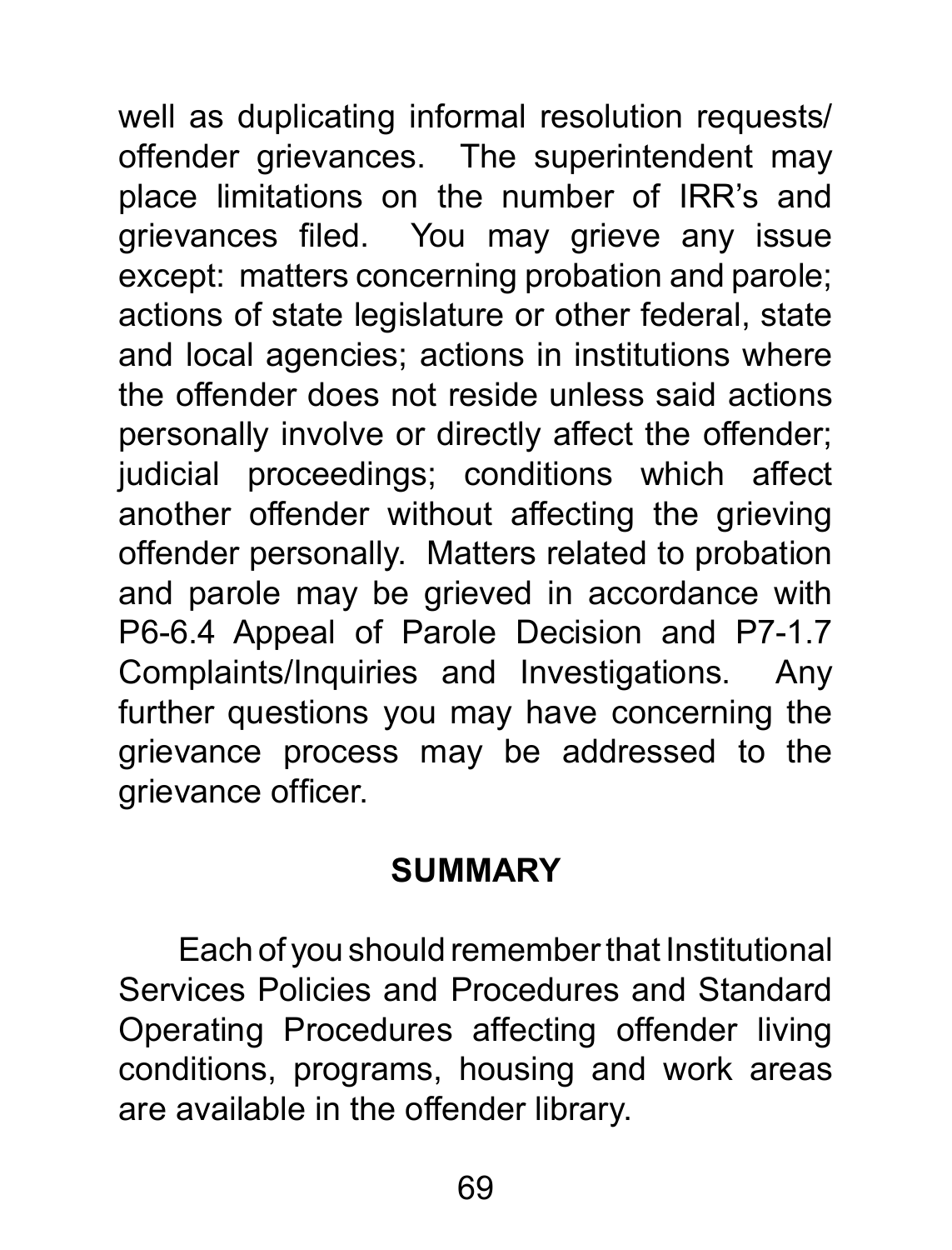well as duplicating informal resolution requests/ offender grievances. The superintendent may place limitations on the number of IRR's and grievances filed. You may grieve any issue except: matters concerning probation and parole; actions of state legislature or other federal, state and local agencies; actions in institutions where the offender does not reside unless said actions personally involve or directly affect the offender; judicial proceedings; conditions which affect another offender without affecting the grieving offender personally. Matters related to probation and parole may be grieved in accordance with P6-6.4 Appeal of Parole Decision and P7-1.7 Complaints/Inquiries and Investigations. Any further questions you may have concerning the grievance process may be addressed to the grievance officer.

## SUMMARY

Each of you should remember that Institutional Services Policies and Procedures and Standard Operating Procedures affecting offender living conditions, programs, housing and work areas are available in the offender library.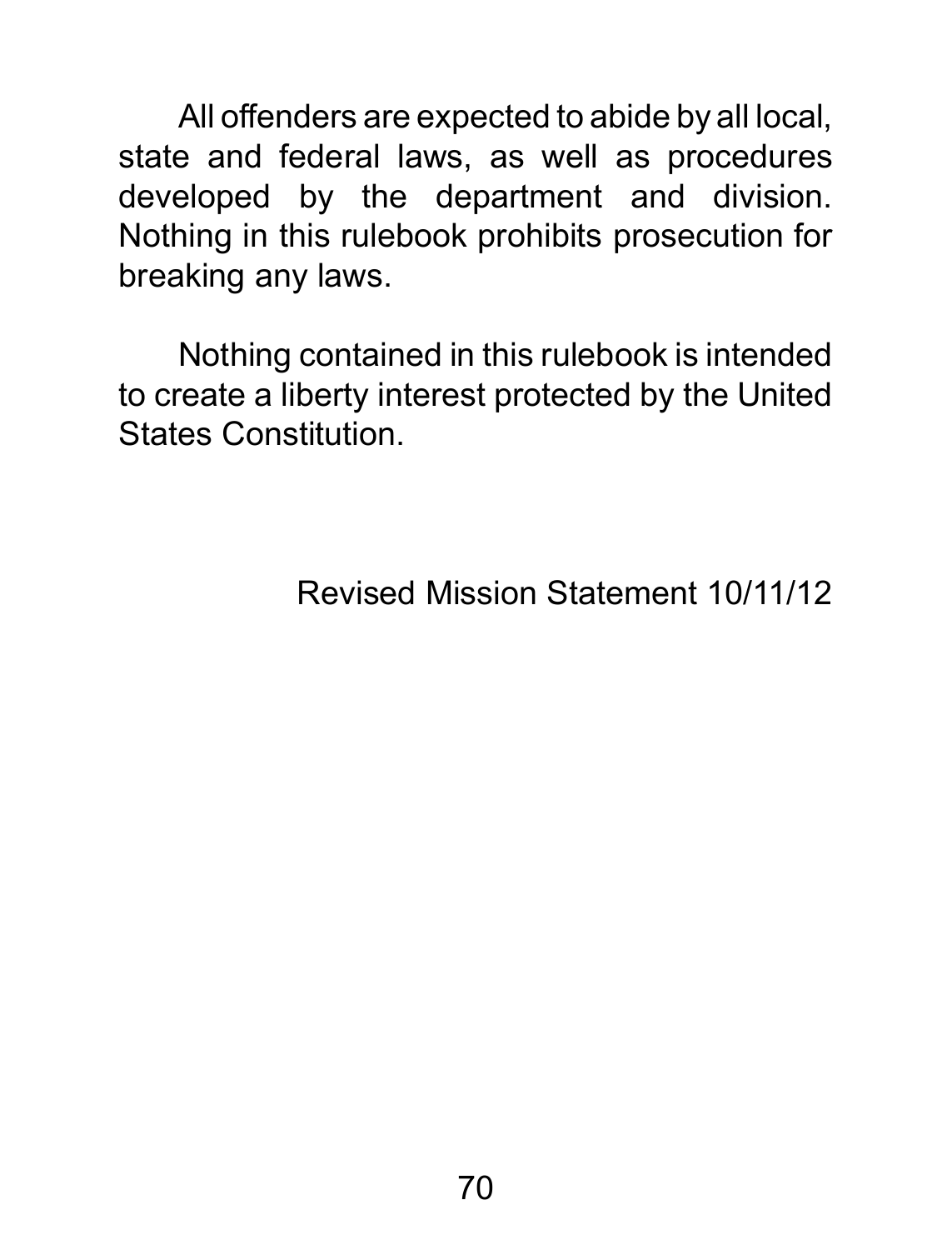All offenders are expected to abide by all local, state and federal laws, as well as procedures developed by the department and division. Nothing in this rulebook prohibits prosecution for breaking any laws.

Nothing contained in this rulebook is intended to create a liberty interest protected by the United States Constitution.

Revised Mission Statement 10/11/12